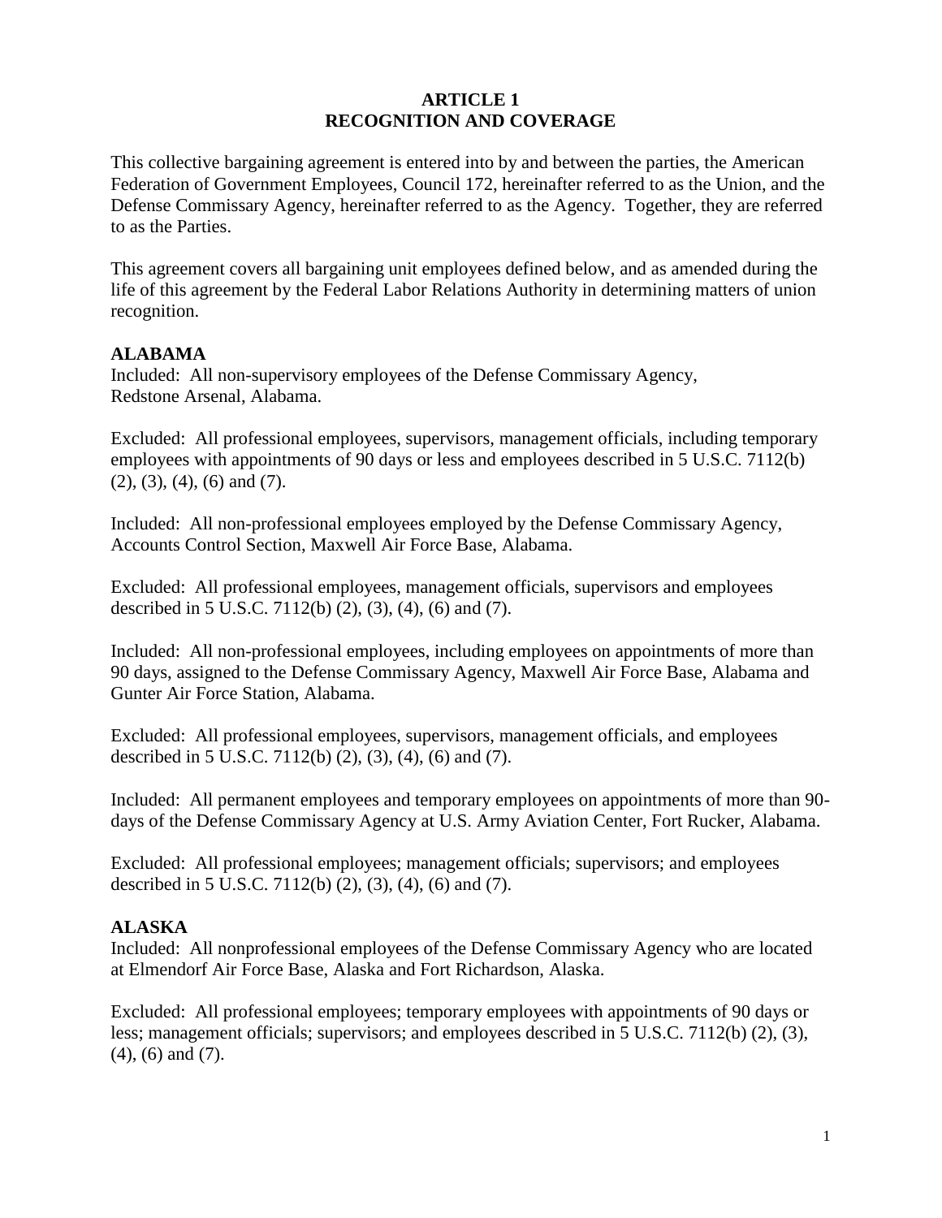# ARTICLE 1
# RECOGNITION AND COVERAGE

This collective bargaining agreement is entered into by and between the parties, the American Federation of Government Employees, Council 172, hereinafter referred to as the Union, and the Defense Commissary Agency, hereinafter referred to as the Agency. Together, they are referred to as the Parties.

This agreement covers all bargaining unit employees defined below, and as amended during the life of this agreement by the Federal Labor Relations Authority in determining matters of union recognition.

**ALABAMA**

Included: All non-supervisory employees of the Defense Commissary Agency, Redstone Arsenal, Alabama.

Excluded: All professional employees, supervisors, management officials, including temporary employees with appointments of 90 days or less and employees described in 5 U.S.C. 7112(b) (2), (3), (4), (6) and (7).

Included: All non-professional employees employed by the Defense Commissary Agency, Accounts Control Section, Maxwell Air Force Base, Alabama.

Excluded: All professional employees, management officials, supervisors and employees described in 5 U.S.C. 7112(b) (2), (3), (4), (6) and (7).

Included: All non-professional employees, including employees on appointments of more than 90 days, assigned to the Defense Commissary Agency, Maxwell Air Force Base, Alabama and Gunter Air Force Station, Alabama.

Excluded: All professional employees, supervisors, management officials, and employees described in 5 U.S.C. 7112(b) (2), (3), (4), (6) and (7).

Included: All permanent employees and temporary employees on appointments of more than 90-days of the Defense Commissary Agency at U.S. Army Aviation Center, Fort Rucker, Alabama.

Excluded: All professional employees; management officials; supervisors; and employees described in 5 U.S.C. 7112(b) (2), (3), (4), (6) and (7).

**ALASKA**

Included: All nonprofessional employees of the Defense Commissary Agency who are located at Elmendorf Air Force Base, Alaska and Fort Richardson, Alaska.

Excluded: All professional employees; temporary employees with appointments of 90 days or less; management officials; supervisors; and employees described in 5 U.S.C. 7112(b) (2), (3), (4), (6) and (7).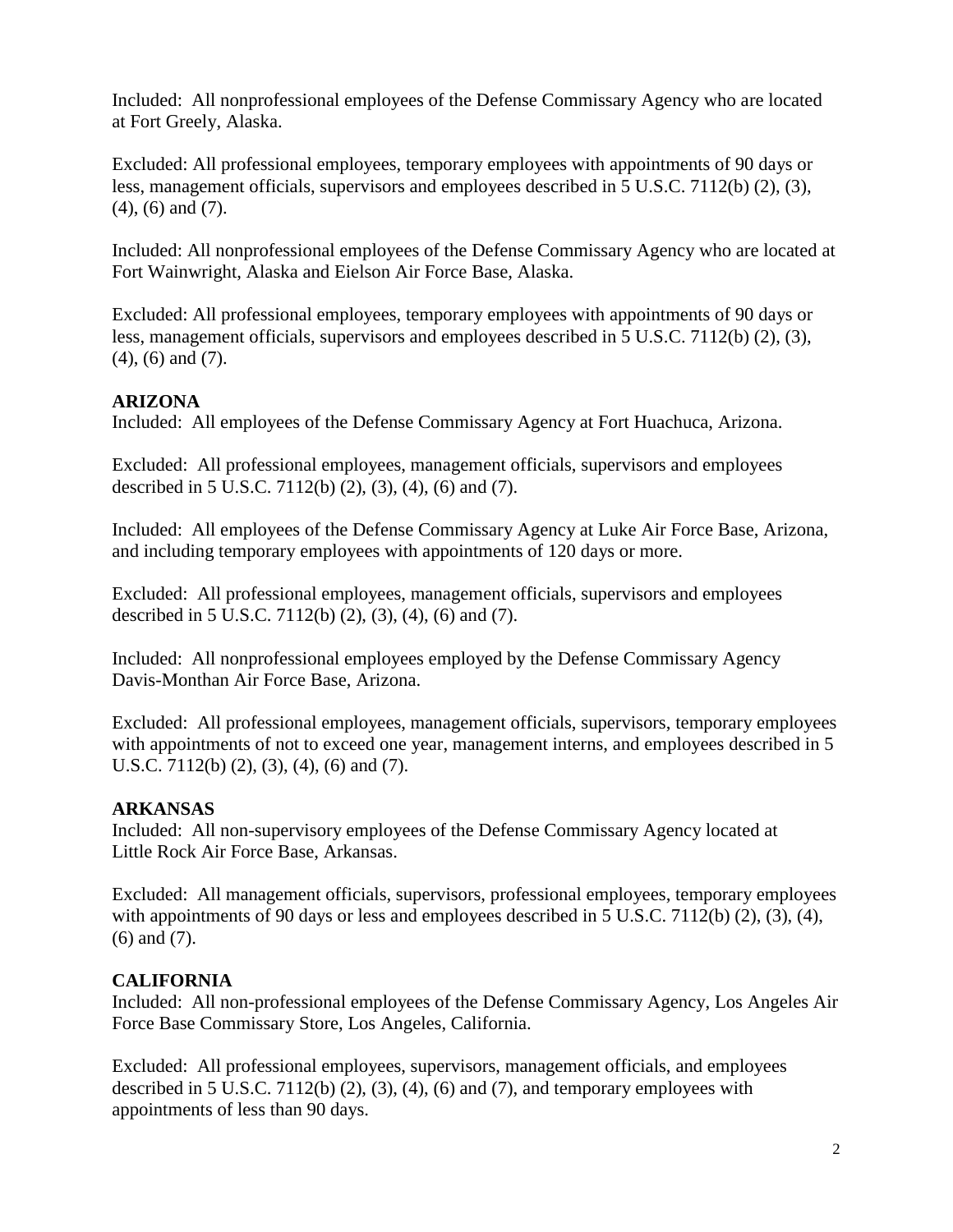Included: All nonprofessional employees of the Defense Commissary Agency who are located at Fort Greely, Alaska.

Excluded: All professional employees, temporary employees with appointments of 90 days or less, management officials, supervisors and employees described in 5 U.S.C. 7112(b) (2), (3), (4), (6) and (7).

Included: All nonprofessional employees of the Defense Commissary Agency who are located at Fort Wainwright, Alaska and Eielson Air Force Base, Alaska.

Excluded: All professional employees, temporary employees with appointments of 90 days or less, management officials, supervisors and employees described in 5 U.S.C. 7112(b) (2), (3), (4), (6) and (7).

**ARIZONA**

Included: All employees of the Defense Commissary Agency at Fort Huachuca, Arizona.

Excluded: All professional employees, management officials, supervisors and employees described in 5 U.S.C. 7112(b) (2), (3), (4), (6) and (7).

Included: All employees of the Defense Commissary Agency at Luke Air Force Base, Arizona, and including temporary employees with appointments of 120 days or more.

Excluded: All professional employees, management officials, supervisors and employees described in 5 U.S.C. 7112(b) (2), (3), (4), (6) and (7).

Included: All nonprofessional employees employed by the Defense Commissary Agency Davis-Monthan Air Force Base, Arizona.

Excluded: All professional employees, management officials, supervisors, temporary employees with appointments of not to exceed one year, management interns, and employees described in 5 U.S.C. 7112(b) (2), (3), (4), (6) and (7).

**ARKANSAS**

Included: All non-supervisory employees of the Defense Commissary Agency located at Little Rock Air Force Base, Arkansas.

Excluded: All management officials, supervisors, professional employees, temporary employees with appointments of 90 days or less and employees described in 5 U.S.C. 7112(b) (2), (3), (4), (6) and (7).

**CALIFORNIA**

Included: All non-professional employees of the Defense Commissary Agency, Los Angeles Air Force Base Commissary Store, Los Angeles, California.

Excluded: All professional employees, supervisors, management officials, and employees described in 5 U.S.C. 7112(b) (2), (3), (4), (6) and (7), and temporary employees with appointments of less than 90 days.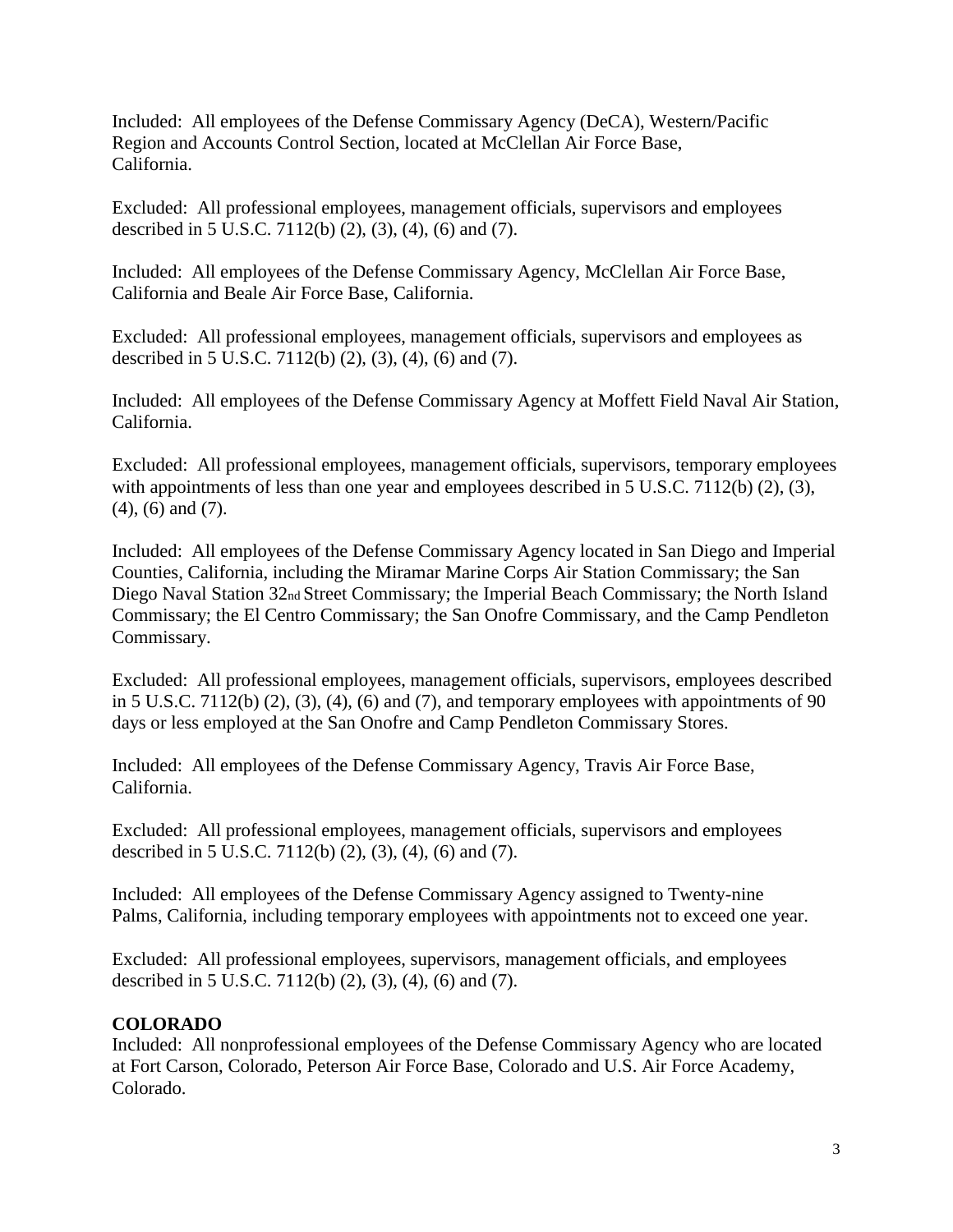Included: All employees of the Defense Commissary Agency (DeCA), Western/Pacific Region and Accounts Control Section, located at McClellan Air Force Base, California.

Excluded: All professional employees, management officials, supervisors and employees described in 5 U.S.C. 7112(b) (2), (3), (4), (6) and (7).

Included: All employees of the Defense Commissary Agency, McClellan Air Force Base, California and Beale Air Force Base, California.

Excluded: All professional employees, management officials, supervisors and employees as described in 5 U.S.C. 7112(b) (2), (3), (4), (6) and (7).

Included: All employees of the Defense Commissary Agency at Moffett Field Naval Air Station, California.

Excluded: All professional employees, management officials, supervisors, temporary employees with appointments of less than one year and employees described in 5 U.S.C. 7112(b) (2), (3), (4), (6) and (7).

Included: All employees of the Defense Commissary Agency located in San Diego and Imperial Counties, California, including the Miramar Marine Corps Air Station Commissary; the San Diego Naval Station 32nd Street Commissary; the Imperial Beach Commissary; the North Island Commissary; the El Centro Commissary; the San Onofre Commissary, and the Camp Pendleton Commissary.

Excluded: All professional employees, management officials, supervisors, employees described in 5 U.S.C. 7112(b) (2), (3), (4), (6) and (7), and temporary employees with appointments of 90 days or less employed at the San Onofre and Camp Pendleton Commissary Stores.

Included: All employees of the Defense Commissary Agency, Travis Air Force Base, California.

Excluded: All professional employees, management officials, supervisors and employees described in 5 U.S.C. 7112(b) (2), (3), (4), (6) and (7).

Included: All employees of the Defense Commissary Agency assigned to Twenty-nine Palms, California, including temporary employees with appointments not to exceed one year.

Excluded: All professional employees, supervisors, management officials, and employees described in 5 U.S.C. 7112(b) (2), (3), (4), (6) and (7).

**COLORADO**

Included: All nonprofessional employees of the Defense Commissary Agency who are located at Fort Carson, Colorado, Peterson Air Force Base, Colorado and U.S. Air Force Academy, Colorado.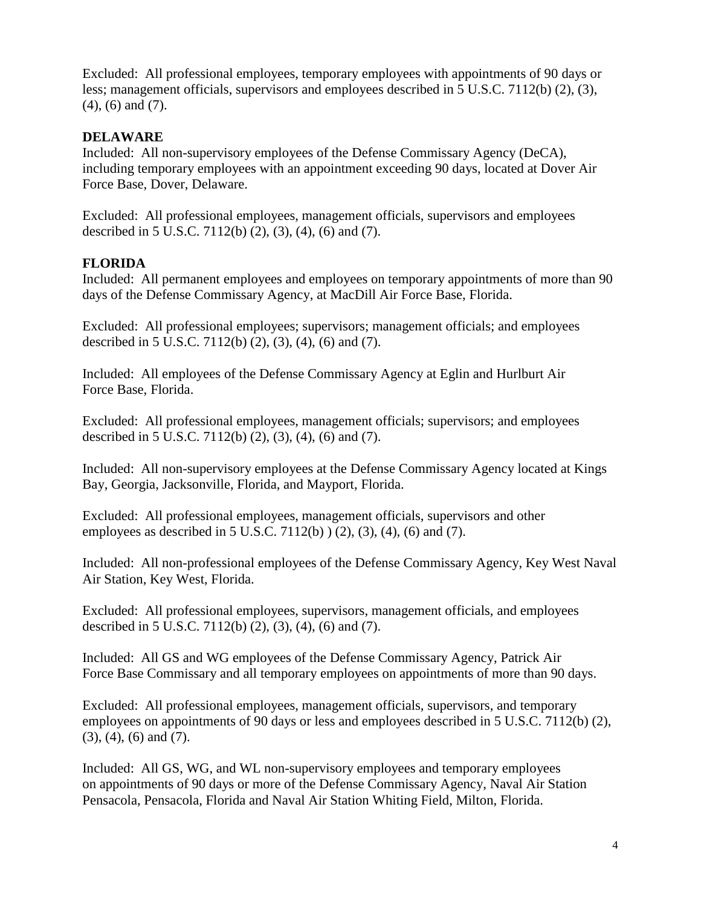Excluded: All professional employees, temporary employees with appointments of 90 days or less; management officials, supervisors and employees described in 5 U.S.C. 7112(b) (2), (3), (4), (6) and (7).

**DELAWARE**

Included: All non-supervisory employees of the Defense Commissary Agency (DeCA), including temporary employees with an appointment exceeding 90 days, located at Dover Air Force Base, Dover, Delaware.

Excluded: All professional employees, management officials, supervisors and employees described in 5 U.S.C. 7112(b) (2), (3), (4), (6) and (7).

**FLORIDA**

Included: All permanent employees and employees on temporary appointments of more than 90 days of the Defense Commissary Agency, at MacDill Air Force Base, Florida.

Excluded: All professional employees; supervisors; management officials; and employees described in 5 U.S.C. 7112(b) (2), (3), (4), (6) and (7).

Included: All employees of the Defense Commissary Agency at Eglin and Hurlburt Air Force Base, Florida.

Excluded: All professional employees, management officials; supervisors; and employees described in 5 U.S.C. 7112(b) (2), (3), (4), (6) and (7).

Included: All non-supervisory employees at the Defense Commissary Agency located at Kings Bay, Georgia, Jacksonville, Florida, and Mayport, Florida.

Excluded: All professional employees, management officials, supervisors and other employees as described in 5 U.S.C. 7112(b) ) (2), (3), (4), (6) and (7).

Included: All non-professional employees of the Defense Commissary Agency, Key West Naval Air Station, Key West, Florida.

Excluded: All professional employees, supervisors, management officials, and employees described in 5 U.S.C. 7112(b) (2), (3), (4), (6) and (7).

Included: All GS and WG employees of the Defense Commissary Agency, Patrick Air Force Base Commissary and all temporary employees on appointments of more than 90 days.

Excluded: All professional employees, management officials, supervisors, and temporary employees on appointments of 90 days or less and employees described in 5 U.S.C. 7112(b) (2), (3), (4), (6) and (7).

Included: All GS, WG, and WL non-supervisory employees and temporary employees on appointments of 90 days or more of the Defense Commissary Agency, Naval Air Station Pensacola, Pensacola, Florida and Naval Air Station Whiting Field, Milton, Florida.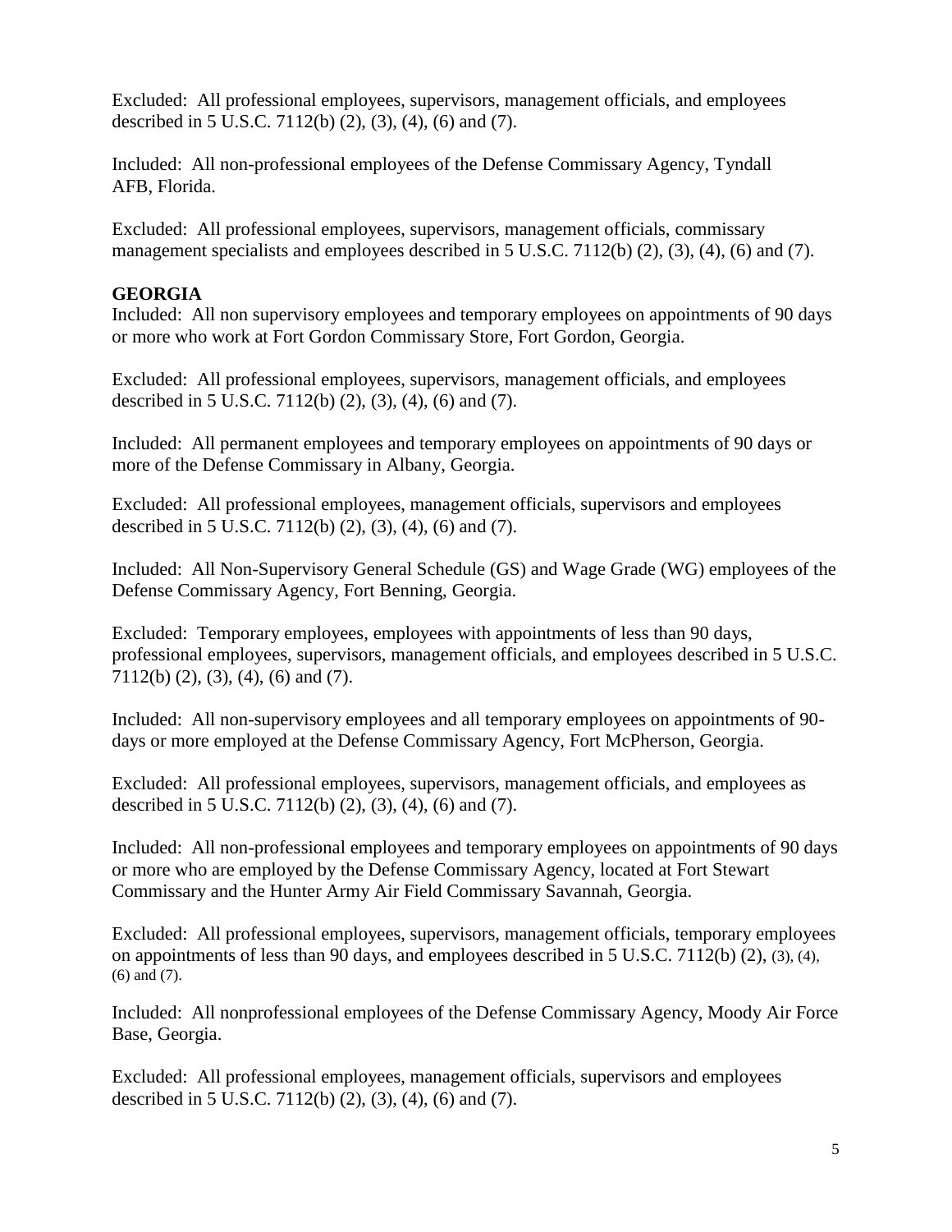Excluded: All professional employees, supervisors, management officials, and employees described in 5 U.S.C. 7112(b) (2), (3), (4), (6) and (7).

Included: All non-professional employees of the Defense Commissary Agency, Tyndall AFB, Florida.

Excluded: All professional employees, supervisors, management officials, commissary management specialists and employees described in 5 U.S.C. 7112(b) (2), (3), (4), (6) and (7).

**GEORGIA**

Included: All non supervisory employees and temporary employees on appointments of 90 days or more who work at Fort Gordon Commissary Store, Fort Gordon, Georgia.

Excluded: All professional employees, supervisors, management officials, and employees described in 5 U.S.C. 7112(b) (2), (3), (4), (6) and (7).

Included: All permanent employees and temporary employees on appointments of 90 days or more of the Defense Commissary in Albany, Georgia.

Excluded: All professional employees, management officials, supervisors and employees described in 5 U.S.C. 7112(b) (2), (3), (4), (6) and (7).

Included: All Non-Supervisory General Schedule (GS) and Wage Grade (WG) employees of the Defense Commissary Agency, Fort Benning, Georgia.

Excluded: Temporary employees, employees with appointments of less than 90 days, professional employees, supervisors, management officials, and employees described in 5 U.S.C. 7112(b) (2), (3), (4), (6) and (7).

Included: All non-supervisory employees and all temporary employees on appointments of 90-days or more employed at the Defense Commissary Agency, Fort McPherson, Georgia.

Excluded: All professional employees, supervisors, management officials, and employees as described in 5 U.S.C. 7112(b) (2), (3), (4), (6) and (7).

Included: All non-professional employees and temporary employees on appointments of 90 days or more who are employed by the Defense Commissary Agency, located at Fort Stewart Commissary and the Hunter Army Air Field Commissary Savannah, Georgia.

Excluded: All professional employees, supervisors, management officials, temporary employees on appointments of less than 90 days, and employees described in 5 U.S.C. 7112(b) (2), (3), (4), (6) and (7).

Included: All nonprofessional employees of the Defense Commissary Agency, Moody Air Force Base, Georgia.

Excluded: All professional employees, management officials, supervisors and employees described in 5 U.S.C. 7112(b) (2), (3), (4), (6) and (7).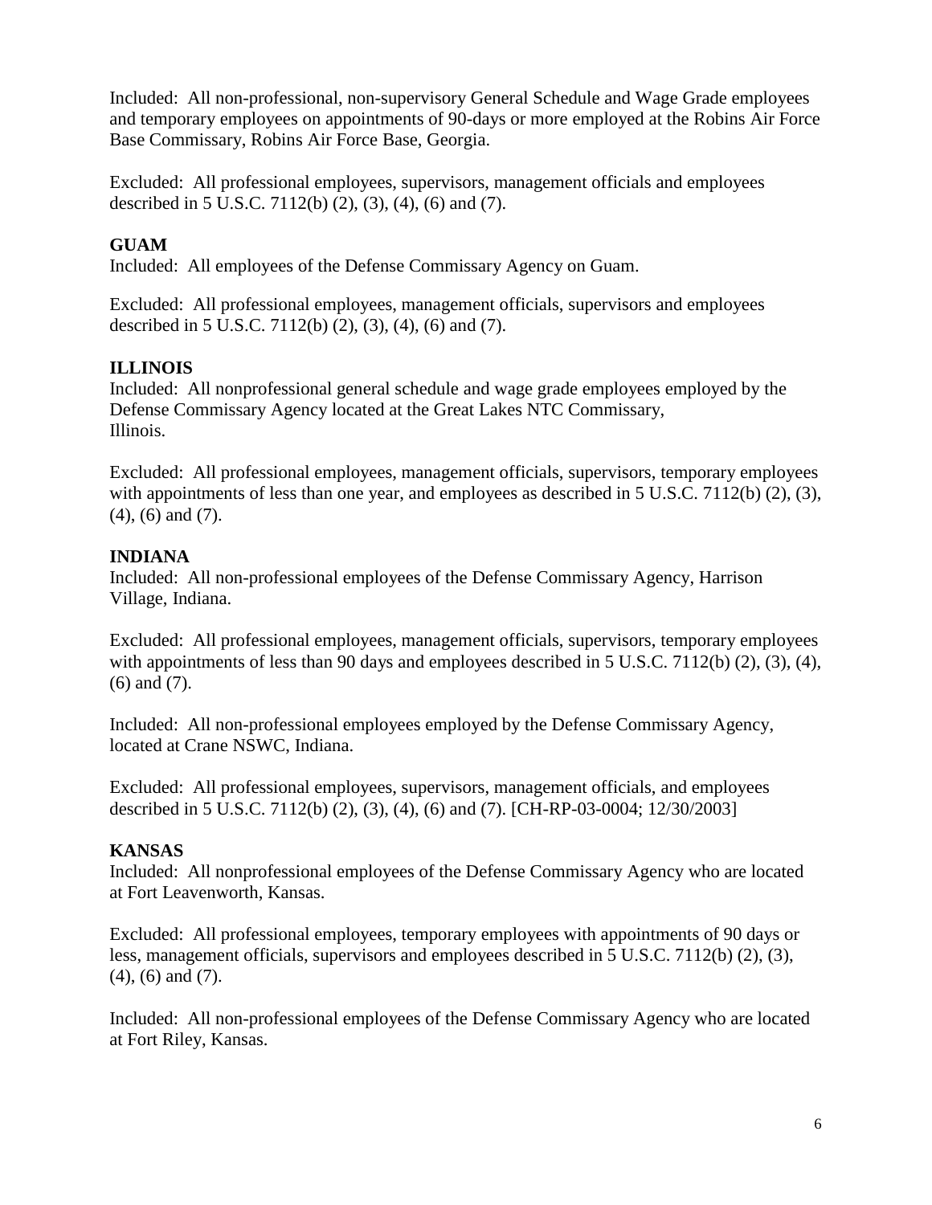Included: All non-professional, non-supervisory General Schedule and Wage Grade employees and temporary employees on appointments of 90-days or more employed at the Robins Air Force Base Commissary, Robins Air Force Base, Georgia.

Excluded: All professional employees, supervisors, management officials and employees described in 5 U.S.C. 7112(b) (2), (3), (4), (6) and (7).

**GUAM**

Included: All employees of the Defense Commissary Agency on Guam.

Excluded: All professional employees, management officials, supervisors and employees described in 5 U.S.C. 7112(b) (2), (3), (4), (6) and (7).

**ILLINOIS**

Included: All nonprofessional general schedule and wage grade employees employed by the Defense Commissary Agency located at the Great Lakes NTC Commissary, Illinois.

Excluded: All professional employees, management officials, supervisors, temporary employees with appointments of less than one year, and employees as described in 5 U.S.C. 7112(b) (2), (3), (4), (6) and (7).

**INDIANA**

Included: All non-professional employees of the Defense Commissary Agency, Harrison Village, Indiana.

Excluded: All professional employees, management officials, supervisors, temporary employees with appointments of less than 90 days and employees described in 5 U.S.C. 7112(b) (2), (3), (4), (6) and (7).

Included: All non-professional employees employed by the Defense Commissary Agency, located at Crane NSWC, Indiana.

Excluded: All professional employees, supervisors, management officials, and employees described in 5 U.S.C. 7112(b) (2), (3), (4), (6) and (7). [CH-RP-03-0004; 12/30/2003]

**KANSAS**

Included: All nonprofessional employees of the Defense Commissary Agency who are located at Fort Leavenworth, Kansas.

Excluded: All professional employees, temporary employees with appointments of 90 days or less, management officials, supervisors and employees described in 5 U.S.C. 7112(b) (2), (3), (4), (6) and (7).

Included: All non-professional employees of the Defense Commissary Agency who are located at Fort Riley, Kansas.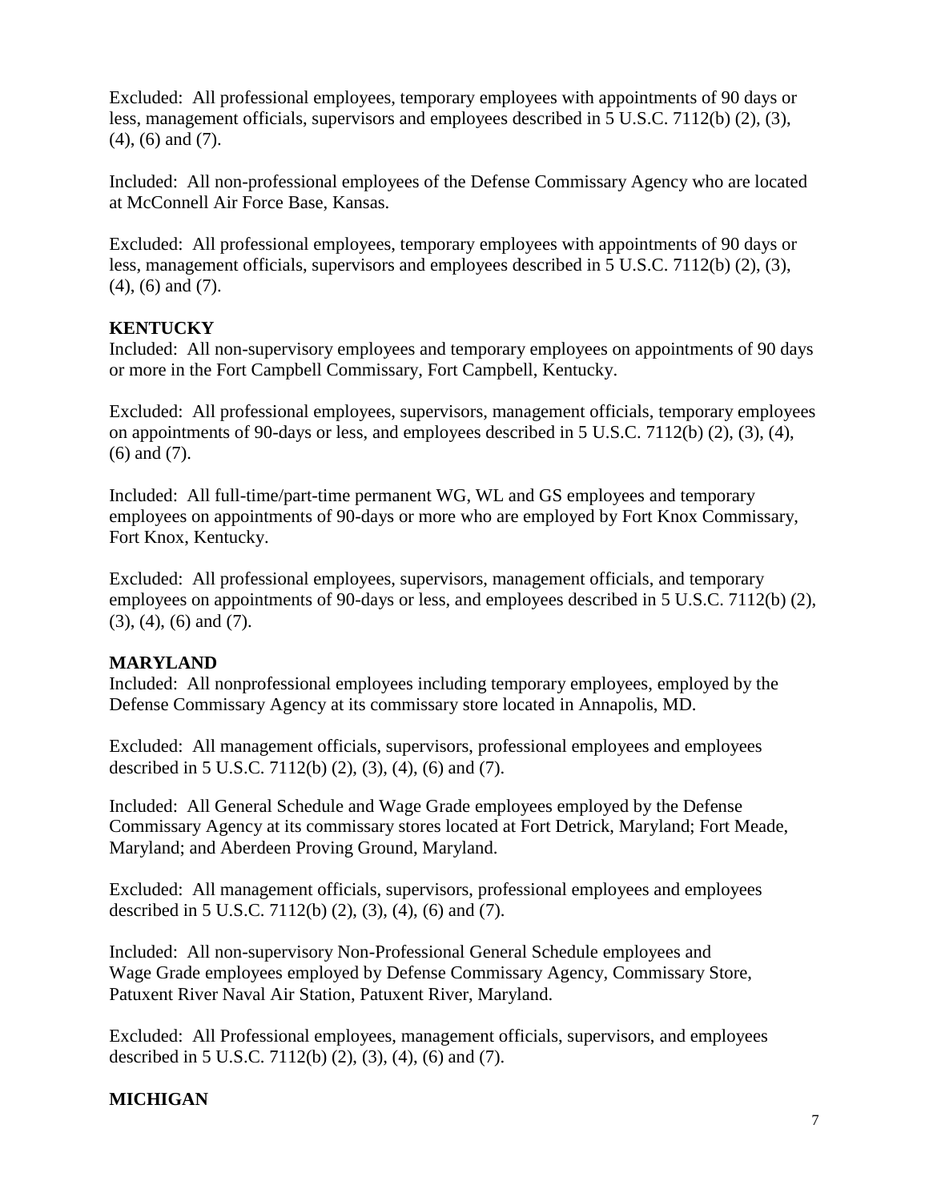Excluded: All professional employees, temporary employees with appointments of 90 days or less, management officials, supervisors and employees described in 5 U.S.C. 7112(b) (2), (3), (4), (6) and (7).

Included: All non-professional employees of the Defense Commissary Agency who are located at McConnell Air Force Base, Kansas.

Excluded: All professional employees, temporary employees with appointments of 90 days or less, management officials, supervisors and employees described in 5 U.S.C. 7112(b) (2), (3), (4), (6) and (7).

**KENTUCKY**

Included: All non-supervisory employees and temporary employees on appointments of 90 days or more in the Fort Campbell Commissary, Fort Campbell, Kentucky.

Excluded: All professional employees, supervisors, management officials, temporary employees on appointments of 90-days or less, and employees described in 5 U.S.C. 7112(b) (2), (3), (4), (6) and (7).

Included: All full-time/part-time permanent WG, WL and GS employees and temporary employees on appointments of 90-days or more who are employed by Fort Knox Commissary, Fort Knox, Kentucky.

Excluded: All professional employees, supervisors, management officials, and temporary employees on appointments of 90-days or less, and employees described in 5 U.S.C. 7112(b) (2), (3), (4), (6) and (7).

**MARYLAND**

Included: All nonprofessional employees including temporary employees, employed by the Defense Commissary Agency at its commissary store located in Annapolis, MD.

Excluded: All management officials, supervisors, professional employees and employees described in 5 U.S.C. 7112(b) (2), (3), (4), (6) and (7).

Included: All General Schedule and Wage Grade employees employed by the Defense Commissary Agency at its commissary stores located at Fort Detrick, Maryland; Fort Meade, Maryland; and Aberdeen Proving Ground, Maryland.

Excluded: All management officials, supervisors, professional employees and employees described in 5 U.S.C. 7112(b) (2), (3), (4), (6) and (7).

Included: All non-supervisory Non-Professional General Schedule employees and Wage Grade employees employed by Defense Commissary Agency, Commissary Store, Patuxent River Naval Air Station, Patuxent River, Maryland.

Excluded: All Professional employees, management officials, supervisors, and employees described in 5 U.S.C. 7112(b) (2), (3), (4), (6) and (7).

**MICHIGAN**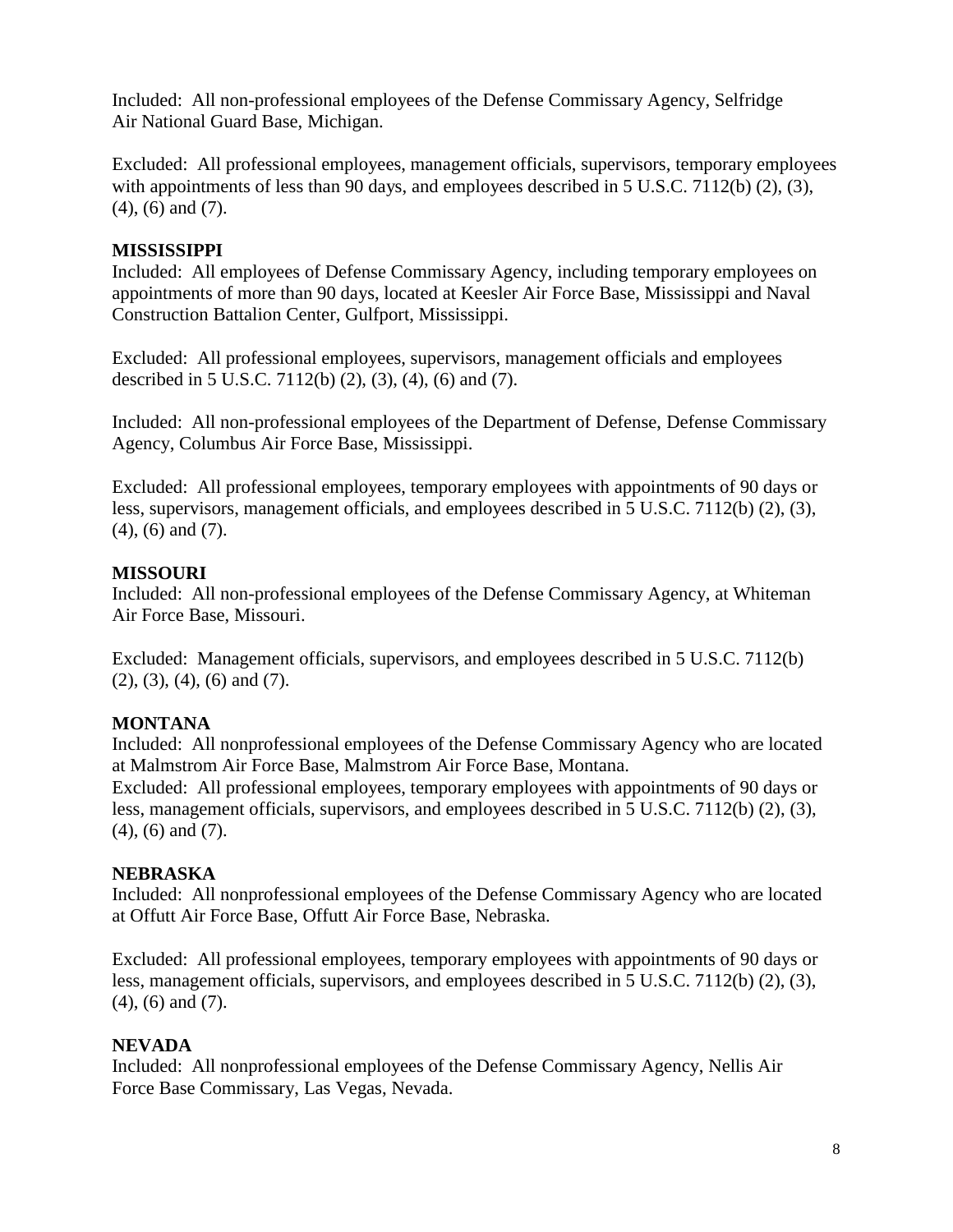Included: All non-professional employees of the Defense Commissary Agency, Selfridge Air National Guard Base, Michigan.

Excluded: All professional employees, management officials, supervisors, temporary employees with appointments of less than 90 days, and employees described in 5 U.S.C. 7112(b) (2), (3), (4), (6) and (7).

**MISSISSIPPI**

Included: All employees of Defense Commissary Agency, including temporary employees on appointments of more than 90 days, located at Keesler Air Force Base, Mississippi and Naval Construction Battalion Center, Gulfport, Mississippi.

Excluded: All professional employees, supervisors, management officials and employees described in 5 U.S.C. 7112(b) (2), (3), (4), (6) and (7).

Included: All non-professional employees of the Department of Defense, Defense Commissary Agency, Columbus Air Force Base, Mississippi.

Excluded: All professional employees, temporary employees with appointments of 90 days or less, supervisors, management officials, and employees described in 5 U.S.C. 7112(b) (2), (3), (4), (6) and (7).

**MISSOURI**

Included: All non-professional employees of the Defense Commissary Agency, at Whiteman Air Force Base, Missouri.

Excluded: Management officials, supervisors, and employees described in 5 U.S.C. 7112(b) (2), (3), (4), (6) and (7).

**MONTANA**

Included: All nonprofessional employees of the Defense Commissary Agency who are located at Malmstrom Air Force Base, Malmstrom Air Force Base, Montana.

Excluded: All professional employees, temporary employees with appointments of 90 days or less, management officials, supervisors, and employees described in 5 U.S.C. 7112(b) (2), (3), (4), (6) and (7).

**NEBRASKA**

Included: All nonprofessional employees of the Defense Commissary Agency who are located at Offutt Air Force Base, Offutt Air Force Base, Nebraska.

Excluded: All professional employees, temporary employees with appointments of 90 days or less, management officials, supervisors, and employees described in 5 U.S.C. 7112(b) (2), (3), (4), (6) and (7).

**NEVADA**

Included: All nonprofessional employees of the Defense Commissary Agency, Nellis Air Force Base Commissary, Las Vegas, Nevada.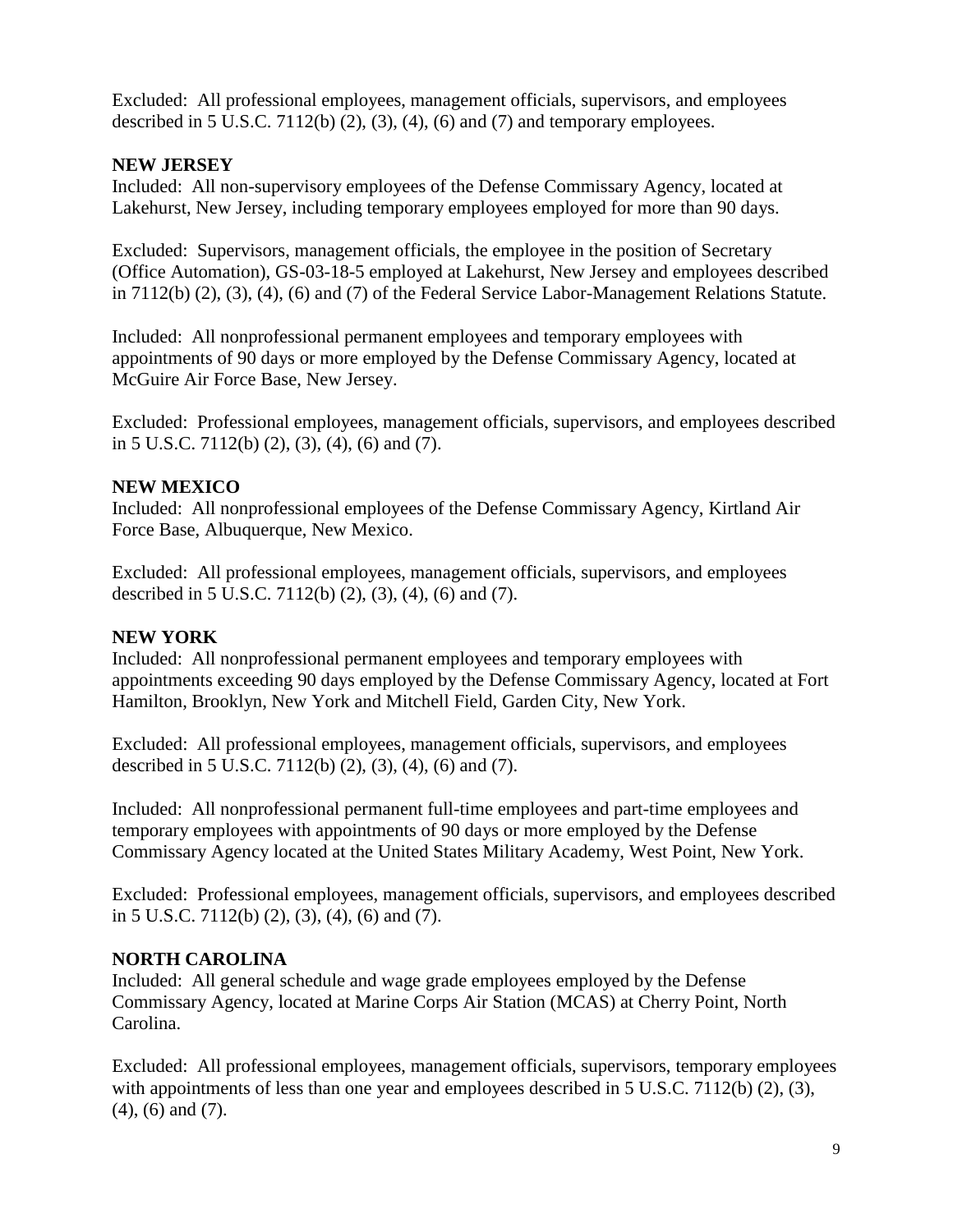Excluded: All professional employees, management officials, supervisors, and employees described in 5 U.S.C. 7112(b) (2), (3), (4), (6) and (7) and temporary employees.

**NEW JERSEY**

Included: All non-supervisory employees of the Defense Commissary Agency, located at Lakehurst, New Jersey, including temporary employees employed for more than 90 days.

Excluded: Supervisors, management officials, the employee in the position of Secretary (Office Automation), GS-03-18-5 employed at Lakehurst, New Jersey and employees described in 7112(b) (2), (3), (4), (6) and (7) of the Federal Service Labor-Management Relations Statute.

Included: All nonprofessional permanent employees and temporary employees with appointments of 90 days or more employed by the Defense Commissary Agency, located at McGuire Air Force Base, New Jersey.

Excluded: Professional employees, management officials, supervisors, and employees described in 5 U.S.C. 7112(b) (2), (3), (4), (6) and (7).

**NEW MEXICO**

Included: All nonprofessional employees of the Defense Commissary Agency, Kirtland Air Force Base, Albuquerque, New Mexico.

Excluded: All professional employees, management officials, supervisors, and employees described in 5 U.S.C. 7112(b) (2), (3), (4), (6) and (7).

**NEW YORK**

Included: All nonprofessional permanent employees and temporary employees with appointments exceeding 90 days employed by the Defense Commissary Agency, located at Fort Hamilton, Brooklyn, New York and Mitchell Field, Garden City, New York.

Excluded: All professional employees, management officials, supervisors, and employees described in 5 U.S.C. 7112(b) (2), (3), (4), (6) and (7).

Included: All nonprofessional permanent full-time employees and part-time employees and temporary employees with appointments of 90 days or more employed by the Defense Commissary Agency located at the United States Military Academy, West Point, New York.

Excluded: Professional employees, management officials, supervisors, and employees described in 5 U.S.C. 7112(b) (2), (3), (4), (6) and (7).

**NORTH CAROLINA**

Included: All general schedule and wage grade employees employed by the Defense Commissary Agency, located at Marine Corps Air Station (MCAS) at Cherry Point, North Carolina.

Excluded: All professional employees, management officials, supervisors, temporary employees with appointments of less than one year and employees described in 5 U.S.C. 7112(b) (2), (3), (4), (6) and (7).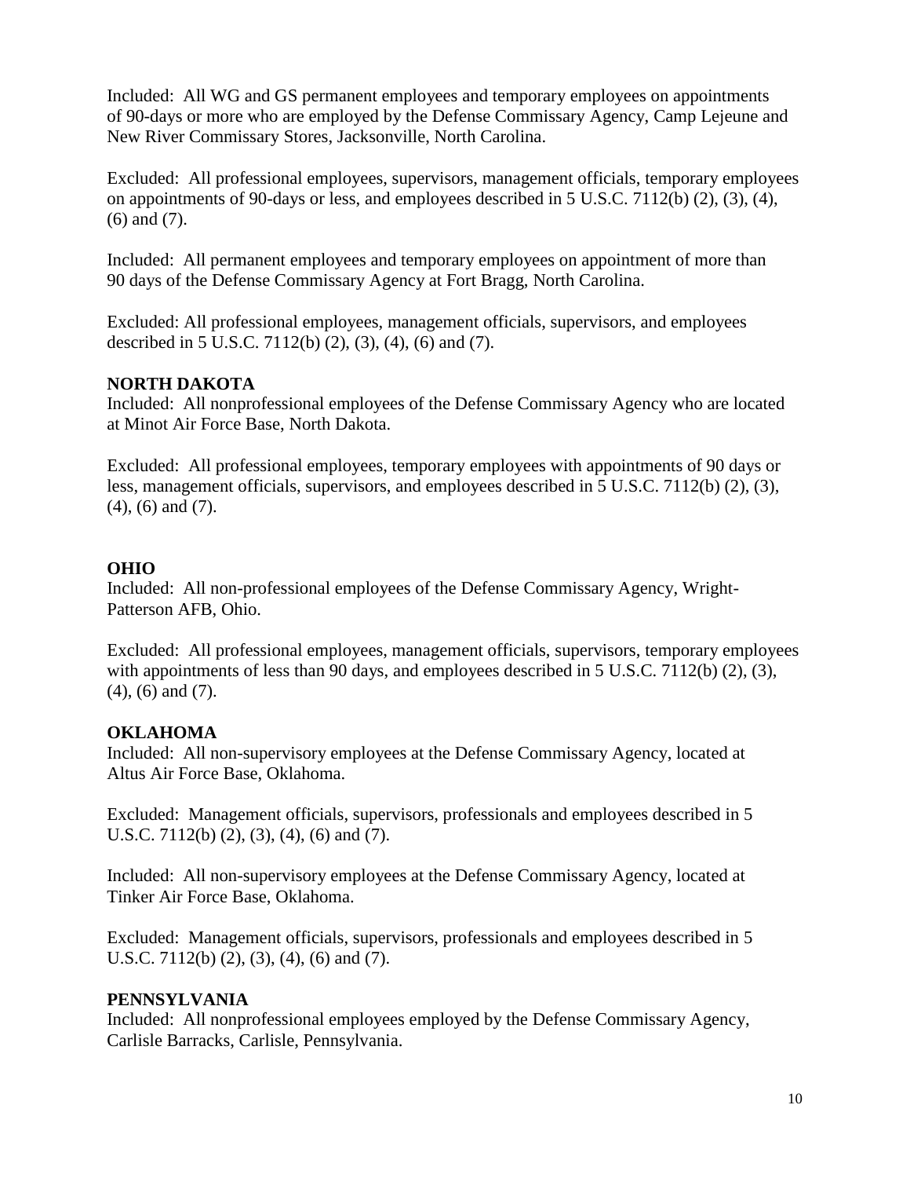Included: All WG and GS permanent employees and temporary employees on appointments of 90-days or more who are employed by the Defense Commissary Agency, Camp Lejeune and New River Commissary Stores, Jacksonville, North Carolina.

Excluded: All professional employees, supervisors, management officials, temporary employees on appointments of 90-days or less, and employees described in 5 U.S.C. 7112(b) (2), (3), (4), (6) and (7).

Included: All permanent employees and temporary employees on appointment of more than 90 days of the Defense Commissary Agency at Fort Bragg, North Carolina.

Excluded: All professional employees, management officials, supervisors, and employees described in 5 U.S.C. 7112(b) (2), (3), (4), (6) and (7).

**NORTH DAKOTA**

Included: All nonprofessional employees of the Defense Commissary Agency who are located at Minot Air Force Base, North Dakota.

Excluded: All professional employees, temporary employees with appointments of 90 days or less, management officials, supervisors, and employees described in 5 U.S.C. 7112(b) (2), (3), (4), (6) and (7).

**OHIO**

Included: All non-professional employees of the Defense Commissary Agency, Wright-Patterson AFB, Ohio.

Excluded: All professional employees, management officials, supervisors, temporary employees with appointments of less than 90 days, and employees described in 5 U.S.C. 7112(b) (2), (3), (4), (6) and (7).

**OKLAHOMA**

Included: All non-supervisory employees at the Defense Commissary Agency, located at Altus Air Force Base, Oklahoma.

Excluded: Management officials, supervisors, professionals and employees described in 5 U.S.C. 7112(b) (2), (3), (4), (6) and (7).

Included: All non-supervisory employees at the Defense Commissary Agency, located at Tinker Air Force Base, Oklahoma.

Excluded: Management officials, supervisors, professionals and employees described in 5 U.S.C. 7112(b) (2), (3), (4), (6) and (7).

**PENNSYLVANIA**

Included: All nonprofessional employees employed by the Defense Commissary Agency, Carlisle Barracks, Carlisle, Pennsylvania.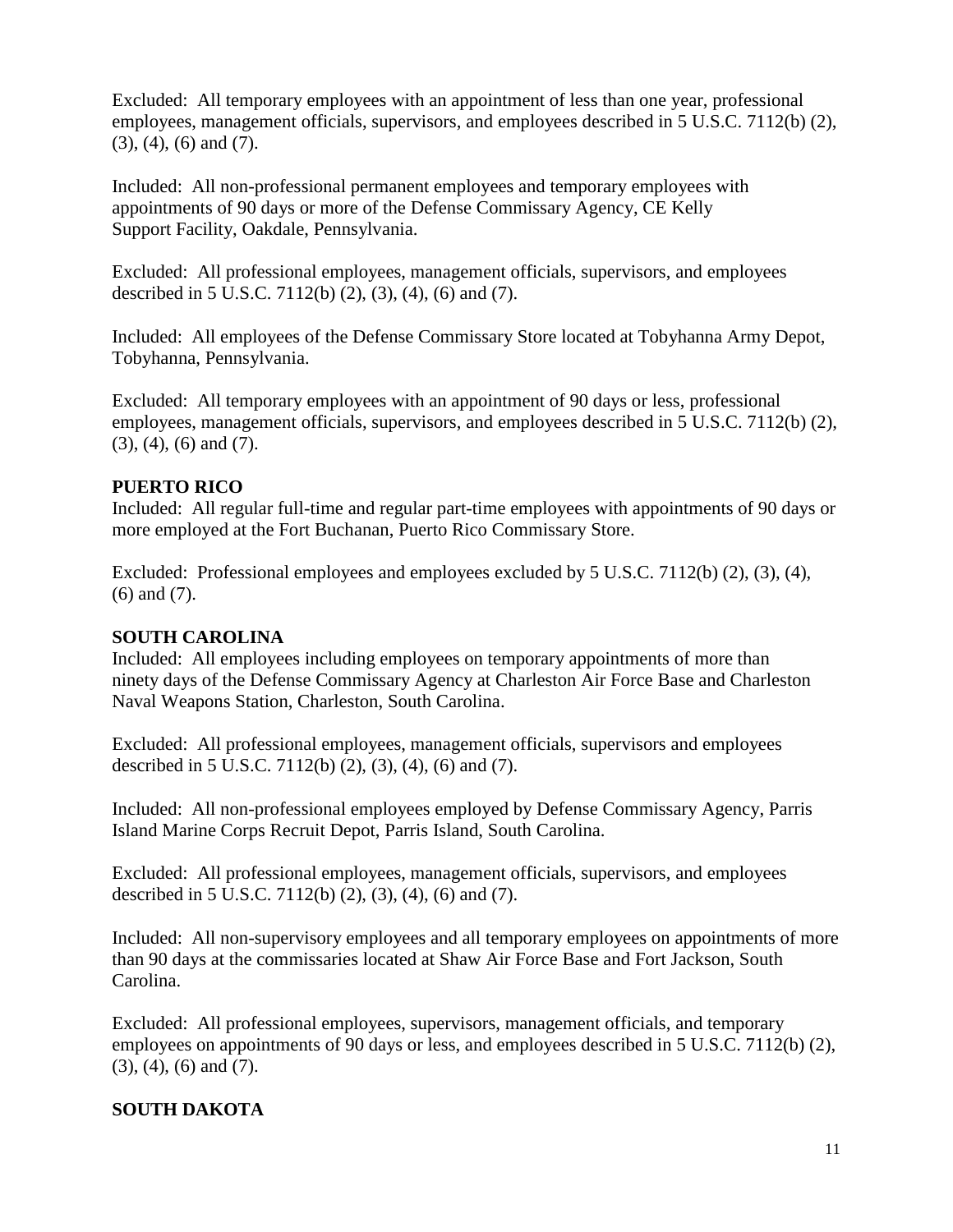Excluded: All temporary employees with an appointment of less than one year, professional employees, management officials, supervisors, and employees described in 5 U.S.C. 7112(b) (2), (3), (4), (6) and (7).

Included: All non-professional permanent employees and temporary employees with appointments of 90 days or more of the Defense Commissary Agency, CE Kelly Support Facility, Oakdale, Pennsylvania.

Excluded: All professional employees, management officials, supervisors, and employees described in 5 U.S.C. 7112(b) (2), (3), (4), (6) and (7).

Included: All employees of the Defense Commissary Store located at Tobyhanna Army Depot, Tobyhanna, Pennsylvania.

Excluded: All temporary employees with an appointment of 90 days or less, professional employees, management officials, supervisors, and employees described in 5 U.S.C. 7112(b) (2), (3), (4), (6) and (7).

**PUERTO RICO**

Included: All regular full-time and regular part-time employees with appointments of 90 days or more employed at the Fort Buchanan, Puerto Rico Commissary Store.

Excluded: Professional employees and employees excluded by 5 U.S.C. 7112(b) (2), (3), (4), (6) and (7).

**SOUTH CAROLINA**

Included: All employees including employees on temporary appointments of more than ninety days of the Defense Commissary Agency at Charleston Air Force Base and Charleston Naval Weapons Station, Charleston, South Carolina.

Excluded: All professional employees, management officials, supervisors and employees described in 5 U.S.C. 7112(b) (2), (3), (4), (6) and (7).

Included: All non-professional employees employed by Defense Commissary Agency, Parris Island Marine Corps Recruit Depot, Parris Island, South Carolina.

Excluded: All professional employees, management officials, supervisors, and employees described in 5 U.S.C. 7112(b) (2), (3), (4), (6) and (7).

Included: All non-supervisory employees and all temporary employees on appointments of more than 90 days at the commissaries located at Shaw Air Force Base and Fort Jackson, South Carolina.

Excluded: All professional employees, supervisors, management officials, and temporary employees on appointments of 90 days or less, and employees described in 5 U.S.C. 7112(b) (2), (3), (4), (6) and (7).

**SOUTH DAKOTA**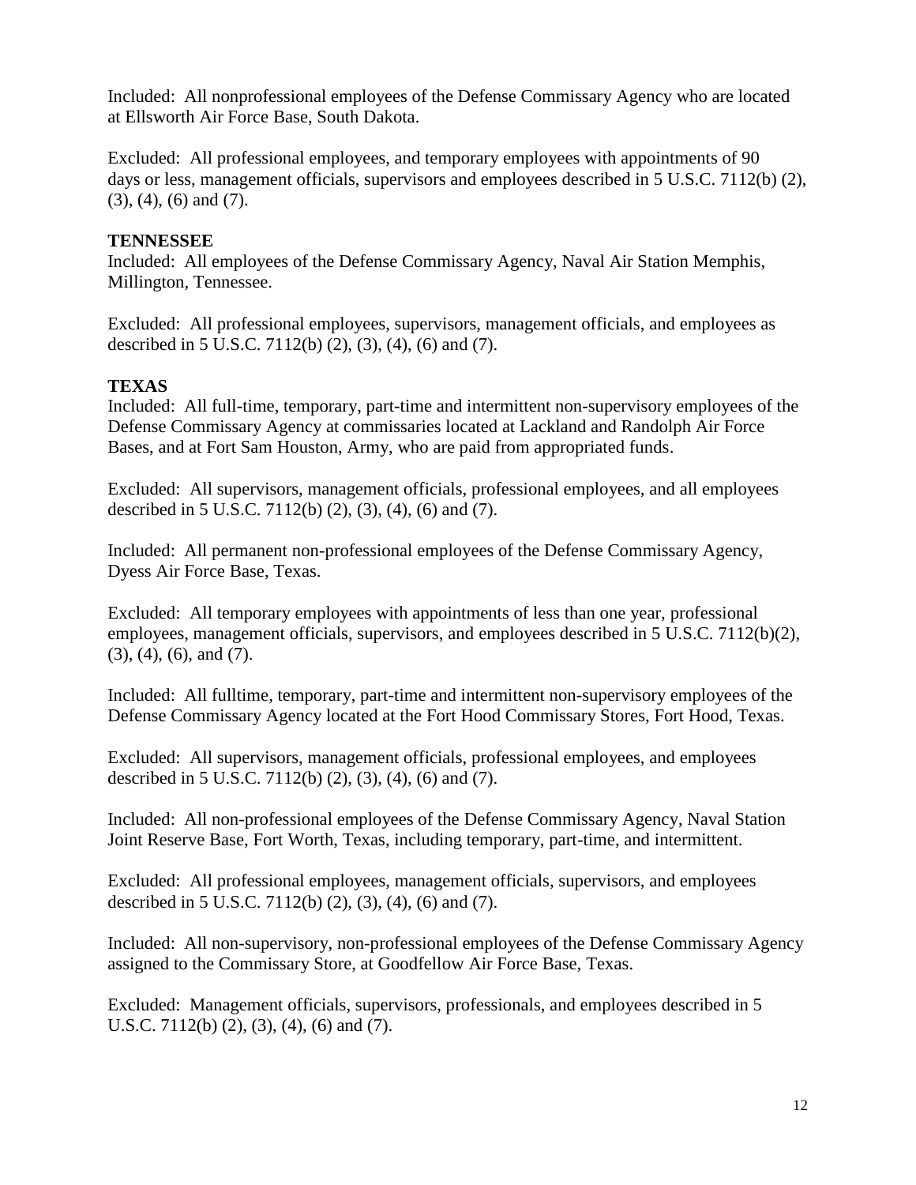Included: All nonprofessional employees of the Defense Commissary Agency who are located at Ellsworth Air Force Base, South Dakota.

Excluded: All professional employees, and temporary employees with appointments of 90 days or less, management officials, supervisors and employees described in 5 U.S.C. 7112(b) (2), (3), (4), (6) and (7).

**TENNESSEE**

Included: All employees of the Defense Commissary Agency, Naval Air Station Memphis, Millington, Tennessee.

Excluded: All professional employees, supervisors, management officials, and employees as described in 5 U.S.C. 7112(b) (2), (3), (4), (6) and (7).

**TEXAS**

Included: All full-time, temporary, part-time and intermittent non-supervisory employees of the Defense Commissary Agency at commissaries located at Lackland and Randolph Air Force Bases, and at Fort Sam Houston, Army, who are paid from appropriated funds.

Excluded: All supervisors, management officials, professional employees, and all employees described in 5 U.S.C. 7112(b) (2), (3), (4), (6) and (7).

Included: All permanent non-professional employees of the Defense Commissary Agency, Dyess Air Force Base, Texas.

Excluded: All temporary employees with appointments of less than one year, professional employees, management officials, supervisors, and employees described in 5 U.S.C. 7112(b)(2), (3), (4), (6), and (7).

Included: All fulltime, temporary, part-time and intermittent non-supervisory employees of the Defense Commissary Agency located at the Fort Hood Commissary Stores, Fort Hood, Texas.

Excluded: All supervisors, management officials, professional employees, and employees described in 5 U.S.C. 7112(b) (2), (3), (4), (6) and (7).

Included: All non-professional employees of the Defense Commissary Agency, Naval Station Joint Reserve Base, Fort Worth, Texas, including temporary, part-time, and intermittent.

Excluded: All professional employees, management officials, supervisors, and employees described in 5 U.S.C. 7112(b) (2), (3), (4), (6) and (7).

Included: All non-supervisory, non-professional employees of the Defense Commissary Agency assigned to the Commissary Store, at Goodfellow Air Force Base, Texas.

Excluded: Management officials, supervisors, professionals, and employees described in 5 U.S.C. 7112(b) (2), (3), (4), (6) and (7).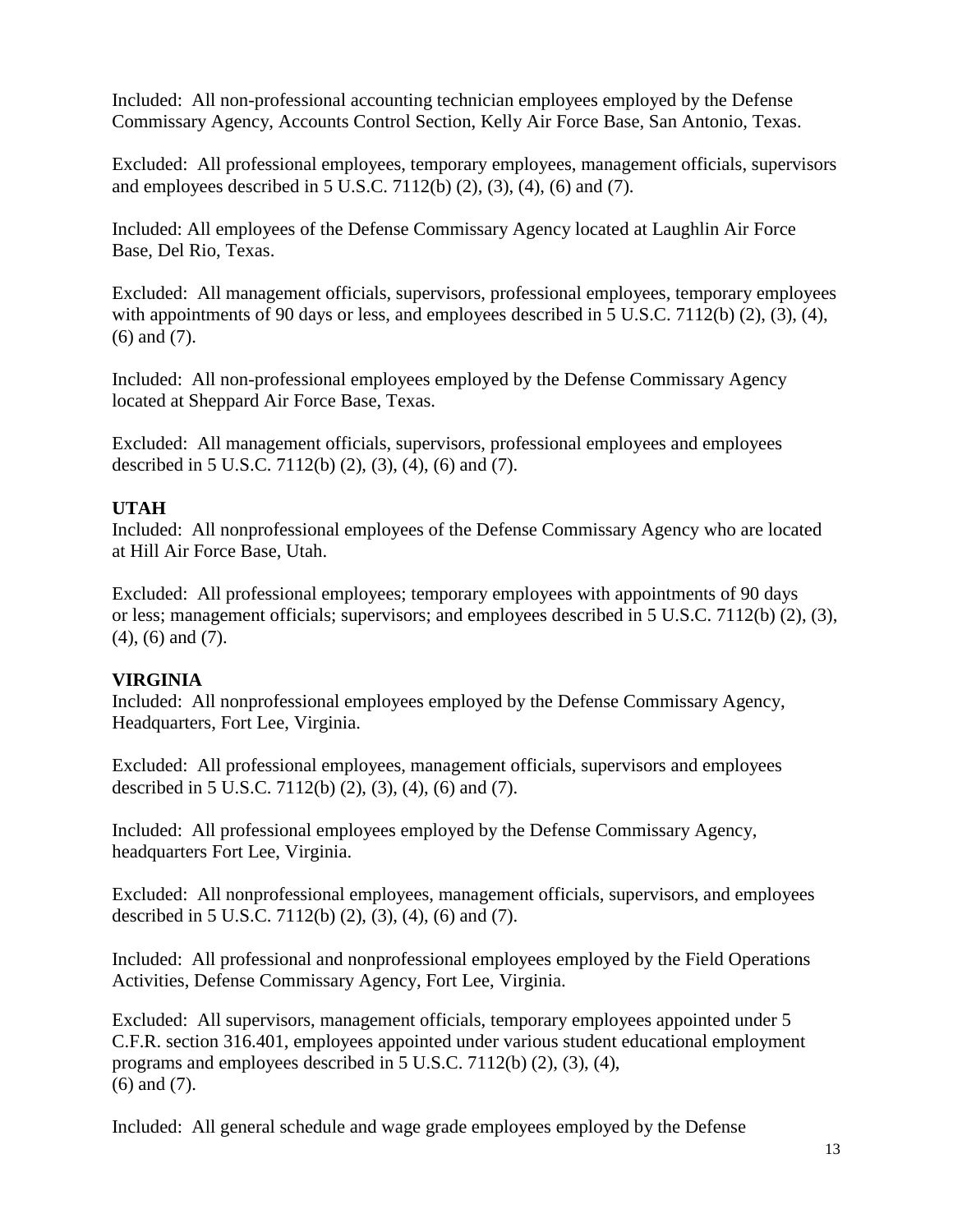Included: All non-professional accounting technician employees employed by the Defense Commissary Agency, Accounts Control Section, Kelly Air Force Base, San Antonio, Texas.

Excluded: All professional employees, temporary employees, management officials, supervisors and employees described in 5 U.S.C. 7112(b) (2), (3), (4), (6) and (7).

Included: All employees of the Defense Commissary Agency located at Laughlin Air Force Base, Del Rio, Texas.

Excluded: All management officials, supervisors, professional employees, temporary employees with appointments of 90 days or less, and employees described in 5 U.S.C. 7112(b) (2), (3), (4), (6) and (7).

Included: All non-professional employees employed by the Defense Commissary Agency located at Sheppard Air Force Base, Texas.

Excluded: All management officials, supervisors, professional employees and employees described in 5 U.S.C. 7112(b) (2), (3), (4), (6) and (7).

**UTAH**

Included: All nonprofessional employees of the Defense Commissary Agency who are located at Hill Air Force Base, Utah.

Excluded: All professional employees; temporary employees with appointments of 90 days or less; management officials; supervisors; and employees described in 5 U.S.C. 7112(b) (2), (3), (4), (6) and (7).

**VIRGINIA**

Included: All nonprofessional employees employed by the Defense Commissary Agency, Headquarters, Fort Lee, Virginia.

Excluded: All professional employees, management officials, supervisors and employees described in 5 U.S.C. 7112(b) (2), (3), (4), (6) and (7).

Included: All professional employees employed by the Defense Commissary Agency, headquarters Fort Lee, Virginia.

Excluded: All nonprofessional employees, management officials, supervisors, and employees described in 5 U.S.C. 7112(b) (2), (3), (4), (6) and (7).

Included: All professional and nonprofessional employees employed by the Field Operations Activities, Defense Commissary Agency, Fort Lee, Virginia.

Excluded: All supervisors, management officials, temporary employees appointed under 5 C.F.R. section 316.401, employees appointed under various student educational employment programs and employees described in 5 U.S.C. 7112(b) (2), (3), (4), (6) and (7).

Included: All general schedule and wage grade employees employed by the Defense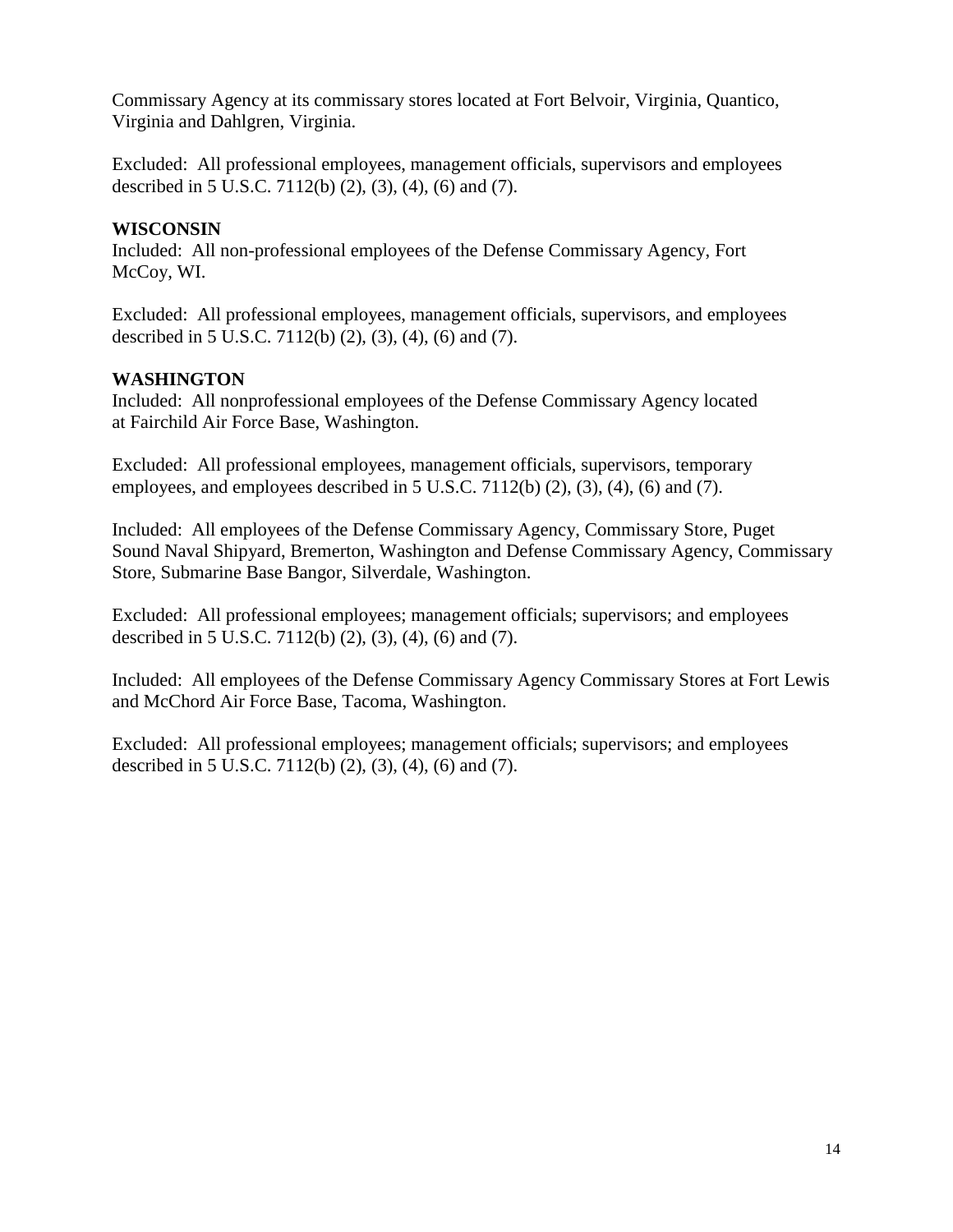Commissary Agency at its commissary stores located at Fort Belvoir, Virginia, Quantico, Virginia and Dahlgren, Virginia.

Excluded: All professional employees, management officials, supervisors and employees described in 5 U.S.C. 7112(b) (2), (3), (4), (6) and (7).

**WISCONSIN**
Included: All non-professional employees of the Defense Commissary Agency, Fort McCoy, WI.

Excluded: All professional employees, management officials, supervisors, and employees described in 5 U.S.C. 7112(b) (2), (3), (4), (6) and (7).

**WASHINGTON**
Included: All nonprofessional employees of the Defense Commissary Agency located at Fairchild Air Force Base, Washington.

Excluded: All professional employees, management officials, supervisors, temporary employees, and employees described in 5 U.S.C. 7112(b) (2), (3), (4), (6) and (7).

Included: All employees of the Defense Commissary Agency, Commissary Store, Puget Sound Naval Shipyard, Bremerton, Washington and Defense Commissary Agency, Commissary Store, Submarine Base Bangor, Silverdale, Washington.

Excluded: All professional employees; management officials; supervisors; and employees described in 5 U.S.C. 7112(b) (2), (3), (4), (6) and (7).

Included: All employees of the Defense Commissary Agency Commissary Stores at Fort Lewis and McChord Air Force Base, Tacoma, Washington.

Excluded: All professional employees; management officials; supervisors; and employees described in 5 U.S.C. 7112(b) (2), (3), (4), (6) and (7).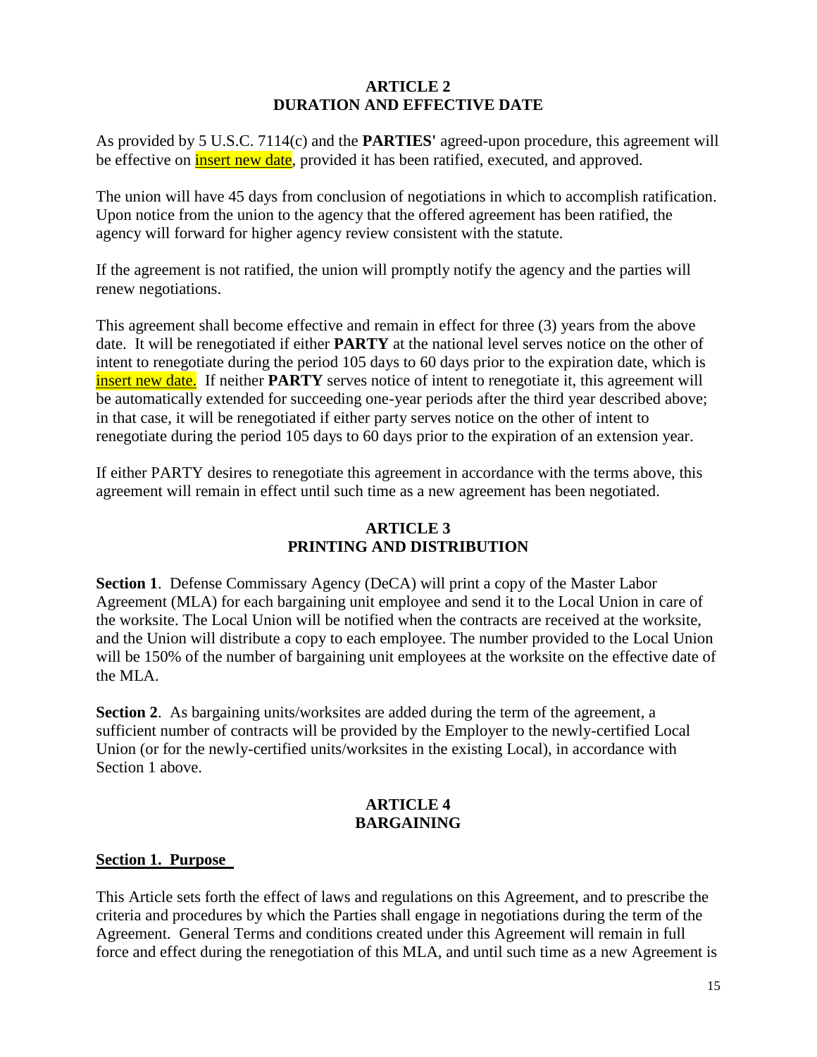**ARTICLE 2**
**DURATION AND EFFECTIVE DATE**

As provided by 5 U.S.C. 7114(c) and the **PARTIES'** agreed-upon procedure, this agreement will be effective on insert new date, provided it has been ratified, executed, and approved.

The union will have 45 days from conclusion of negotiations in which to accomplish ratification. Upon notice from the union to the agency that the offered agreement has been ratified, the agency will forward for higher agency review consistent with the statute.

If the agreement is not ratified, the union will promptly notify the agency and the parties will renew negotiations.

This agreement shall become effective and remain in effect for three (3) years from the above date. It will be renegotiated if either **PARTY** at the national level serves notice on the other of intent to renegotiate during the period 105 days to 60 days prior to the expiration date, which is insert new date. If neither **PARTY** serves notice of intent to renegotiate it, this agreement will be automatically extended for succeeding one-year periods after the third year described above; in that case, it will be renegotiated if either party serves notice on the other of intent to renegotiate during the period 105 days to 60 days prior to the expiration of an extension year.

If either PARTY desires to renegotiate this agreement in accordance with the terms above, this agreement will remain in effect until such time as a new agreement has been negotiated.

**ARTICLE 3**
**PRINTING AND DISTRIBUTION**

**Section 1**. Defense Commissary Agency (DeCA) will print a copy of the Master Labor Agreement (MLA) for each bargaining unit employee and send it to the Local Union in care of the worksite. The Local Union will be notified when the contracts are received at the worksite, and the Union will distribute a copy to each employee. The number provided to the Local Union will be 150% of the number of bargaining unit employees at the worksite on the effective date of the MLA.

**Section 2**. As bargaining units/worksites are added during the term of the agreement, a sufficient number of contracts will be provided by the Employer to the newly-certified Local Union (or for the newly-certified units/worksites in the existing Local), in accordance with Section 1 above.

**ARTICLE 4**
**BARGAINING**

**Section 1. Purpose**

This Article sets forth the effect of laws and regulations on this Agreement, and to prescribe the criteria and procedures by which the Parties shall engage in negotiations during the term of the Agreement. General Terms and conditions created under this Agreement will remain in full force and effect during the renegotiation of this MLA, and until such time as a new Agreement is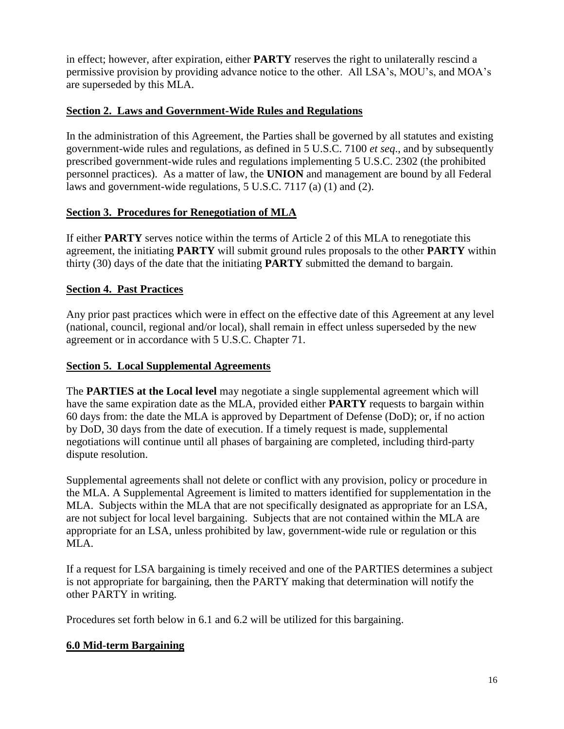in effect; however, after expiration, either **PARTY** reserves the right to unilaterally rescind a permissive provision by providing advance notice to the other. All LSA's, MOU's, and MOA's are superseded by this MLA.

**Section 2. Laws and Government-Wide Rules and Regulations**

In the administration of this Agreement, the Parties shall be governed by all statutes and existing government-wide rules and regulations, as defined in 5 U.S.C. 7100 *et seq*., and by subsequently prescribed government-wide rules and regulations implementing 5 U.S.C. 2302 (the prohibited personnel practices). As a matter of law, the **UNION** and management are bound by all Federal laws and government-wide regulations, 5 U.S.C. 7117 (a) (1) and (2).

**Section 3. Procedures for Renegotiation of MLA**

If either **PARTY** serves notice within the terms of Article 2 of this MLA to renegotiate this agreement, the initiating **PARTY** will submit ground rules proposals to the other **PARTY** within thirty (30) days of the date that the initiating **PARTY** submitted the demand to bargain.

**Section 4. Past Practices**

Any prior past practices which were in effect on the effective date of this Agreement at any level (national, council, regional and/or local), shall remain in effect unless superseded by the new agreement or in accordance with 5 U.S.C. Chapter 71.

**Section 5. Local Supplemental Agreements**

The **PARTIES at the Local level** may negotiate a single supplemental agreement which will have the same expiration date as the MLA, provided either **PARTY** requests to bargain within 60 days from: the date the MLA is approved by Department of Defense (DoD); or, if no action by DoD, 30 days from the date of execution. If a timely request is made, supplemental negotiations will continue until all phases of bargaining are completed, including third-party dispute resolution.

Supplemental agreements shall not delete or conflict with any provision, policy or procedure in the MLA. A Supplemental Agreement is limited to matters identified for supplementation in the MLA. Subjects within the MLA that are not specifically designated as appropriate for an LSA, are not subject for local level bargaining. Subjects that are not contained within the MLA are appropriate for an LSA, unless prohibited by law, government-wide rule or regulation or this MLA.

If a request for LSA bargaining is timely received and one of the PARTIES determines a subject is not appropriate for bargaining, then the PARTY making that determination will notify the other PARTY in writing.

Procedures set forth below in 6.1 and 6.2 will be utilized for this bargaining.

**6.0 Mid-term Bargaining**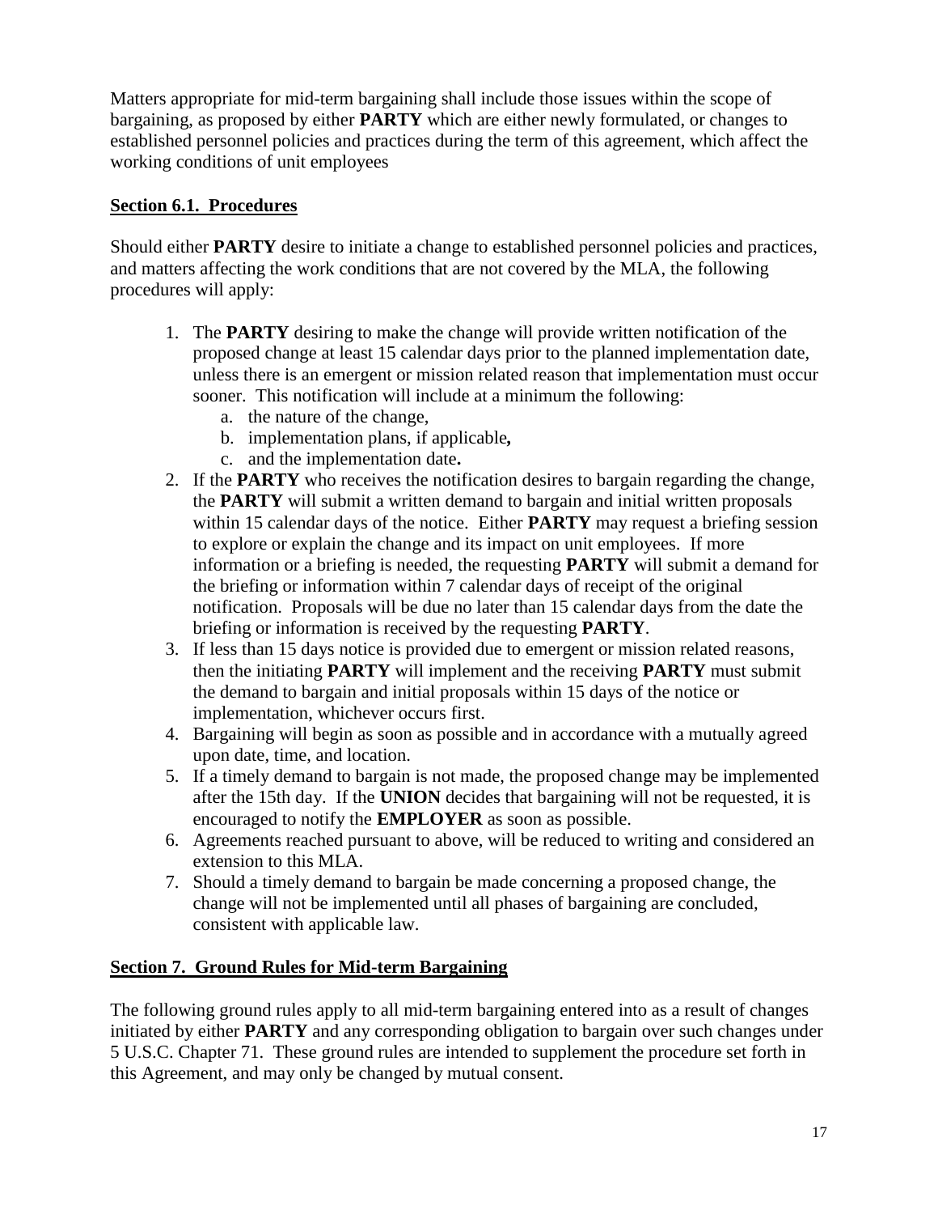Matters appropriate for mid-term bargaining shall include those issues within the scope of bargaining, as proposed by either **PARTY** which are either newly formulated, or changes to established personnel policies and practices during the term of this agreement, which affect the working conditions of unit employees

## Section 6.1. Procedures

Should either **PARTY** desire to initiate a change to established personnel policies and practices, and matters affecting the work conditions that are not covered by the MLA, the following procedures will apply:

1. The **PARTY** desiring to make the change will provide written notification of the proposed change at least 15 calendar days prior to the planned implementation date, unless there is an emergent or mission related reason that implementation must occur sooner. This notification will include at a minimum the following:
   a. the nature of the change,
   b. implementation plans, if applicable**,**
   c. and the implementation date**.**
2. If the **PARTY** who receives the notification desires to bargain regarding the change, the **PARTY** will submit a written demand to bargain and initial written proposals within 15 calendar days of the notice. Either **PARTY** may request a briefing session to explore or explain the change and its impact on unit employees. If more information or a briefing is needed, the requesting **PARTY** will submit a demand for the briefing or information within 7 calendar days of receipt of the original notification. Proposals will be due no later than 15 calendar days from the date the briefing or information is received by the requesting **PARTY**.
3. If less than 15 days notice is provided due to emergent or mission related reasons, then the initiating **PARTY** will implement and the receiving **PARTY** must submit the demand to bargain and initial proposals within 15 days of the notice or implementation, whichever occurs first.
4. Bargaining will begin as soon as possible and in accordance with a mutually agreed upon date, time, and location.
5. If a timely demand to bargain is not made, the proposed change may be implemented after the 15th day. If the **UNION** decides that bargaining will not be requested, it is encouraged to notify the **EMPLOYER** as soon as possible.
6. Agreements reached pursuant to above, will be reduced to writing and considered an extension to this MLA.
7. Should a timely demand to bargain be made concerning a proposed change, the change will not be implemented until all phases of bargaining are concluded, consistent with applicable law.

## Section 7. Ground Rules for Mid-term Bargaining

The following ground rules apply to all mid-term bargaining entered into as a result of changes initiated by either **PARTY** and any corresponding obligation to bargain over such changes under 5 U.S.C. Chapter 71. These ground rules are intended to supplement the procedure set forth in this Agreement, and may only be changed by mutual consent.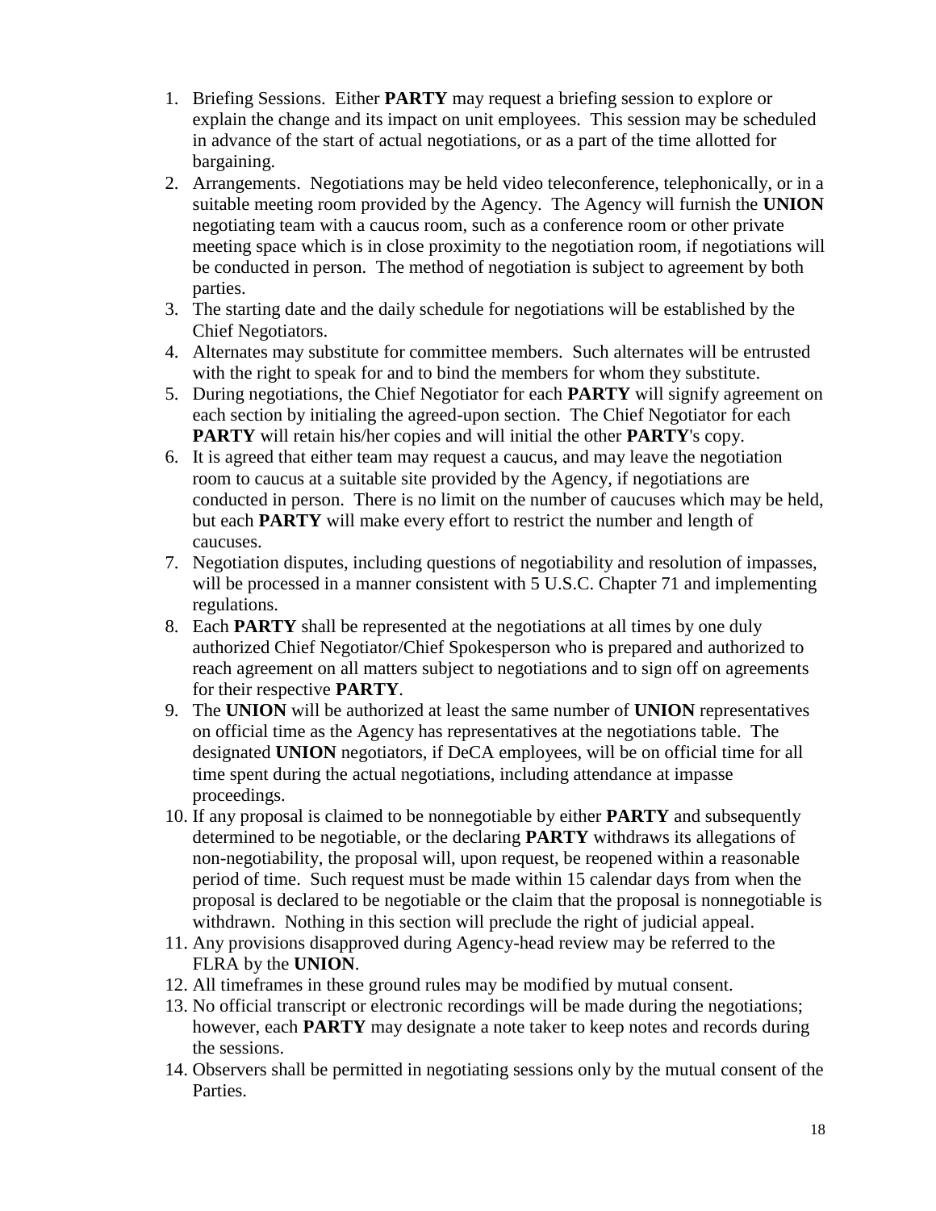1. Briefing Sessions. Either **PARTY** may request a briefing session to explore or explain the change and its impact on unit employees. This session may be scheduled in advance of the start of actual negotiations, or as a part of the time allotted for bargaining.
2. Arrangements. Negotiations may be held video teleconference, telephonically, or in a suitable meeting room provided by the Agency. The Agency will furnish the **UNION** negotiating team with a caucus room, such as a conference room or other private meeting space which is in close proximity to the negotiation room, if negotiations will be conducted in person. The method of negotiation is subject to agreement by both parties.
3. The starting date and the daily schedule for negotiations will be established by the Chief Negotiators.
4. Alternates may substitute for committee members. Such alternates will be entrusted with the right to speak for and to bind the members for whom they substitute.
5. During negotiations, the Chief Negotiator for each **PARTY** will signify agreement on each section by initialing the agreed-upon section. The Chief Negotiator for each **PARTY** will retain his/her copies and will initial the other **PARTY**'s copy.
6. It is agreed that either team may request a caucus, and may leave the negotiation room to caucus at a suitable site provided by the Agency, if negotiations are conducted in person. There is no limit on the number of caucuses which may be held, but each **PARTY** will make every effort to restrict the number and length of caucuses.
7. Negotiation disputes, including questions of negotiability and resolution of impasses, will be processed in a manner consistent with 5 U.S.C. Chapter 71 and implementing regulations.
8. Each **PARTY** shall be represented at the negotiations at all times by one duly authorized Chief Negotiator/Chief Spokesperson who is prepared and authorized to reach agreement on all matters subject to negotiations and to sign off on agreements for their respective **PARTY**.
9. The **UNION** will be authorized at least the same number of **UNION** representatives on official time as the Agency has representatives at the negotiations table. The designated **UNION** negotiators, if DeCA employees, will be on official time for all time spent during the actual negotiations, including attendance at impasse proceedings.
10. If any proposal is claimed to be nonnegotiable by either **PARTY** and subsequently determined to be negotiable, or the declaring **PARTY** withdraws its allegations of non-negotiability, the proposal will, upon request, be reopened within a reasonable period of time. Such request must be made within 15 calendar days from when the proposal is declared to be negotiable or the claim that the proposal is nonnegotiable is withdrawn. Nothing in this section will preclude the right of judicial appeal.
11. Any provisions disapproved during Agency-head review may be referred to the FLRA by the **UNION**.
12. All timeframes in these ground rules may be modified by mutual consent.
13. No official transcript or electronic recordings will be made during the negotiations; however, each **PARTY** may designate a note taker to keep notes and records during the sessions.
14. Observers shall be permitted in negotiating sessions only by the mutual consent of the Parties.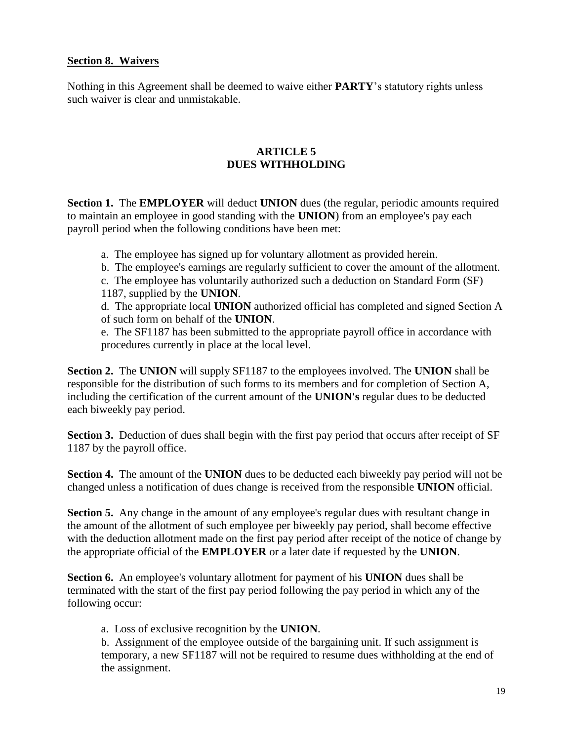**Section 8. Waivers**

Nothing in this Agreement shall be deemed to waive either **PARTY**'s statutory rights unless such waiver is clear and unmistakable.

## ARTICLE 5
## DUES WITHHOLDING

**Section 1.** The **EMPLOYER** will deduct **UNION** dues (the regular, periodic amounts required to maintain an employee in good standing with the **UNION**) from an employee's pay each payroll period when the following conditions have been met:

a. The employee has signed up for voluntary allotment as provided herein.
b. The employee's earnings are regularly sufficient to cover the amount of the allotment.
c. The employee has voluntarily authorized such a deduction on Standard Form (SF) 1187, supplied by the **UNION**.
d. The appropriate local **UNION** authorized official has completed and signed Section A of such form on behalf of the **UNION**.
e. The SF1187 has been submitted to the appropriate payroll office in accordance with procedures currently in place at the local level.

**Section 2.** The **UNION** will supply SF1187 to the employees involved. The **UNION** shall be responsible for the distribution of such forms to its members and for completion of Section A, including the certification of the current amount of the **UNION's** regular dues to be deducted each biweekly pay period.

**Section 3.** Deduction of dues shall begin with the first pay period that occurs after receipt of SF 1187 by the payroll office.

**Section 4.** The amount of the **UNION** dues to be deducted each biweekly pay period will not be changed unless a notification of dues change is received from the responsible **UNION** official.

**Section 5.** Any change in the amount of any employee's regular dues with resultant change in the amount of the allotment of such employee per biweekly pay period, shall become effective with the deduction allotment made on the first pay period after receipt of the notice of change by the appropriate official of the **EMPLOYER** or a later date if requested by the **UNION**.

**Section 6.** An employee's voluntary allotment for payment of his **UNION** dues shall be terminated with the start of the first pay period following the pay period in which any of the following occur:

a. Loss of exclusive recognition by the **UNION**.
b. Assignment of the employee outside of the bargaining unit. If such assignment is temporary, a new SF1187 will not be required to resume dues withholding at the end of the assignment.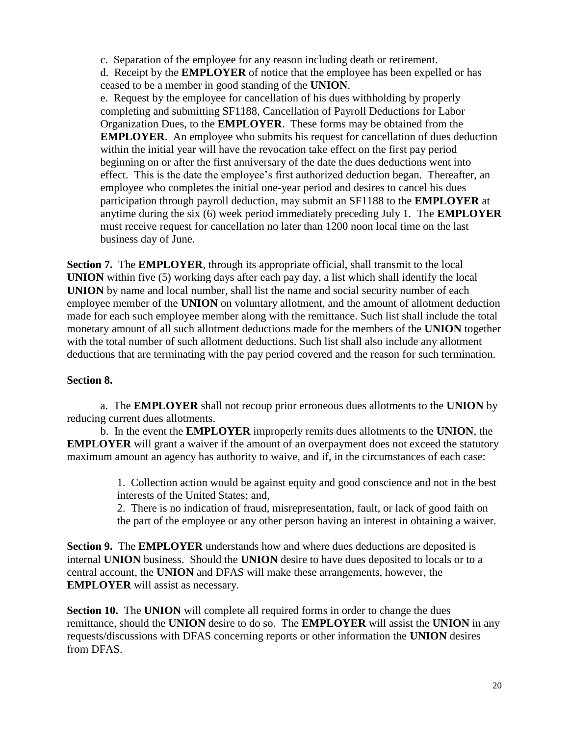c. Separation of the employee for any reason including death or retirement.

d. Receipt by the **EMPLOYER** of notice that the employee has been expelled or has ceased to be a member in good standing of the **UNION**.

e. Request by the employee for cancellation of his dues withholding by properly completing and submitting SF1188, Cancellation of Payroll Deductions for Labor Organization Dues, to the **EMPLOYER**. These forms may be obtained from the **EMPLOYER**. An employee who submits his request for cancellation of dues deduction within the initial year will have the revocation take effect on the first pay period beginning on or after the first anniversary of the date the dues deductions went into effect. This is the date the employee's first authorized deduction began. Thereafter, an employee who completes the initial one-year period and desires to cancel his dues participation through payroll deduction, may submit an SF1188 to the **EMPLOYER** at anytime during the six (6) week period immediately preceding July 1. The **EMPLOYER** must receive request for cancellation no later than 1200 noon local time on the last business day of June.

**Section 7.** The **EMPLOYER**, through its appropriate official, shall transmit to the local **UNION** within five (5) working days after each pay day, a list which shall identify the local **UNION** by name and local number, shall list the name and social security number of each employee member of the **UNION** on voluntary allotment, and the amount of allotment deduction made for each such employee member along with the remittance. Such list shall include the total monetary amount of all such allotment deductions made for the members of the **UNION** together with the total number of such allotment deductions. Such list shall also include any allotment deductions that are terminating with the pay period covered and the reason for such termination.

**Section 8.**

a. The **EMPLOYER** shall not recoup prior erroneous dues allotments to the **UNION** by reducing current dues allotments.

b. In the event the **EMPLOYER** improperly remits dues allotments to the **UNION**, the **EMPLOYER** will grant a waiver if the amount of an overpayment does not exceed the statutory maximum amount an agency has authority to waive, and if, in the circumstances of each case:

1. Collection action would be against equity and good conscience and not in the best interests of the United States; and,
2. There is no indication of fraud, misrepresentation, fault, or lack of good faith on the part of the employee or any other person having an interest in obtaining a waiver.

**Section 9.** The **EMPLOYER** understands how and where dues deductions are deposited is internal **UNION** business. Should the **UNION** desire to have dues deposited to locals or to a central account, the **UNION** and DFAS will make these arrangements, however, the **EMPLOYER** will assist as necessary.

**Section 10.** The **UNION** will complete all required forms in order to change the dues remittance, should the **UNION** desire to do so. The **EMPLOYER** will assist the **UNION** in any requests/discussions with DFAS concerning reports or other information the **UNION** desires from DFAS.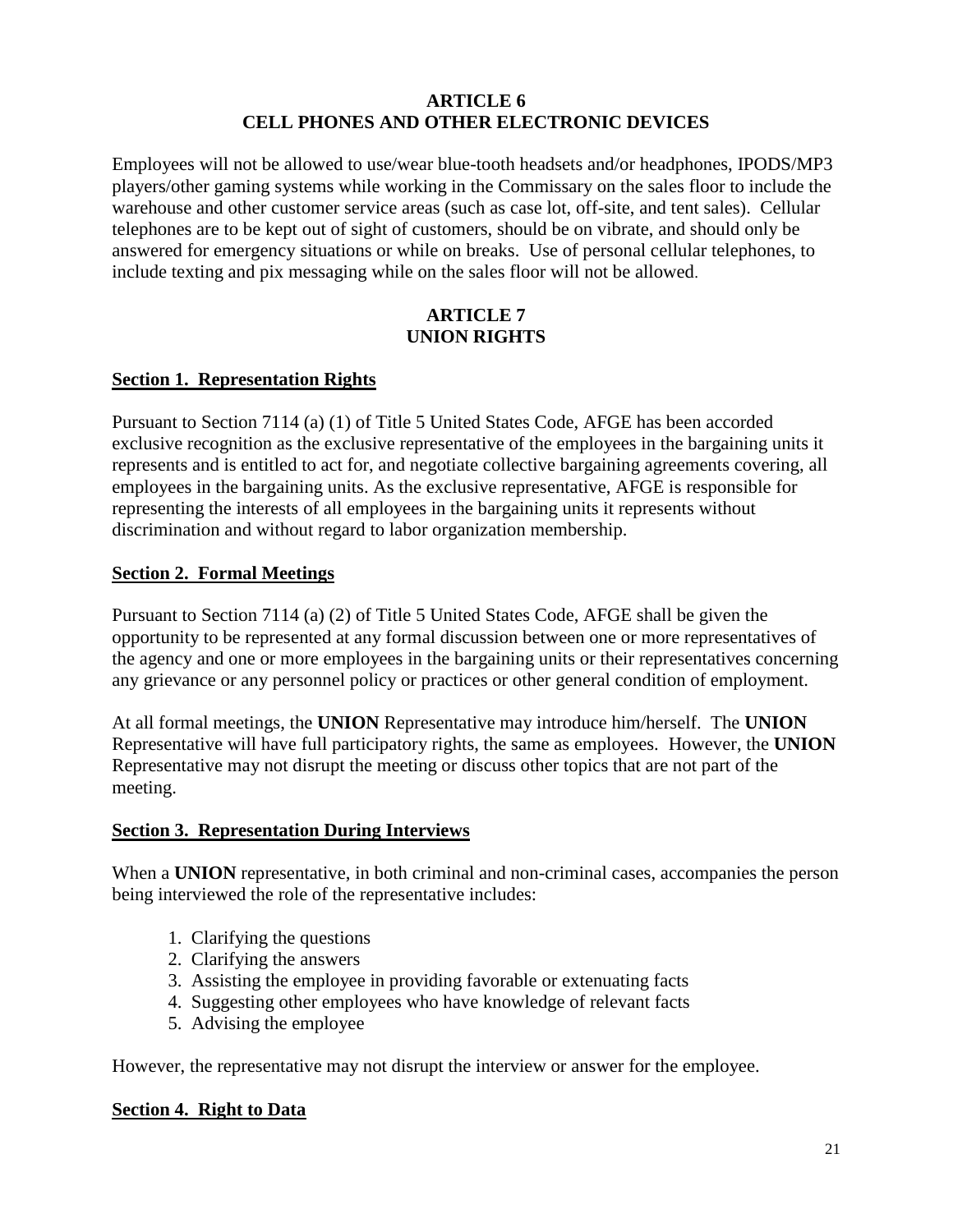## ARTICLE 6
## CELL PHONES AND OTHER ELECTRONIC DEVICES

Employees will not be allowed to use/wear blue-tooth headsets and/or headphones, IPODS/MP3 players/other gaming systems while working in the Commissary on the sales floor to include the warehouse and other customer service areas (such as case lot, off-site, and tent sales). Cellular telephones are to be kept out of sight of customers, should be on vibrate, and should only be answered for emergency situations or while on breaks. Use of personal cellular telephones, to include texting and pix messaging while on the sales floor will not be allowed.

## ARTICLE 7
## UNION RIGHTS

### Section 1. Representation Rights

Pursuant to Section 7114 (a) (1) of Title 5 United States Code, AFGE has been accorded exclusive recognition as the exclusive representative of the employees in the bargaining units it represents and is entitled to act for, and negotiate collective bargaining agreements covering, all employees in the bargaining units. As the exclusive representative, AFGE is responsible for representing the interests of all employees in the bargaining units it represents without discrimination and without regard to labor organization membership.

### Section 2. Formal Meetings

Pursuant to Section 7114 (a) (2) of Title 5 United States Code, AFGE shall be given the opportunity to be represented at any formal discussion between one or more representatives of the agency and one or more employees in the bargaining units or their representatives concerning any grievance or any personnel policy or practices or other general condition of employment.

At all formal meetings, the **UNION** Representative may introduce him/herself. The **UNION** Representative will have full participatory rights, the same as employees. However, the **UNION** Representative may not disrupt the meeting or discuss other topics that are not part of the meeting.

### Section 3. Representation During Interviews

When a **UNION** representative, in both criminal and non-criminal cases, accompanies the person being interviewed the role of the representative includes:

1. Clarifying the questions
2. Clarifying the answers
3. Assisting the employee in providing favorable or extenuating facts
4. Suggesting other employees who have knowledge of relevant facts
5. Advising the employee

However, the representative may not disrupt the interview or answer for the employee.

### Section 4. Right to Data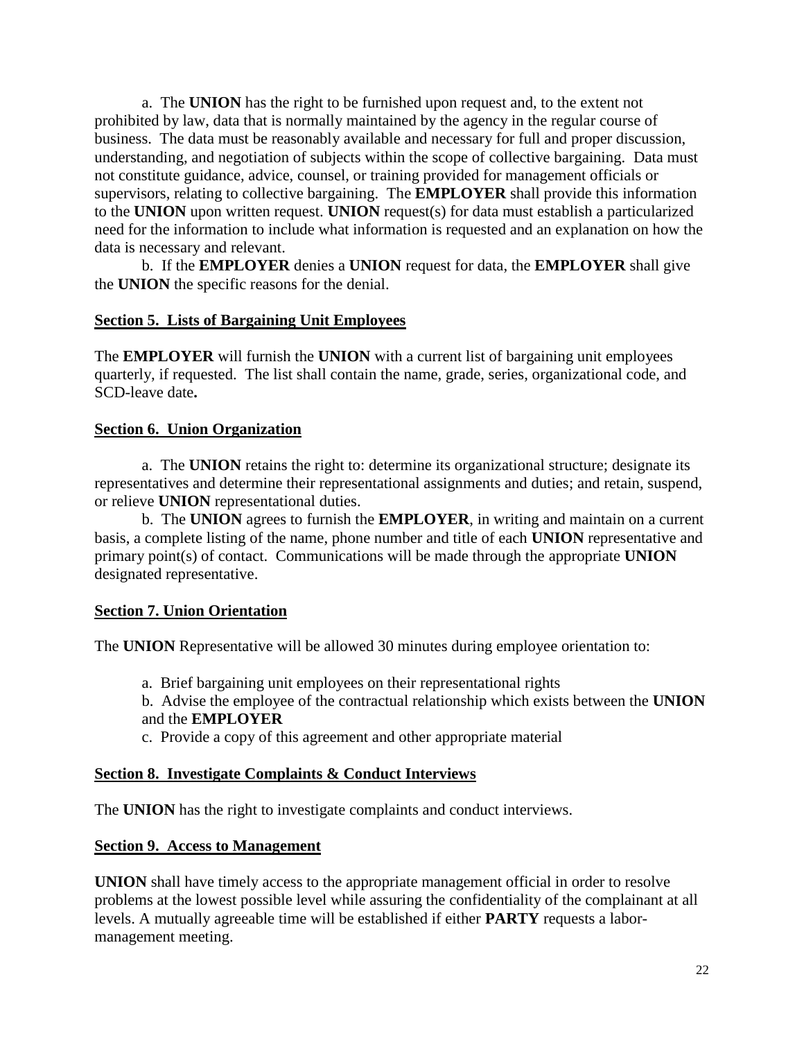a. The **UNION** has the right to be furnished upon request and, to the extent not prohibited by law, data that is normally maintained by the agency in the regular course of business. The data must be reasonably available and necessary for full and proper discussion, understanding, and negotiation of subjects within the scope of collective bargaining. Data must not constitute guidance, advice, counsel, or training provided for management officials or supervisors, relating to collective bargaining. The **EMPLOYER** shall provide this information to the **UNION** upon written request. **UNION** request(s) for data must establish a particularized need for the information to include what information is requested and an explanation on how the data is necessary and relevant.

b. If the **EMPLOYER** denies a **UNION** request for data, the **EMPLOYER** shall give the **UNION** the specific reasons for the denial.

**Section 5. Lists of Bargaining Unit Employees**

The **EMPLOYER** will furnish the **UNION** with a current list of bargaining unit employees quarterly, if requested. The list shall contain the name, grade, series, organizational code, and SCD-leave date**.**

**Section 6. Union Organization**

a. The **UNION** retains the right to: determine its organizational structure; designate its representatives and determine their representational assignments and duties; and retain, suspend, or relieve **UNION** representational duties.

b. The **UNION** agrees to furnish the **EMPLOYER**, in writing and maintain on a current basis, a complete listing of the name, phone number and title of each **UNION** representative and primary point(s) of contact. Communications will be made through the appropriate **UNION** designated representative.

**Section 7. Union Orientation**

The **UNION** Representative will be allowed 30 minutes during employee orientation to:

a. Brief bargaining unit employees on their representational rights

b. Advise the employee of the contractual relationship which exists between the **UNION** and the **EMPLOYER**

c. Provide a copy of this agreement and other appropriate material

**Section 8. Investigate Complaints & Conduct Interviews**

The **UNION** has the right to investigate complaints and conduct interviews.

**Section 9. Access to Management**

**UNION** shall have timely access to the appropriate management official in order to resolve problems at the lowest possible level while assuring the confidentiality of the complainant at all levels. A mutually agreeable time will be established if either **PARTY** requests a labor-management meeting.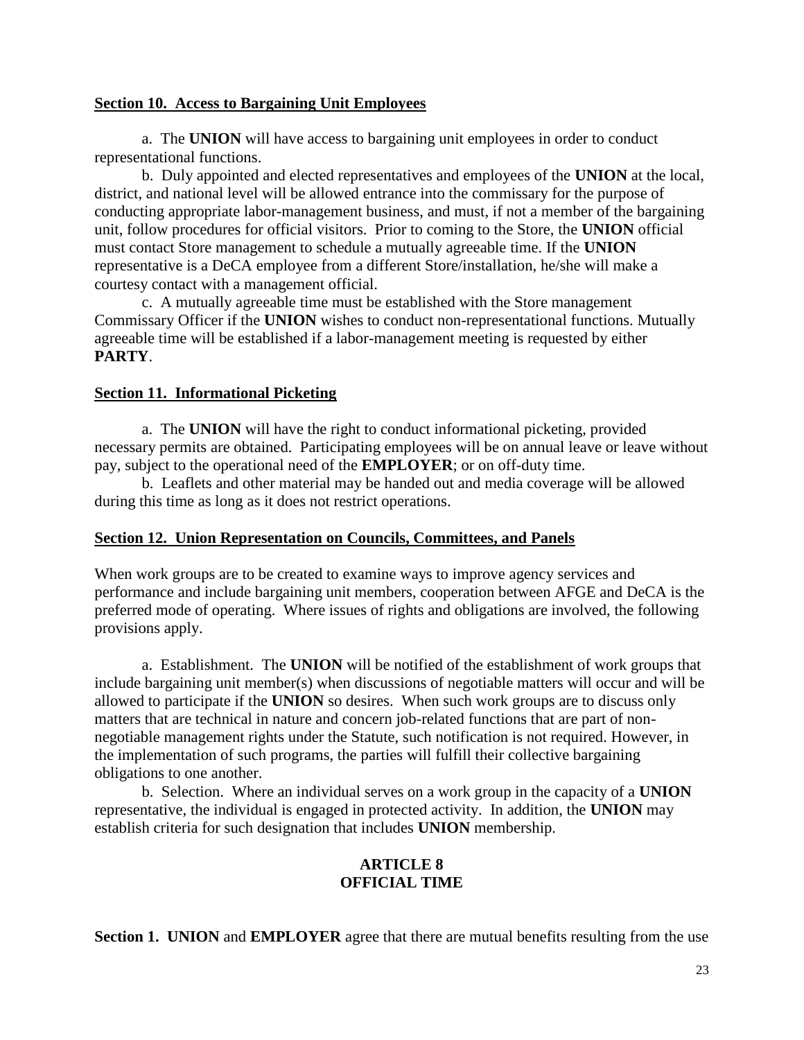**Section 10. Access to Bargaining Unit Employees**

a. The **UNION** will have access to bargaining unit employees in order to conduct representational functions.

b. Duly appointed and elected representatives and employees of the **UNION** at the local, district, and national level will be allowed entrance into the commissary for the purpose of conducting appropriate labor-management business, and must, if not a member of the bargaining unit, follow procedures for official visitors. Prior to coming to the Store, the **UNION** official must contact Store management to schedule a mutually agreeable time. If the **UNION** representative is a DeCA employee from a different Store/installation, he/she will make a courtesy contact with a management official.

c. A mutually agreeable time must be established with the Store management Commissary Officer if the **UNION** wishes to conduct non-representational functions. Mutually agreeable time will be established if a labor-management meeting is requested by either **PARTY**.

**Section 11. Informational Picketing**

a. The **UNION** will have the right to conduct informational picketing, provided necessary permits are obtained. Participating employees will be on annual leave or leave without pay, subject to the operational need of the **EMPLOYER**; or on off-duty time.

b. Leaflets and other material may be handed out and media coverage will be allowed during this time as long as it does not restrict operations.

**Section 12. Union Representation on Councils, Committees, and Panels**

When work groups are to be created to examine ways to improve agency services and performance and include bargaining unit members, cooperation between AFGE and DeCA is the preferred mode of operating. Where issues of rights and obligations are involved, the following provisions apply.

a. Establishment. The **UNION** will be notified of the establishment of work groups that include bargaining unit member(s) when discussions of negotiable matters will occur and will be allowed to participate if the **UNION** so desires. When such work groups are to discuss only matters that are technical in nature and concern job-related functions that are part of non-negotiable management rights under the Statute, such notification is not required. However, in the implementation of such programs, the parties will fulfill their collective bargaining obligations to one another.

b. Selection. Where an individual serves on a work group in the capacity of a **UNION** representative, the individual is engaged in protected activity. In addition, the **UNION** may establish criteria for such designation that includes **UNION** membership.

## ARTICLE 8
## OFFICIAL TIME

**Section 1. UNION** and **EMPLOYER** agree that there are mutual benefits resulting from the use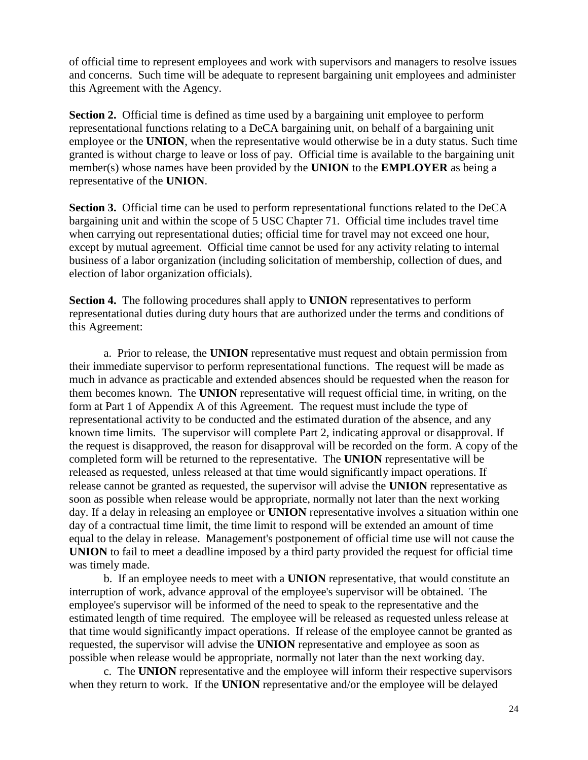of official time to represent employees and work with supervisors and managers to resolve issues and concerns. Such time will be adequate to represent bargaining unit employees and administer this Agreement with the Agency.

**Section 2.** Official time is defined as time used by a bargaining unit employee to perform representational functions relating to a DeCA bargaining unit, on behalf of a bargaining unit employee or the **UNION**, when the representative would otherwise be in a duty status. Such time granted is without charge to leave or loss of pay. Official time is available to the bargaining unit member(s) whose names have been provided by the **UNION** to the **EMPLOYER** as being a representative of the **UNION**.

**Section 3.** Official time can be used to perform representational functions related to the DeCA bargaining unit and within the scope of 5 USC Chapter 71. Official time includes travel time when carrying out representational duties; official time for travel may not exceed one hour, except by mutual agreement. Official time cannot be used for any activity relating to internal business of a labor organization (including solicitation of membership, collection of dues, and election of labor organization officials).

**Section 4.** The following procedures shall apply to **UNION** representatives to perform representational duties during duty hours that are authorized under the terms and conditions of this Agreement:

a. Prior to release, the **UNION** representative must request and obtain permission from their immediate supervisor to perform representational functions. The request will be made as much in advance as practicable and extended absences should be requested when the reason for them becomes known. The **UNION** representative will request official time, in writing, on the form at Part 1 of Appendix A of this Agreement. The request must include the type of representational activity to be conducted and the estimated duration of the absence, and any known time limits. The supervisor will complete Part 2, indicating approval or disapproval. If the request is disapproved, the reason for disapproval will be recorded on the form. A copy of the completed form will be returned to the representative. The **UNION** representative will be released as requested, unless released at that time would significantly impact operations. If release cannot be granted as requested, the supervisor will advise the **UNION** representative as soon as possible when release would be appropriate, normally not later than the next working day. If a delay in releasing an employee or **UNION** representative involves a situation within one day of a contractual time limit, the time limit to respond will be extended an amount of time equal to the delay in release. Management's postponement of official time use will not cause the **UNION** to fail to meet a deadline imposed by a third party provided the request for official time was timely made.

b. If an employee needs to meet with a **UNION** representative, that would constitute an interruption of work, advance approval of the employee's supervisor will be obtained. The employee's supervisor will be informed of the need to speak to the representative and the estimated length of time required. The employee will be released as requested unless release at that time would significantly impact operations. If release of the employee cannot be granted as requested, the supervisor will advise the **UNION** representative and employee as soon as possible when release would be appropriate, normally not later than the next working day.

c. The **UNION** representative and the employee will inform their respective supervisors when they return to work. If the **UNION** representative and/or the employee will be delayed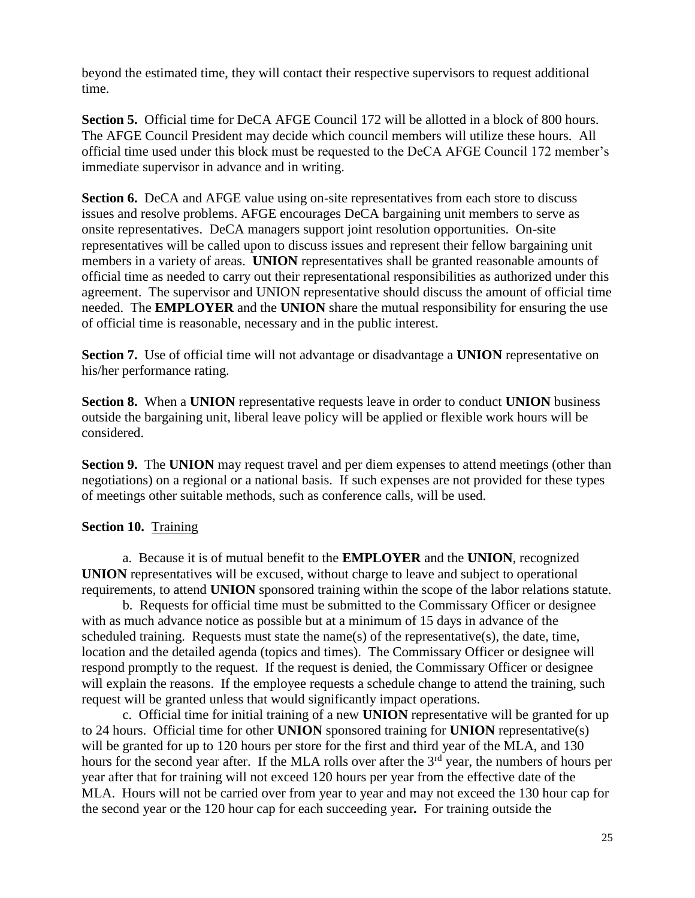beyond the estimated time, they will contact their respective supervisors to request additional time.

**Section 5.** Official time for DeCA AFGE Council 172 will be allotted in a block of 800 hours. The AFGE Council President may decide which council members will utilize these hours. All official time used under this block must be requested to the DeCA AFGE Council 172 member's immediate supervisor in advance and in writing.

**Section 6.** DeCA and AFGE value using on-site representatives from each store to discuss issues and resolve problems. AFGE encourages DeCA bargaining unit members to serve as onsite representatives. DeCA managers support joint resolution opportunities. On-site representatives will be called upon to discuss issues and represent their fellow bargaining unit members in a variety of areas. **UNION** representatives shall be granted reasonable amounts of official time as needed to carry out their representational responsibilities as authorized under this agreement. The supervisor and UNION representative should discuss the amount of official time needed. The **EMPLOYER** and the **UNION** share the mutual responsibility for ensuring the use of official time is reasonable, necessary and in the public interest.

**Section 7.** Use of official time will not advantage or disadvantage a **UNION** representative on his/her performance rating.

**Section 8.** When a **UNION** representative requests leave in order to conduct **UNION** business outside the bargaining unit, liberal leave policy will be applied or flexible work hours will be considered.

**Section 9.** The **UNION** may request travel and per diem expenses to attend meetings (other than negotiations) on a regional or a national basis. If such expenses are not provided for these types of meetings other suitable methods, such as conference calls, will be used.

**Section 10.** Training

a. Because it is of mutual benefit to the **EMPLOYER** and the **UNION**, recognized **UNION** representatives will be excused, without charge to leave and subject to operational requirements, to attend **UNION** sponsored training within the scope of the labor relations statute.

b. Requests for official time must be submitted to the Commissary Officer or designee with as much advance notice as possible but at a minimum of 15 days in advance of the scheduled training. Requests must state the name(s) of the representative(s), the date, time, location and the detailed agenda (topics and times). The Commissary Officer or designee will respond promptly to the request. If the request is denied, the Commissary Officer or designee will explain the reasons. If the employee requests a schedule change to attend the training, such request will be granted unless that would significantly impact operations.

c. Official time for initial training of a new **UNION** representative will be granted for up to 24 hours. Official time for other **UNION** sponsored training for **UNION** representative(s) will be granted for up to 120 hours per store for the first and third year of the MLA, and 130 hours for the second year after. If the MLA rolls over after the 3rd year, the numbers of hours per year after that for training will not exceed 120 hours per year from the effective date of the MLA. Hours will not be carried over from year to year and may not exceed the 130 hour cap for the second year or the 120 hour cap for each succeeding year**.** For training outside the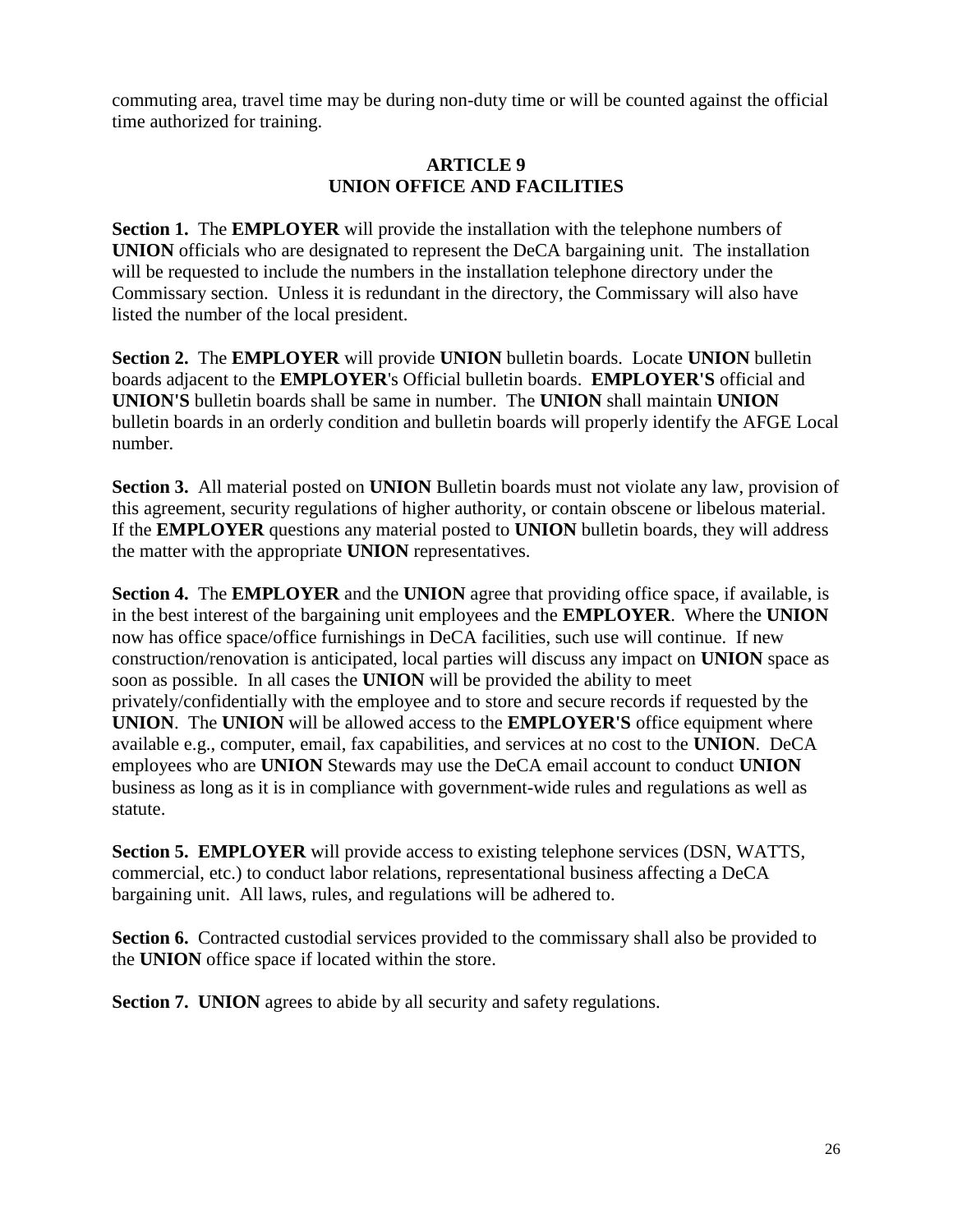commuting area, travel time may be during non-duty time or will be counted against the official time authorized for training.

## ARTICLE 9
## UNION OFFICE AND FACILITIES

**Section 1.** The **EMPLOYER** will provide the installation with the telephone numbers of **UNION** officials who are designated to represent the DeCA bargaining unit. The installation will be requested to include the numbers in the installation telephone directory under the Commissary section. Unless it is redundant in the directory, the Commissary will also have listed the number of the local president.

**Section 2.** The **EMPLOYER** will provide **UNION** bulletin boards. Locate **UNION** bulletin boards adjacent to the **EMPLOYER**'s Official bulletin boards. **EMPLOYER'S** official and **UNION'S** bulletin boards shall be same in number. The **UNION** shall maintain **UNION** bulletin boards in an orderly condition and bulletin boards will properly identify the AFGE Local number.

**Section 3.** All material posted on **UNION** Bulletin boards must not violate any law, provision of this agreement, security regulations of higher authority, or contain obscene or libelous material. If the **EMPLOYER** questions any material posted to **UNION** bulletin boards, they will address the matter with the appropriate **UNION** representatives.

**Section 4.** The **EMPLOYER** and the **UNION** agree that providing office space, if available, is in the best interest of the bargaining unit employees and the **EMPLOYER**. Where the **UNION** now has office space/office furnishings in DeCA facilities, such use will continue. If new construction/renovation is anticipated, local parties will discuss any impact on **UNION** space as soon as possible. In all cases the **UNION** will be provided the ability to meet privately/confidentially with the employee and to store and secure records if requested by the **UNION**. The **UNION** will be allowed access to the **EMPLOYER'S** office equipment where available e.g., computer, email, fax capabilities, and services at no cost to the **UNION**. DeCA employees who are **UNION** Stewards may use the DeCA email account to conduct **UNION** business as long as it is in compliance with government-wide rules and regulations as well as statute.

**Section 5. EMPLOYER** will provide access to existing telephone services (DSN, WATTS, commercial, etc.) to conduct labor relations, representational business affecting a DeCA bargaining unit. All laws, rules, and regulations will be adhered to.

**Section 6.** Contracted custodial services provided to the commissary shall also be provided to the **UNION** office space if located within the store.

**Section 7. UNION** agrees to abide by all security and safety regulations.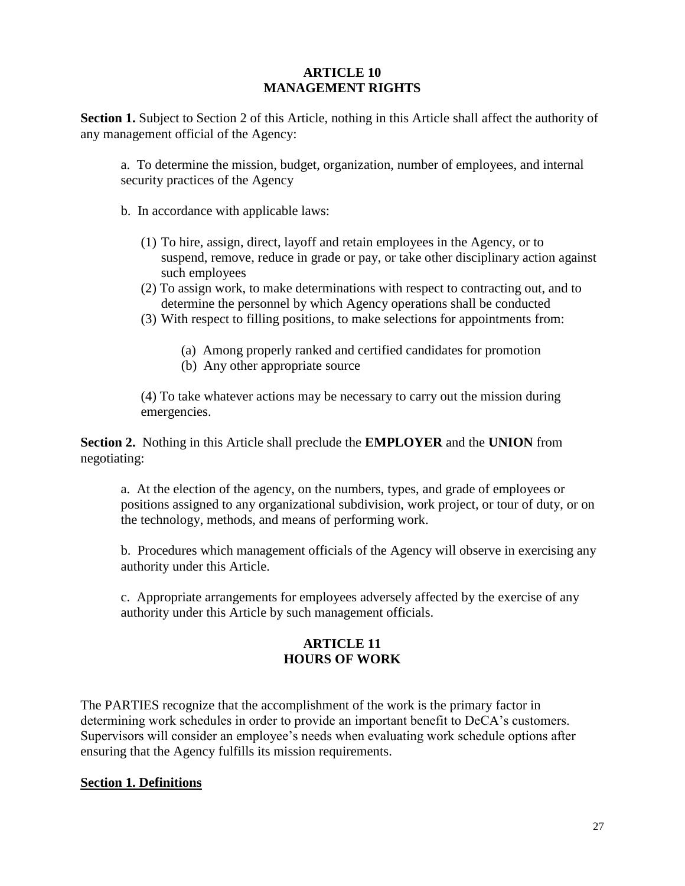# ARTICLE 10
# MANAGEMENT RIGHTS

**Section 1.** Subject to Section 2 of this Article, nothing in this Article shall affect the authority of any management official of the Agency:

a. To determine the mission, budget, organization, number of employees, and internal security practices of the Agency

b. In accordance with applicable laws:

(1) To hire, assign, direct, layoff and retain employees in the Agency, or to suspend, remove, reduce in grade or pay, or take other disciplinary action against such employees

(2) To assign work, to make determinations with respect to contracting out, and to determine the personnel by which Agency operations shall be conducted

(3) With respect to filling positions, to make selections for appointments from:

(a) Among properly ranked and certified candidates for promotion

(b) Any other appropriate source

(4) To take whatever actions may be necessary to carry out the mission during emergencies.

**Section 2.** Nothing in this Article shall preclude the **EMPLOYER** and the **UNION** from negotiating:

a. At the election of the agency, on the numbers, types, and grade of employees or positions assigned to any organizational subdivision, work project, or tour of duty, or on the technology, methods, and means of performing work.

b. Procedures which management officials of the Agency will observe in exercising any authority under this Article.

c. Appropriate arrangements for employees adversely affected by the exercise of any authority under this Article by such management officials.

# ARTICLE 11
# HOURS OF WORK

The PARTIES recognize that the accomplishment of the work is the primary factor in determining work schedules in order to provide an important benefit to DeCA's customers. Supervisors will consider an employee's needs when evaluating work schedule options after ensuring that the Agency fulfills its mission requirements.

**Section 1. Definitions**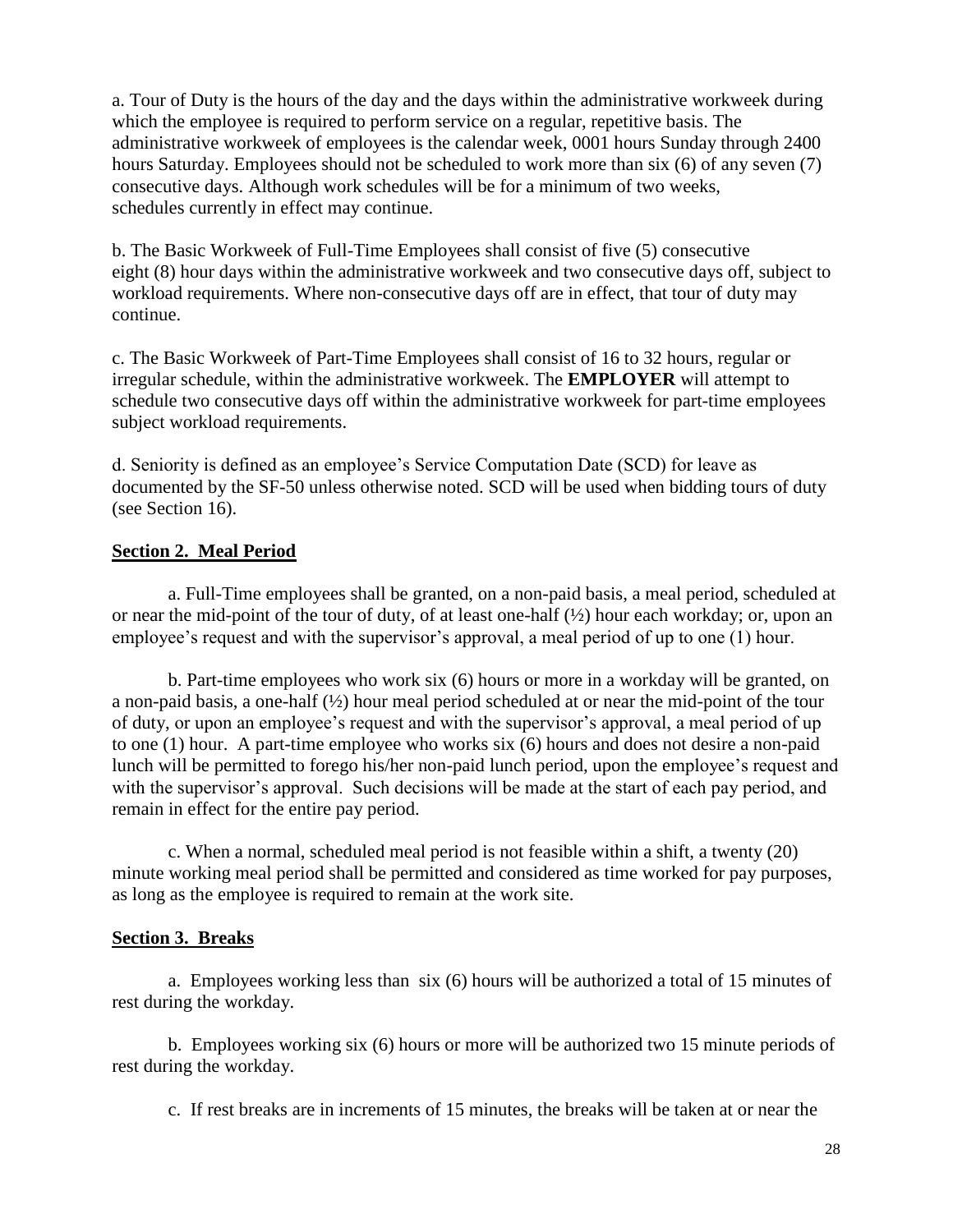a. Tour of Duty is the hours of the day and the days within the administrative workweek during which the employee is required to perform service on a regular, repetitive basis. The administrative workweek of employees is the calendar week, 0001 hours Sunday through 2400 hours Saturday. Employees should not be scheduled to work more than six (6) of any seven (7) consecutive days. Although work schedules will be for a minimum of two weeks, schedules currently in effect may continue.

b. The Basic Workweek of Full-Time Employees shall consist of five (5) consecutive eight (8) hour days within the administrative workweek and two consecutive days off, subject to workload requirements. Where non-consecutive days off are in effect, that tour of duty may continue.

c. The Basic Workweek of Part-Time Employees shall consist of 16 to 32 hours, regular or irregular schedule, within the administrative workweek. The **EMPLOYER** will attempt to schedule two consecutive days off within the administrative workweek for part-time employees subject workload requirements.

d. Seniority is defined as an employee's Service Computation Date (SCD) for leave as documented by the SF-50 unless otherwise noted. SCD will be used when bidding tours of duty (see Section 16).

**Section 2. Meal Period**

a. Full-Time employees shall be granted, on a non-paid basis, a meal period, scheduled at or near the mid-point of the tour of duty, of at least one-half (½) hour each workday; or, upon an employee's request and with the supervisor's approval, a meal period of up to one (1) hour.

b. Part-time employees who work six (6) hours or more in a workday will be granted, on a non-paid basis, a one-half (½) hour meal period scheduled at or near the mid-point of the tour of duty, or upon an employee's request and with the supervisor's approval, a meal period of up to one (1) hour. A part-time employee who works six (6) hours and does not desire a non-paid lunch will be permitted to forego his/her non-paid lunch period, upon the employee's request and with the supervisor's approval. Such decisions will be made at the start of each pay period, and remain in effect for the entire pay period.

c. When a normal, scheduled meal period is not feasible within a shift, a twenty (20) minute working meal period shall be permitted and considered as time worked for pay purposes, as long as the employee is required to remain at the work site.

**Section 3. Breaks**

a. Employees working less than six (6) hours will be authorized a total of 15 minutes of rest during the workday.

b. Employees working six (6) hours or more will be authorized two 15 minute periods of rest during the workday.

c. If rest breaks are in increments of 15 minutes, the breaks will be taken at or near the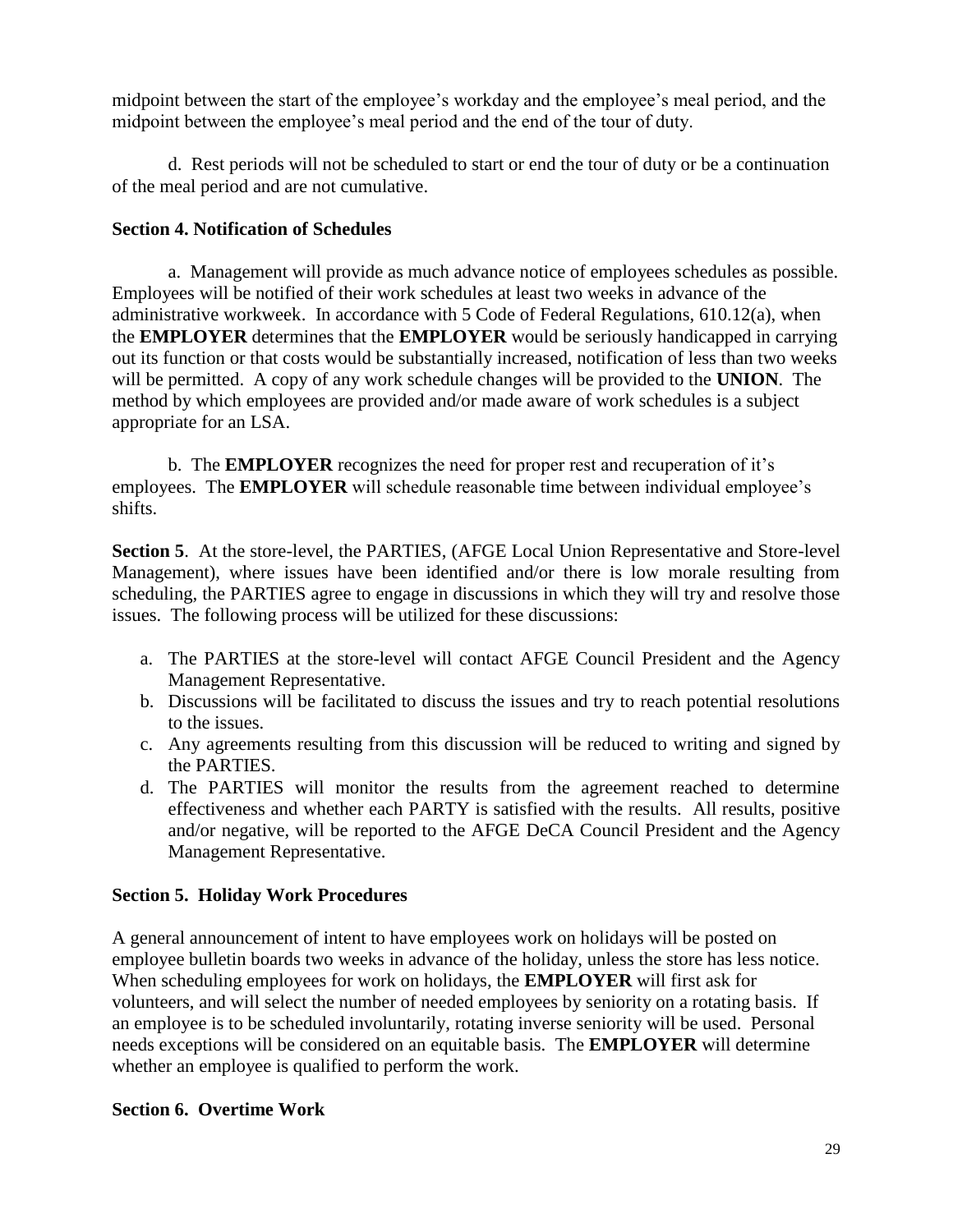midpoint between the start of the employee's workday and the employee's meal period, and the midpoint between the employee's meal period and the end of the tour of duty.

d. Rest periods will not be scheduled to start or end the tour of duty or be a continuation of the meal period and are not cumulative.

**Section 4. Notification of Schedules**

a. Management will provide as much advance notice of employees schedules as possible. Employees will be notified of their work schedules at least two weeks in advance of the administrative workweek. In accordance with 5 Code of Federal Regulations, 610.12(a), when the **EMPLOYER** determines that the **EMPLOYER** would be seriously handicapped in carrying out its function or that costs would be substantially increased, notification of less than two weeks will be permitted. A copy of any work schedule changes will be provided to the **UNION**. The method by which employees are provided and/or made aware of work schedules is a subject appropriate for an LSA.

b. The **EMPLOYER** recognizes the need for proper rest and recuperation of it's employees. The **EMPLOYER** will schedule reasonable time between individual employee's shifts.

**Section 5**. At the store-level, the PARTIES, (AFGE Local Union Representative and Store-level Management), where issues have been identified and/or there is low morale resulting from scheduling, the PARTIES agree to engage in discussions in which they will try and resolve those issues. The following process will be utilized for these discussions:

a. The PARTIES at the store-level will contact AFGE Council President and the Agency Management Representative.
b. Discussions will be facilitated to discuss the issues and try to reach potential resolutions to the issues.
c. Any agreements resulting from this discussion will be reduced to writing and signed by the PARTIES.
d. The PARTIES will monitor the results from the agreement reached to determine effectiveness and whether each PARTY is satisfied with the results. All results, positive and/or negative, will be reported to the AFGE DeCA Council President and the Agency Management Representative.

**Section 5. Holiday Work Procedures**

A general announcement of intent to have employees work on holidays will be posted on employee bulletin boards two weeks in advance of the holiday, unless the store has less notice. When scheduling employees for work on holidays, the **EMPLOYER** will first ask for volunteers, and will select the number of needed employees by seniority on a rotating basis. If an employee is to be scheduled involuntarily, rotating inverse seniority will be used. Personal needs exceptions will be considered on an equitable basis. The **EMPLOYER** will determine whether an employee is qualified to perform the work.

**Section 6. Overtime Work**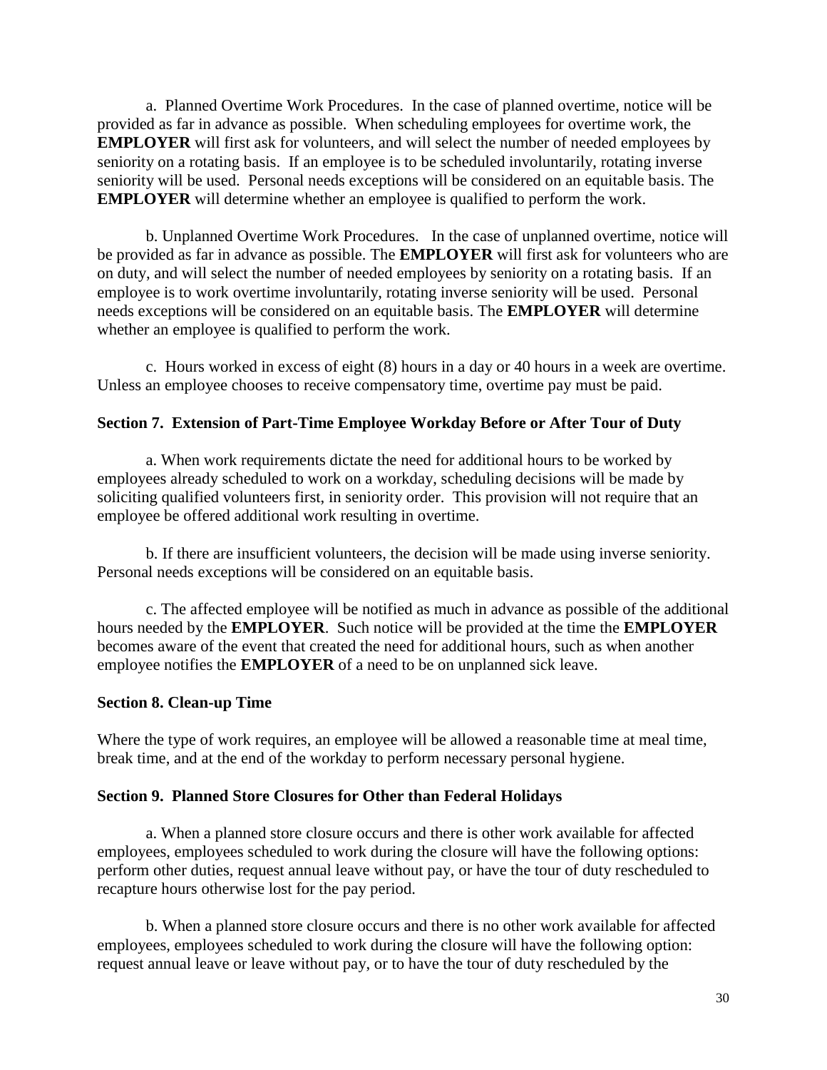a. Planned Overtime Work Procedures. In the case of planned overtime, notice will be provided as far in advance as possible. When scheduling employees for overtime work, the **EMPLOYER** will first ask for volunteers, and will select the number of needed employees by seniority on a rotating basis. If an employee is to be scheduled involuntarily, rotating inverse seniority will be used. Personal needs exceptions will be considered on an equitable basis. The **EMPLOYER** will determine whether an employee is qualified to perform the work.

b. Unplanned Overtime Work Procedures. In the case of unplanned overtime, notice will be provided as far in advance as possible. The **EMPLOYER** will first ask for volunteers who are on duty, and will select the number of needed employees by seniority on a rotating basis. If an employee is to work overtime involuntarily, rotating inverse seniority will be used. Personal needs exceptions will be considered on an equitable basis. The **EMPLOYER** will determine whether an employee is qualified to perform the work.

c. Hours worked in excess of eight (8) hours in a day or 40 hours in a week are overtime. Unless an employee chooses to receive compensatory time, overtime pay must be paid.

### Section 7. Extension of Part-Time Employee Workday Before or After Tour of Duty

a. When work requirements dictate the need for additional hours to be worked by employees already scheduled to work on a workday, scheduling decisions will be made by soliciting qualified volunteers first, in seniority order. This provision will not require that an employee be offered additional work resulting in overtime.

b. If there are insufficient volunteers, the decision will be made using inverse seniority. Personal needs exceptions will be considered on an equitable basis.

c. The affected employee will be notified as much in advance as possible of the additional hours needed by the **EMPLOYER**. Such notice will be provided at the time the **EMPLOYER** becomes aware of the event that created the need for additional hours, such as when another employee notifies the **EMPLOYER** of a need to be on unplanned sick leave.

### Section 8. Clean-up Time

Where the type of work requires, an employee will be allowed a reasonable time at meal time, break time, and at the end of the workday to perform necessary personal hygiene.

### Section 9. Planned Store Closures for Other than Federal Holidays

a. When a planned store closure occurs and there is other work available for affected employees, employees scheduled to work during the closure will have the following options: perform other duties, request annual leave without pay, or have the tour of duty rescheduled to recapture hours otherwise lost for the pay period.

b. When a planned store closure occurs and there is no other work available for affected employees, employees scheduled to work during the closure will have the following option: request annual leave or leave without pay, or to have the tour of duty rescheduled by the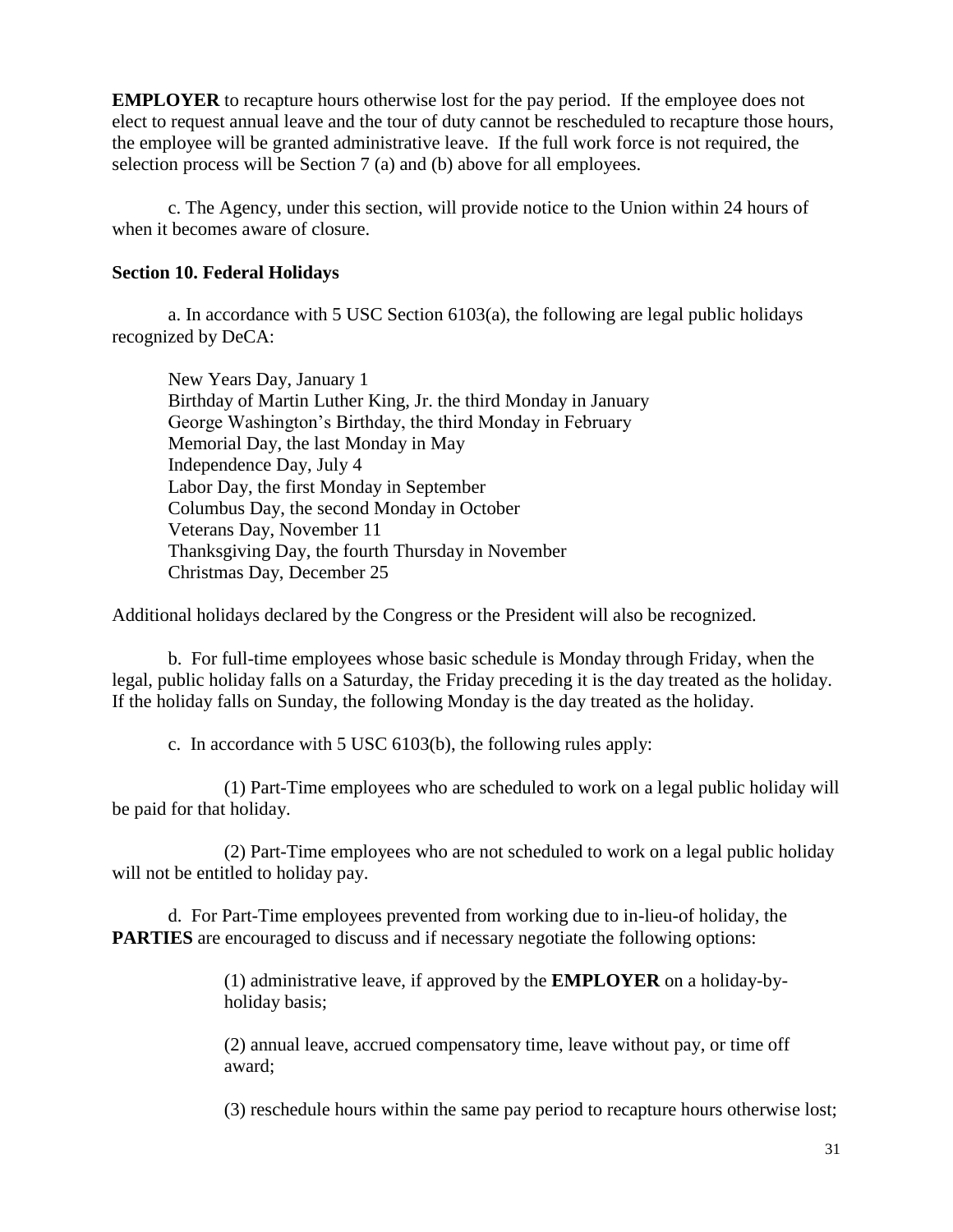**EMPLOYER** to recapture hours otherwise lost for the pay period. If the employee does not elect to request annual leave and the tour of duty cannot be rescheduled to recapture those hours, the employee will be granted administrative leave. If the full work force is not required, the selection process will be Section 7 (a) and (b) above for all employees.

c. The Agency, under this section, will provide notice to the Union within 24 hours of when it becomes aware of closure.

**Section 10. Federal Holidays**

a. In accordance with 5 USC Section 6103(a), the following are legal public holidays recognized by DeCA:

New Years Day, January 1
Birthday of Martin Luther King, Jr. the third Monday in January
George Washington's Birthday, the third Monday in February
Memorial Day, the last Monday in May
Independence Day, July 4
Labor Day, the first Monday in September
Columbus Day, the second Monday in October
Veterans Day, November 11
Thanksgiving Day, the fourth Thursday in November
Christmas Day, December 25

Additional holidays declared by the Congress or the President will also be recognized.

b. For full-time employees whose basic schedule is Monday through Friday, when the legal, public holiday falls on a Saturday, the Friday preceding it is the day treated as the holiday. If the holiday falls on Sunday, the following Monday is the day treated as the holiday.

c. In accordance with 5 USC 6103(b), the following rules apply:

(1) Part-Time employees who are scheduled to work on a legal public holiday will be paid for that holiday.

(2) Part-Time employees who are not scheduled to work on a legal public holiday will not be entitled to holiday pay.

d. For Part-Time employees prevented from working due to in-lieu-of holiday, the **PARTIES** are encouraged to discuss and if necessary negotiate the following options:

(1) administrative leave, if approved by the **EMPLOYER** on a holiday-by-holiday basis;

(2) annual leave, accrued compensatory time, leave without pay, or time off award;

(3) reschedule hours within the same pay period to recapture hours otherwise lost;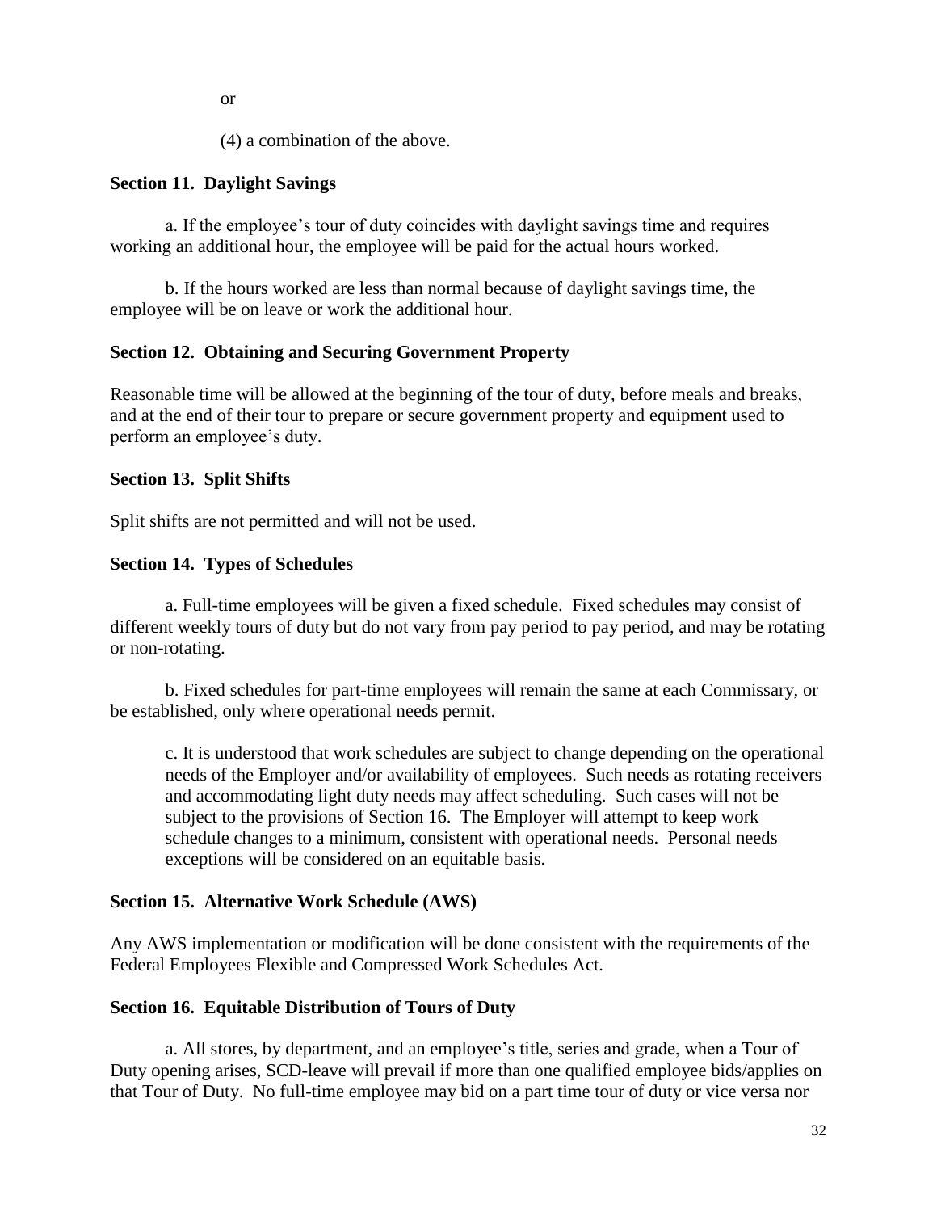or

(4) a combination of the above.

**Section 11. Daylight Savings**

a. If the employee's tour of duty coincides with daylight savings time and requires working an additional hour, the employee will be paid for the actual hours worked.

b. If the hours worked are less than normal because of daylight savings time, the employee will be on leave or work the additional hour.

**Section 12. Obtaining and Securing Government Property**

Reasonable time will be allowed at the beginning of the tour of duty, before meals and breaks, and at the end of their tour to prepare or secure government property and equipment used to perform an employee's duty.

**Section 13. Split Shifts**

Split shifts are not permitted and will not be used.

**Section 14. Types of Schedules**

a. Full-time employees will be given a fixed schedule. Fixed schedules may consist of different weekly tours of duty but do not vary from pay period to pay period, and may be rotating or non-rotating.

b. Fixed schedules for part-time employees will remain the same at each Commissary, or be established, only where operational needs permit.

c. It is understood that work schedules are subject to change depending on the operational needs of the Employer and/or availability of employees. Such needs as rotating receivers and accommodating light duty needs may affect scheduling. Such cases will not be subject to the provisions of Section 16. The Employer will attempt to keep work schedule changes to a minimum, consistent with operational needs. Personal needs exceptions will be considered on an equitable basis.

**Section 15. Alternative Work Schedule (AWS)**

Any AWS implementation or modification will be done consistent with the requirements of the Federal Employees Flexible and Compressed Work Schedules Act.

**Section 16. Equitable Distribution of Tours of Duty**

a. All stores, by department, and an employee's title, series and grade, when a Tour of Duty opening arises, SCD-leave will prevail if more than one qualified employee bids/applies on that Tour of Duty. No full-time employee may bid on a part time tour of duty or vice versa nor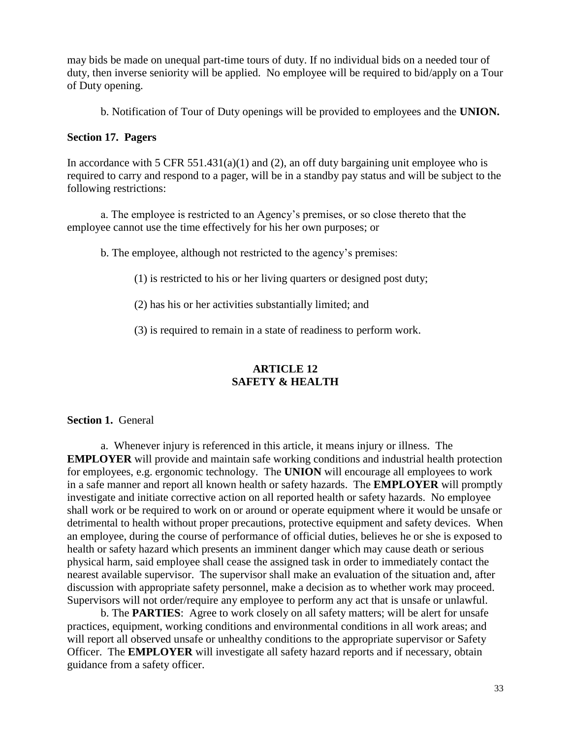may bids be made on unequal part-time tours of duty. If no individual bids on a needed tour of duty, then inverse seniority will be applied. No employee will be required to bid/apply on a Tour of Duty opening.

b. Notification of Tour of Duty openings will be provided to employees and the **UNION.**

**Section 17. Pagers**

In accordance with 5 CFR 551.431(a)(1) and (2), an off duty bargaining unit employee who is required to carry and respond to a pager, will be in a standby pay status and will be subject to the following restrictions:

a. The employee is restricted to an Agency's premises, or so close thereto that the employee cannot use the time effectively for his her own purposes; or

b. The employee, although not restricted to the agency's premises:

(1) is restricted to his or her living quarters or designed post duty;

(2) has his or her activities substantially limited; and

(3) is required to remain in a state of readiness to perform work.

## ARTICLE 12
## SAFETY & HEALTH

**Section 1.** General

a. Whenever injury is referenced in this article, it means injury or illness. The **EMPLOYER** will provide and maintain safe working conditions and industrial health protection for employees, e.g. ergonomic technology. The **UNION** will encourage all employees to work in a safe manner and report all known health or safety hazards. The **EMPLOYER** will promptly investigate and initiate corrective action on all reported health or safety hazards. No employee shall work or be required to work on or around or operate equipment where it would be unsafe or detrimental to health without proper precautions, protective equipment and safety devices. When an employee, during the course of performance of official duties, believes he or she is exposed to health or safety hazard which presents an imminent danger which may cause death or serious physical harm, said employee shall cease the assigned task in order to immediately contact the nearest available supervisor. The supervisor shall make an evaluation of the situation and, after discussion with appropriate safety personnel, make a decision as to whether work may proceed. Supervisors will not order/require any employee to perform any act that is unsafe or unlawful.

b. The **PARTIES**: Agree to work closely on all safety matters; will be alert for unsafe practices, equipment, working conditions and environmental conditions in all work areas; and will report all observed unsafe or unhealthy conditions to the appropriate supervisor or Safety Officer. The **EMPLOYER** will investigate all safety hazard reports and if necessary, obtain guidance from a safety officer.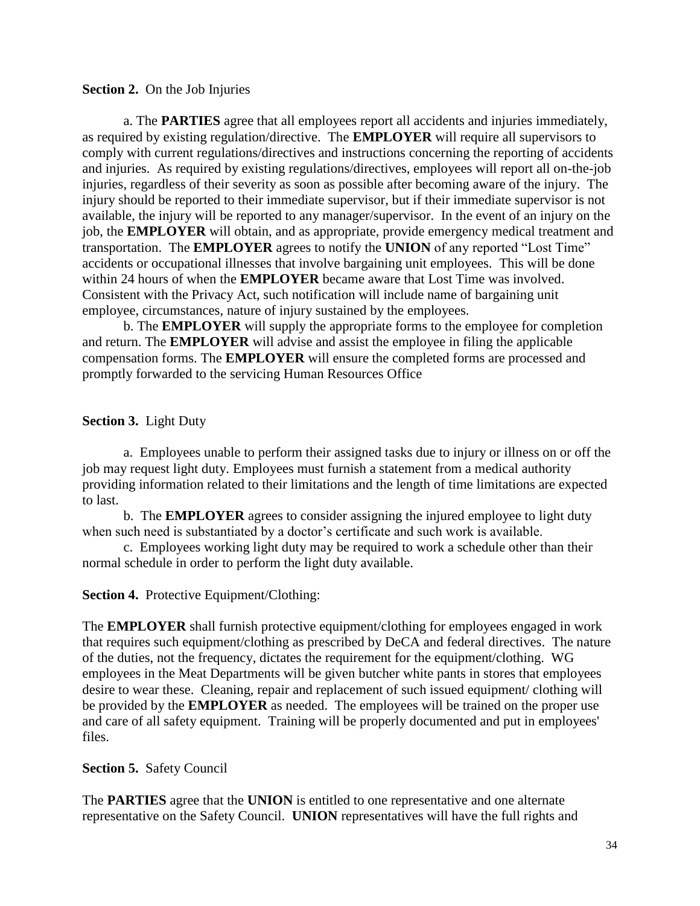**Section 2.** On the Job Injuries

a. The **PARTIES** agree that all employees report all accidents and injuries immediately, as required by existing regulation/directive. The **EMPLOYER** will require all supervisors to comply with current regulations/directives and instructions concerning the reporting of accidents and injuries. As required by existing regulations/directives, employees will report all on-the-job injuries, regardless of their severity as soon as possible after becoming aware of the injury. The injury should be reported to their immediate supervisor, but if their immediate supervisor is not available, the injury will be reported to any manager/supervisor. In the event of an injury on the job, the **EMPLOYER** will obtain, and as appropriate, provide emergency medical treatment and transportation. The **EMPLOYER** agrees to notify the **UNION** of any reported "Lost Time" accidents or occupational illnesses that involve bargaining unit employees. This will be done within 24 hours of when the **EMPLOYER** became aware that Lost Time was involved. Consistent with the Privacy Act, such notification will include name of bargaining unit employee, circumstances, nature of injury sustained by the employees.

b. The **EMPLOYER** will supply the appropriate forms to the employee for completion and return. The **EMPLOYER** will advise and assist the employee in filing the applicable compensation forms. The **EMPLOYER** will ensure the completed forms are processed and promptly forwarded to the servicing Human Resources Office

**Section 3.** Light Duty

a. Employees unable to perform their assigned tasks due to injury or illness on or off the job may request light duty. Employees must furnish a statement from a medical authority providing information related to their limitations and the length of time limitations are expected to last.

b. The **EMPLOYER** agrees to consider assigning the injured employee to light duty when such need is substantiated by a doctor's certificate and such work is available.

c. Employees working light duty may be required to work a schedule other than their normal schedule in order to perform the light duty available.

**Section 4.** Protective Equipment/Clothing:

The **EMPLOYER** shall furnish protective equipment/clothing for employees engaged in work that requires such equipment/clothing as prescribed by DeCA and federal directives. The nature of the duties, not the frequency, dictates the requirement for the equipment/clothing. WG employees in the Meat Departments will be given butcher white pants in stores that employees desire to wear these. Cleaning, repair and replacement of such issued equipment/ clothing will be provided by the **EMPLOYER** as needed. The employees will be trained on the proper use and care of all safety equipment. Training will be properly documented and put in employees' files.

**Section 5.** Safety Council

The **PARTIES** agree that the **UNION** is entitled to one representative and one alternate representative on the Safety Council. **UNION** representatives will have the full rights and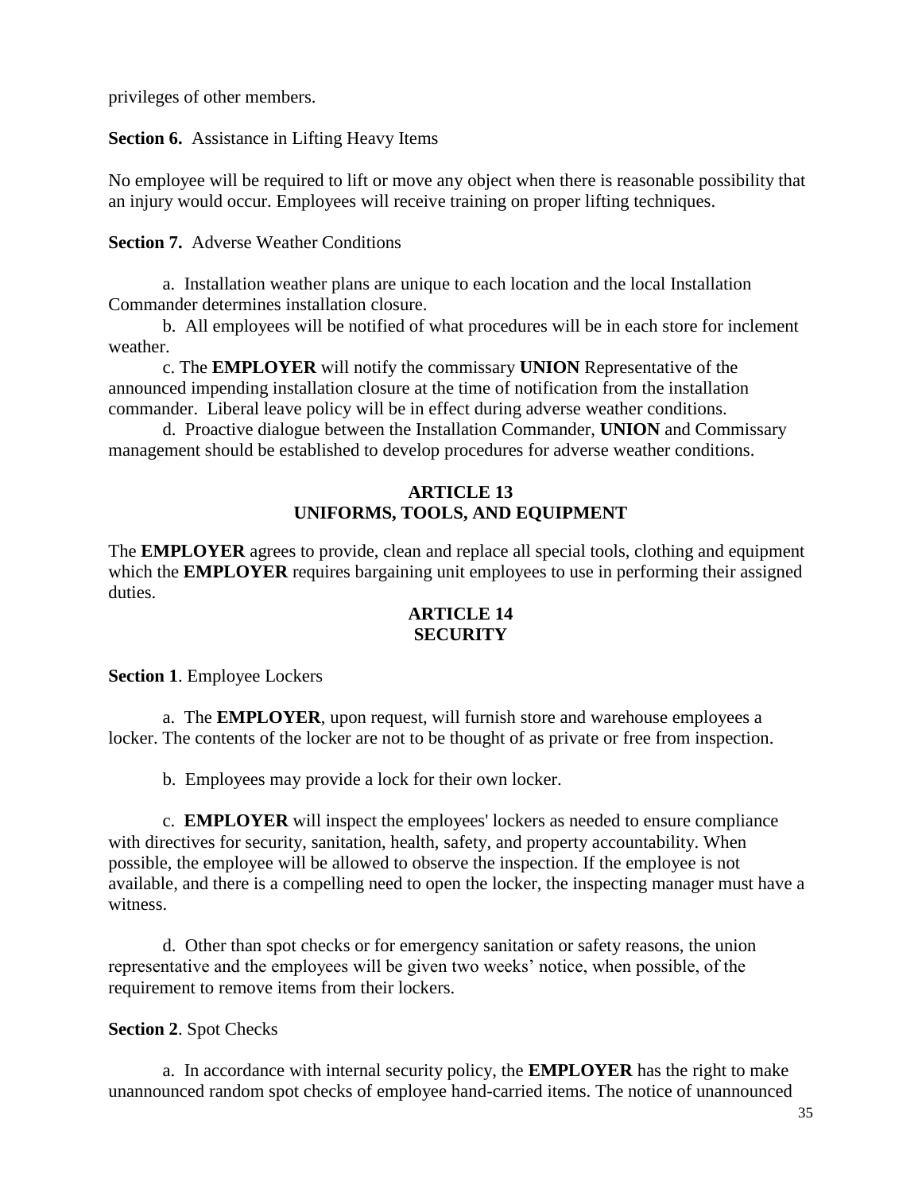privileges of other members.

**Section 6.** Assistance in Lifting Heavy Items

No employee will be required to lift or move any object when there is reasonable possibility that an injury would occur. Employees will receive training on proper lifting techniques.

**Section 7.** Adverse Weather Conditions

a. Installation weather plans are unique to each location and the local Installation Commander determines installation closure.

b. All employees will be notified of what procedures will be in each store for inclement weather.

c. The **EMPLOYER** will notify the commissary **UNION** Representative of the announced impending installation closure at the time of notification from the installation commander. Liberal leave policy will be in effect during adverse weather conditions.

d. Proactive dialogue between the Installation Commander, **UNION** and Commissary management should be established to develop procedures for adverse weather conditions.

## ARTICLE 13
## UNIFORMS, TOOLS, AND EQUIPMENT

The **EMPLOYER** agrees to provide, clean and replace all special tools, clothing and equipment which the **EMPLOYER** requires bargaining unit employees to use in performing their assigned duties.

## ARTICLE 14
## SECURITY

**Section 1**. Employee Lockers

a. The **EMPLOYER**, upon request, will furnish store and warehouse employees a locker. The contents of the locker are not to be thought of as private or free from inspection.

b. Employees may provide a lock for their own locker.

c. **EMPLOYER** will inspect the employees' lockers as needed to ensure compliance with directives for security, sanitation, health, safety, and property accountability. When possible, the employee will be allowed to observe the inspection. If the employee is not available, and there is a compelling need to open the locker, the inspecting manager must have a witness.

d. Other than spot checks or for emergency sanitation or safety reasons, the union representative and the employees will be given two weeks' notice, when possible, of the requirement to remove items from their lockers.

**Section 2**. Spot Checks

a. In accordance with internal security policy, the **EMPLOYER** has the right to make unannounced random spot checks of employee hand-carried items. The notice of unannounced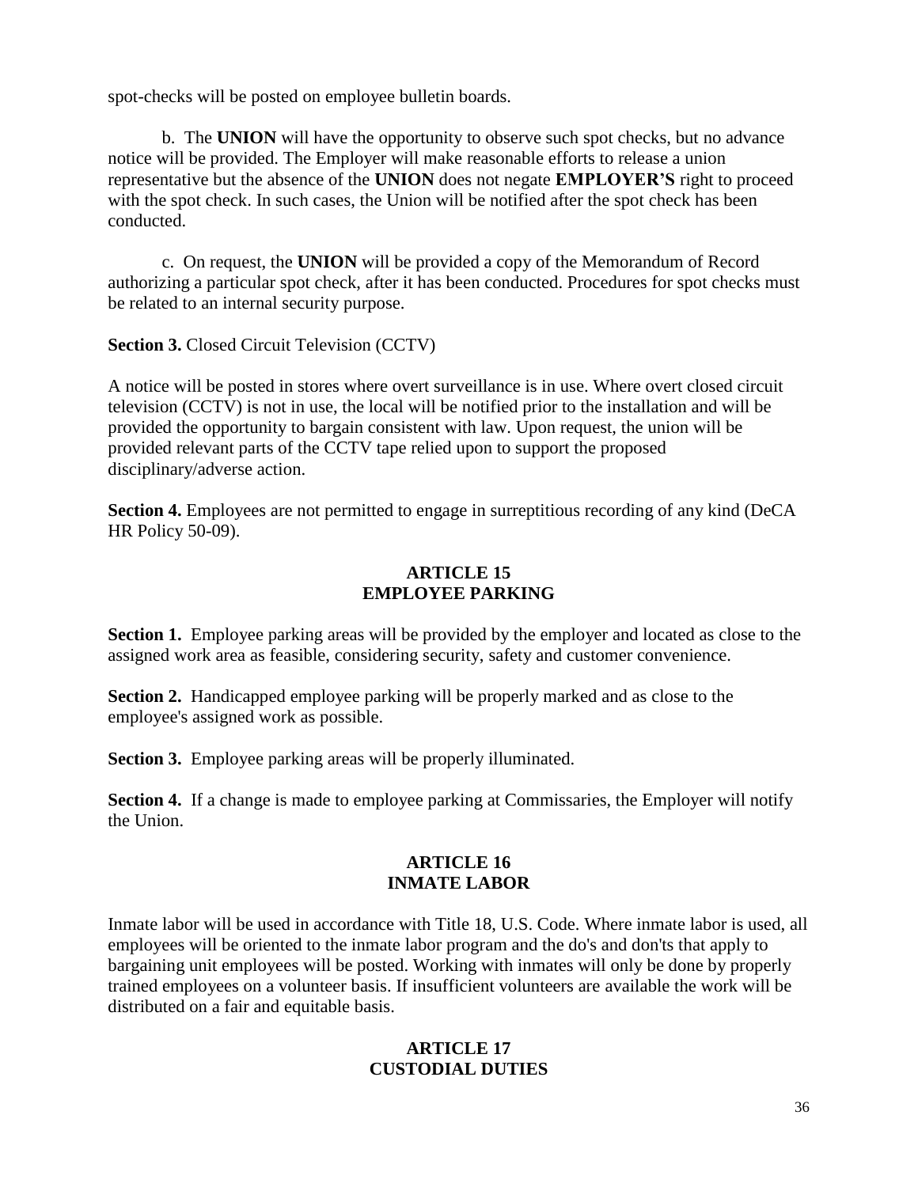spot-checks will be posted on employee bulletin boards.

b. The **UNION** will have the opportunity to observe such spot checks, but no advance notice will be provided. The Employer will make reasonable efforts to release a union representative but the absence of the **UNION** does not negate **EMPLOYER'S** right to proceed with the spot check. In such cases, the Union will be notified after the spot check has been conducted.

c. On request, the **UNION** will be provided a copy of the Memorandum of Record authorizing a particular spot check, after it has been conducted. Procedures for spot checks must be related to an internal security purpose.

**Section 3.** Closed Circuit Television (CCTV)

A notice will be posted in stores where overt surveillance is in use. Where overt closed circuit television (CCTV) is not in use, the local will be notified prior to the installation and will be provided the opportunity to bargain consistent with law. Upon request, the union will be provided relevant parts of the CCTV tape relied upon to support the proposed disciplinary/adverse action.

**Section 4.** Employees are not permitted to engage in surreptitious recording of any kind (DeCA HR Policy 50-09).

## ARTICLE 15
## EMPLOYEE PARKING

**Section 1.** Employee parking areas will be provided by the employer and located as close to the assigned work area as feasible, considering security, safety and customer convenience.

**Section 2.** Handicapped employee parking will be properly marked and as close to the employee's assigned work as possible.

**Section 3.** Employee parking areas will be properly illuminated.

**Section 4.** If a change is made to employee parking at Commissaries, the Employer will notify the Union.

## ARTICLE 16
## INMATE LABOR

Inmate labor will be used in accordance with Title 18, U.S. Code. Where inmate labor is used, all employees will be oriented to the inmate labor program and the do's and don'ts that apply to bargaining unit employees will be posted. Working with inmates will only be done by properly trained employees on a volunteer basis. If insufficient volunteers are available the work will be distributed on a fair and equitable basis.

## ARTICLE 17
## CUSTODIAL DUTIES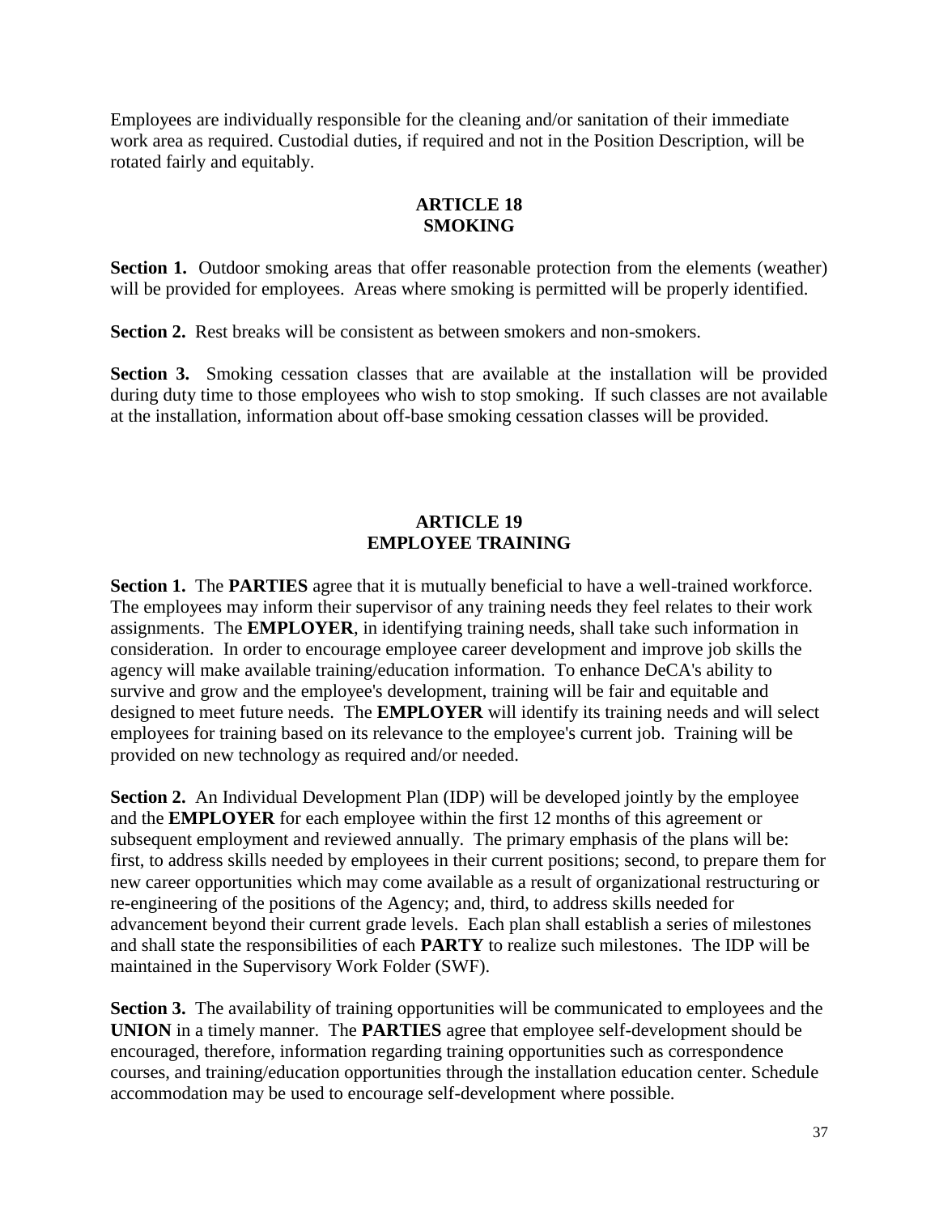Employees are individually responsible for the cleaning and/or sanitation of their immediate work area as required. Custodial duties, if required and not in the Position Description, will be rotated fairly and equitably.

## ARTICLE 18
## SMOKING

**Section 1.** Outdoor smoking areas that offer reasonable protection from the elements (weather) will be provided for employees. Areas where smoking is permitted will be properly identified.

**Section 2.** Rest breaks will be consistent as between smokers and non-smokers.

**Section 3.** Smoking cessation classes that are available at the installation will be provided during duty time to those employees who wish to stop smoking. If such classes are not available at the installation, information about off-base smoking cessation classes will be provided.

## ARTICLE 19
## EMPLOYEE TRAINING

**Section 1.** The **PARTIES** agree that it is mutually beneficial to have a well-trained workforce. The employees may inform their supervisor of any training needs they feel relates to their work assignments. The **EMPLOYER**, in identifying training needs, shall take such information in consideration. In order to encourage employee career development and improve job skills the agency will make available training/education information. To enhance DeCA's ability to survive and grow and the employee's development, training will be fair and equitable and designed to meet future needs. The **EMPLOYER** will identify its training needs and will select employees for training based on its relevance to the employee's current job. Training will be provided on new technology as required and/or needed.

**Section 2.** An Individual Development Plan (IDP) will be developed jointly by the employee and the **EMPLOYER** for each employee within the first 12 months of this agreement or subsequent employment and reviewed annually. The primary emphasis of the plans will be: first, to address skills needed by employees in their current positions; second, to prepare them for new career opportunities which may come available as a result of organizational restructuring or re-engineering of the positions of the Agency; and, third, to address skills needed for advancement beyond their current grade levels. Each plan shall establish a series of milestones and shall state the responsibilities of each **PARTY** to realize such milestones. The IDP will be maintained in the Supervisory Work Folder (SWF).

**Section 3.** The availability of training opportunities will be communicated to employees and the **UNION** in a timely manner. The **PARTIES** agree that employee self-development should be encouraged, therefore, information regarding training opportunities such as correspondence courses, and training/education opportunities through the installation education center. Schedule accommodation may be used to encourage self-development where possible.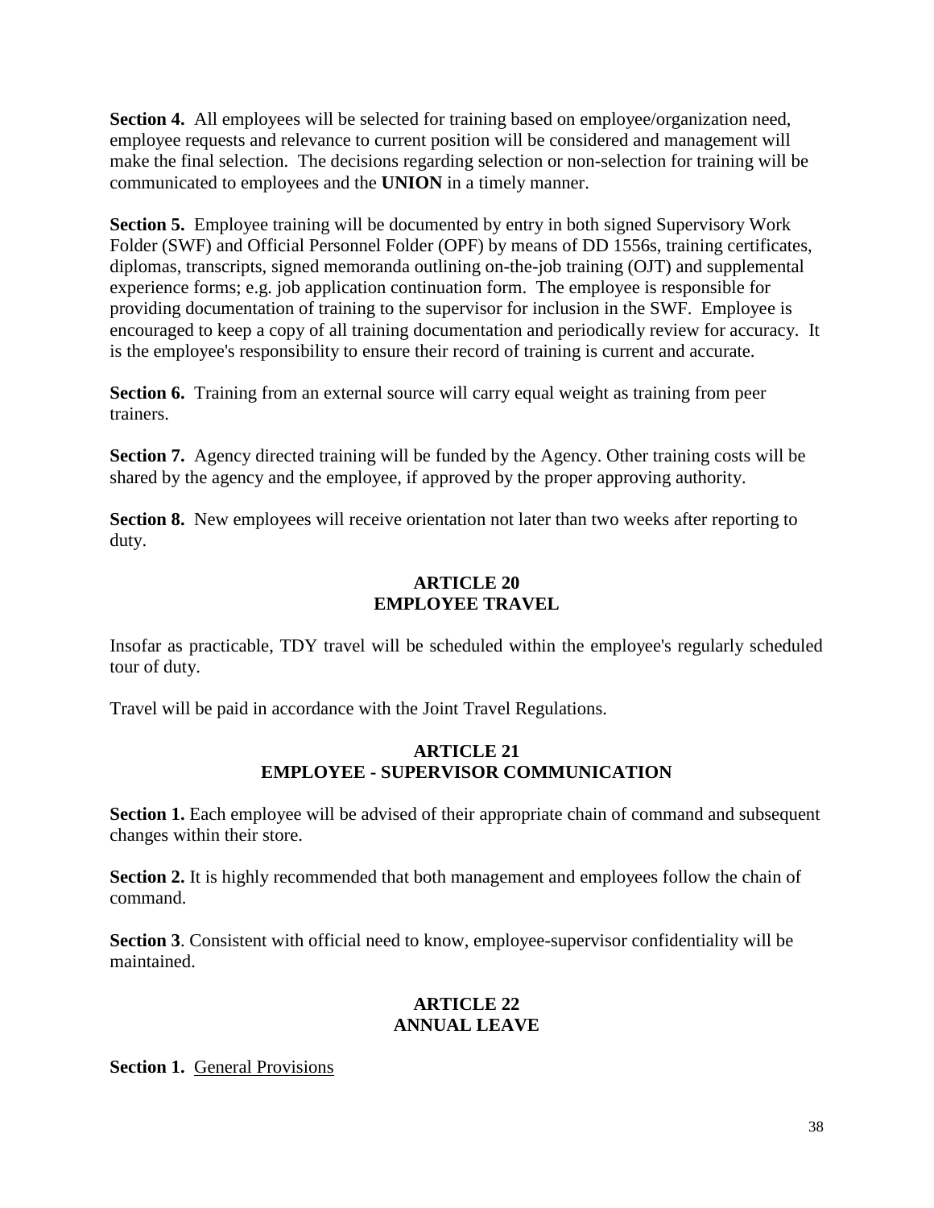**Section 4.** All employees will be selected for training based on employee/organization need, employee requests and relevance to current position will be considered and management will make the final selection. The decisions regarding selection or non-selection for training will be communicated to employees and the **UNION** in a timely manner.

**Section 5.** Employee training will be documented by entry in both signed Supervisory Work Folder (SWF) and Official Personnel Folder (OPF) by means of DD 1556s, training certificates, diplomas, transcripts, signed memoranda outlining on-the-job training (OJT) and supplemental experience forms; e.g. job application continuation form. The employee is responsible for providing documentation of training to the supervisor for inclusion in the SWF. Employee is encouraged to keep a copy of all training documentation and periodically review for accuracy. It is the employee's responsibility to ensure their record of training is current and accurate.

**Section 6.** Training from an external source will carry equal weight as training from peer trainers.

**Section 7.** Agency directed training will be funded by the Agency. Other training costs will be shared by the agency and the employee, if approved by the proper approving authority.

**Section 8.** New employees will receive orientation not later than two weeks after reporting to duty.

## ARTICLE 20
## EMPLOYEE TRAVEL

Insofar as practicable, TDY travel will be scheduled within the employee's regularly scheduled tour of duty.

Travel will be paid in accordance with the Joint Travel Regulations.

## ARTICLE 21
## EMPLOYEE - SUPERVISOR COMMUNICATION

**Section 1.** Each employee will be advised of their appropriate chain of command and subsequent changes within their store.

**Section 2.** It is highly recommended that both management and employees follow the chain of command.

**Section 3**. Consistent with official need to know, employee-supervisor confidentiality will be maintained.

## ARTICLE 22
## ANNUAL LEAVE

**Section 1.** General Provisions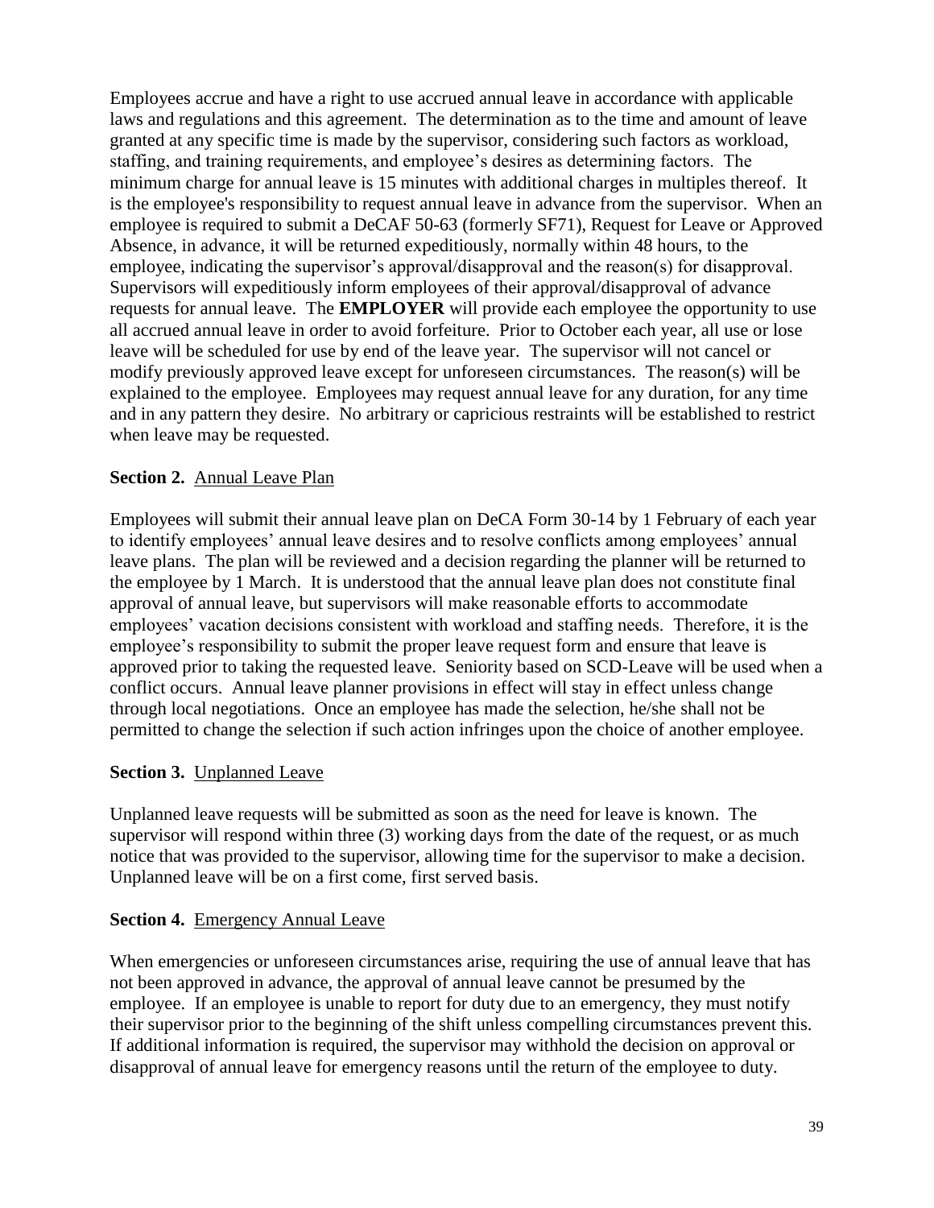Employees accrue and have a right to use accrued annual leave in accordance with applicable laws and regulations and this agreement. The determination as to the time and amount of leave granted at any specific time is made by the supervisor, considering such factors as workload, staffing, and training requirements, and employee's desires as determining factors. The minimum charge for annual leave is 15 minutes with additional charges in multiples thereof. It is the employee's responsibility to request annual leave in advance from the supervisor. When an employee is required to submit a DeCAF 50-63 (formerly SF71), Request for Leave or Approved Absence, in advance, it will be returned expeditiously, normally within 48 hours, to the employee, indicating the supervisor's approval/disapproval and the reason(s) for disapproval. Supervisors will expeditiously inform employees of their approval/disapproval of advance requests for annual leave. The **EMPLOYER** will provide each employee the opportunity to use all accrued annual leave in order to avoid forfeiture. Prior to October each year, all use or lose leave will be scheduled for use by end of the leave year. The supervisor will not cancel or modify previously approved leave except for unforeseen circumstances. The reason(s) will be explained to the employee. Employees may request annual leave for any duration, for any time and in any pattern they desire. No arbitrary or capricious restraints will be established to restrict when leave may be requested.

**Section 2.** Annual Leave Plan

Employees will submit their annual leave plan on DeCA Form 30-14 by 1 February of each year to identify employees' annual leave desires and to resolve conflicts among employees' annual leave plans. The plan will be reviewed and a decision regarding the planner will be returned to the employee by 1 March. It is understood that the annual leave plan does not constitute final approval of annual leave, but supervisors will make reasonable efforts to accommodate employees' vacation decisions consistent with workload and staffing needs. Therefore, it is the employee's responsibility to submit the proper leave request form and ensure that leave is approved prior to taking the requested leave. Seniority based on SCD-Leave will be used when a conflict occurs. Annual leave planner provisions in effect will stay in effect unless change through local negotiations. Once an employee has made the selection, he/she shall not be permitted to change the selection if such action infringes upon the choice of another employee.

**Section 3.** Unplanned Leave

Unplanned leave requests will be submitted as soon as the need for leave is known. The supervisor will respond within three (3) working days from the date of the request, or as much notice that was provided to the supervisor, allowing time for the supervisor to make a decision. Unplanned leave will be on a first come, first served basis.

**Section 4.** Emergency Annual Leave

When emergencies or unforeseen circumstances arise, requiring the use of annual leave that has not been approved in advance, the approval of annual leave cannot be presumed by the employee. If an employee is unable to report for duty due to an emergency, they must notify their supervisor prior to the beginning of the shift unless compelling circumstances prevent this. If additional information is required, the supervisor may withhold the decision on approval or disapproval of annual leave for emergency reasons until the return of the employee to duty.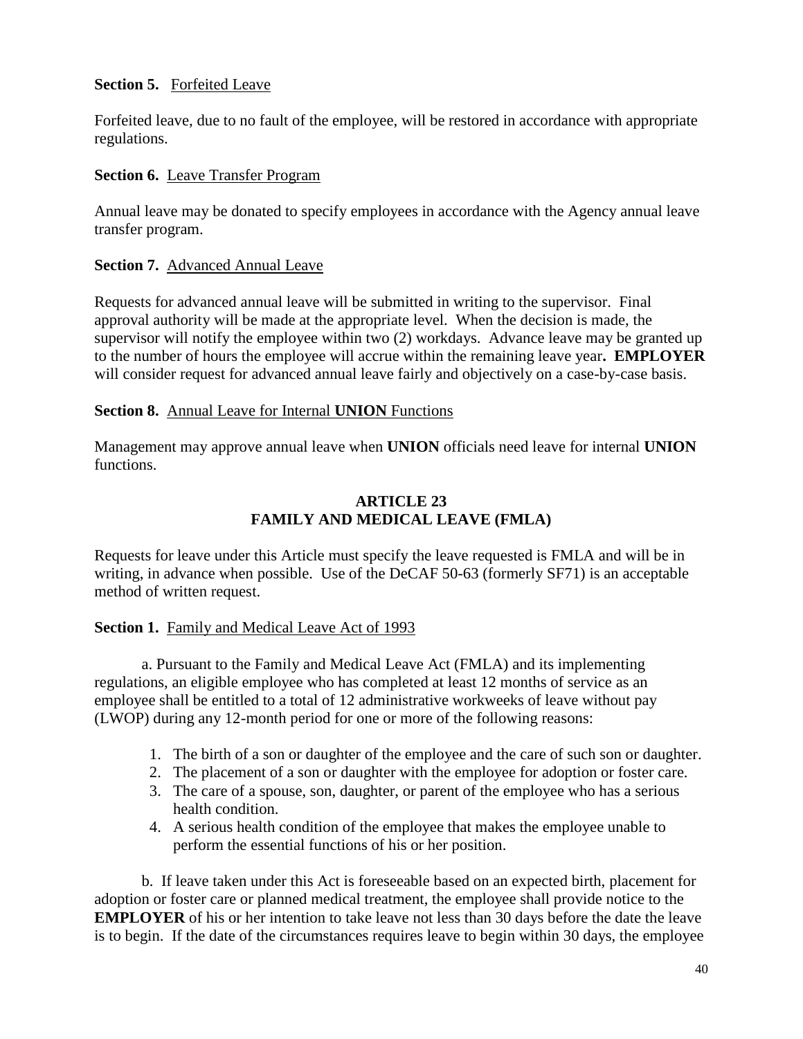**Section 5.** Forfeited Leave

Forfeited leave, due to no fault of the employee, will be restored in accordance with appropriate regulations.

**Section 6.** Leave Transfer Program

Annual leave may be donated to specify employees in accordance with the Agency annual leave transfer program.

**Section 7.** Advanced Annual Leave

Requests for advanced annual leave will be submitted in writing to the supervisor. Final approval authority will be made at the appropriate level. When the decision is made, the supervisor will notify the employee within two (2) workdays. Advance leave may be granted up to the number of hours the employee will accrue within the remaining leave year**. EMPLOYER** will consider request for advanced annual leave fairly and objectively on a case-by-case basis.

**Section 8.** Annual Leave for Internal **UNION** Functions

Management may approve annual leave when **UNION** officials need leave for internal **UNION** functions.

## ARTICLE 23
## FAMILY AND MEDICAL LEAVE (FMLA)

Requests for leave under this Article must specify the leave requested is FMLA and will be in writing, in advance when possible. Use of the DeCAF 50-63 (formerly SF71) is an acceptable method of written request.

**Section 1.** Family and Medical Leave Act of 1993

a. Pursuant to the Family and Medical Leave Act (FMLA) and its implementing regulations, an eligible employee who has completed at least 12 months of service as an employee shall be entitled to a total of 12 administrative workweeks of leave without pay (LWOP) during any 12-month period for one or more of the following reasons:

1. The birth of a son or daughter of the employee and the care of such son or daughter.
2. The placement of a son or daughter with the employee for adoption or foster care.
3. The care of a spouse, son, daughter, or parent of the employee who has a serious health condition.
4. A serious health condition of the employee that makes the employee unable to perform the essential functions of his or her position.

b. If leave taken under this Act is foreseeable based on an expected birth, placement for adoption or foster care or planned medical treatment, the employee shall provide notice to the **EMPLOYER** of his or her intention to take leave not less than 30 days before the date the leave is to begin. If the date of the circumstances requires leave to begin within 30 days, the employee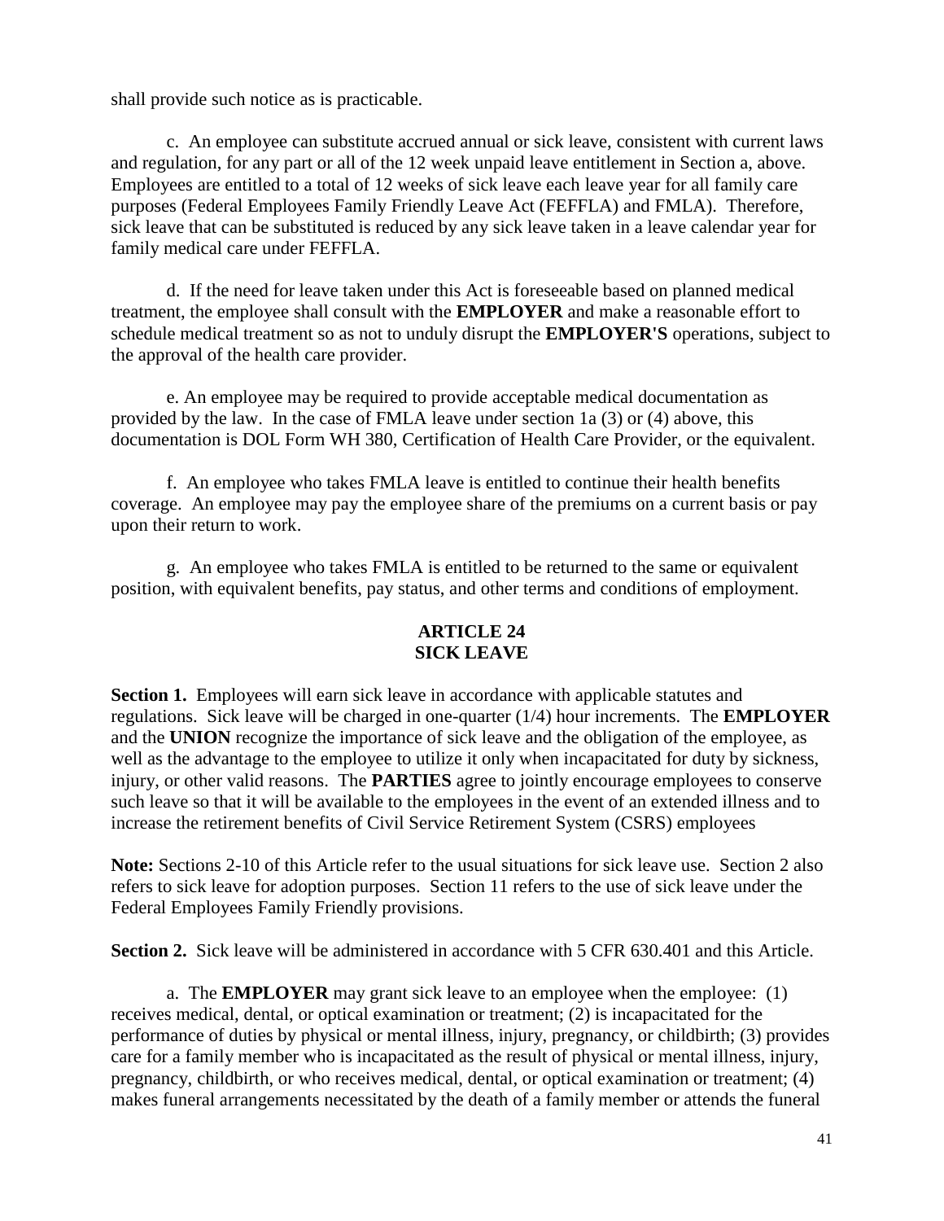shall provide such notice as is practicable.

c. An employee can substitute accrued annual or sick leave, consistent with current laws and regulation, for any part or all of the 12 week unpaid leave entitlement in Section a, above. Employees are entitled to a total of 12 weeks of sick leave each leave year for all family care purposes (Federal Employees Family Friendly Leave Act (FEFFLA) and FMLA). Therefore, sick leave that can be substituted is reduced by any sick leave taken in a leave calendar year for family medical care under FEFFLA.

d. If the need for leave taken under this Act is foreseeable based on planned medical treatment, the employee shall consult with the **EMPLOYER** and make a reasonable effort to schedule medical treatment so as not to unduly disrupt the **EMPLOYER'S** operations, subject to the approval of the health care provider.

e. An employee may be required to provide acceptable medical documentation as provided by the law. In the case of FMLA leave under section 1a (3) or (4) above, this documentation is DOL Form WH 380, Certification of Health Care Provider, or the equivalent.

f. An employee who takes FMLA leave is entitled to continue their health benefits coverage. An employee may pay the employee share of the premiums on a current basis or pay upon their return to work.

g. An employee who takes FMLA is entitled to be returned to the same or equivalent position, with equivalent benefits, pay status, and other terms and conditions of employment.

## ARTICLE 24
## SICK LEAVE

**Section 1.** Employees will earn sick leave in accordance with applicable statutes and regulations. Sick leave will be charged in one-quarter (1/4) hour increments. The **EMPLOYER** and the **UNION** recognize the importance of sick leave and the obligation of the employee, as well as the advantage to the employee to utilize it only when incapacitated for duty by sickness, injury, or other valid reasons. The **PARTIES** agree to jointly encourage employees to conserve such leave so that it will be available to the employees in the event of an extended illness and to increase the retirement benefits of Civil Service Retirement System (CSRS) employees

**Note:** Sections 2-10 of this Article refer to the usual situations for sick leave use. Section 2 also refers to sick leave for adoption purposes. Section 11 refers to the use of sick leave under the Federal Employees Family Friendly provisions.

**Section 2.** Sick leave will be administered in accordance with 5 CFR 630.401 and this Article.

a. The **EMPLOYER** may grant sick leave to an employee when the employee: (1) receives medical, dental, or optical examination or treatment; (2) is incapacitated for the performance of duties by physical or mental illness, injury, pregnancy, or childbirth; (3) provides care for a family member who is incapacitated as the result of physical or mental illness, injury, pregnancy, childbirth, or who receives medical, dental, or optical examination or treatment; (4) makes funeral arrangements necessitated by the death of a family member or attends the funeral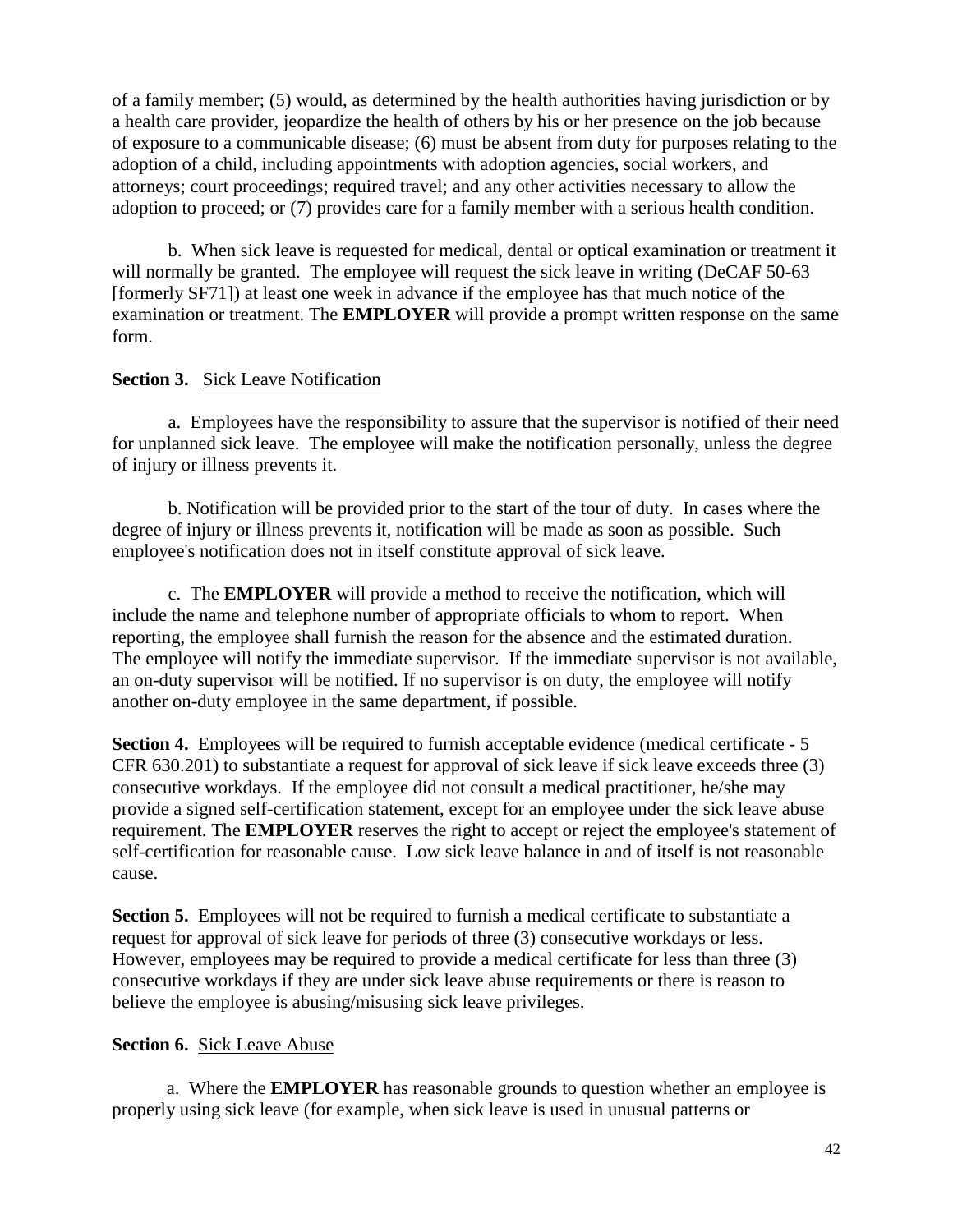of a family member; (5) would, as determined by the health authorities having jurisdiction or by a health care provider, jeopardize the health of others by his or her presence on the job because of exposure to a communicable disease; (6) must be absent from duty for purposes relating to the adoption of a child, including appointments with adoption agencies, social workers, and attorneys; court proceedings; required travel; and any other activities necessary to allow the adoption to proceed; or (7) provides care for a family member with a serious health condition.

b. When sick leave is requested for medical, dental or optical examination or treatment it will normally be granted. The employee will request the sick leave in writing (DeCAF 50-63 [formerly SF71]) at least one week in advance if the employee has that much notice of the examination or treatment. The **EMPLOYER** will provide a prompt written response on the same form.

**Section 3.** Sick Leave Notification

a. Employees have the responsibility to assure that the supervisor is notified of their need for unplanned sick leave. The employee will make the notification personally, unless the degree of injury or illness prevents it.

b. Notification will be provided prior to the start of the tour of duty. In cases where the degree of injury or illness prevents it, notification will be made as soon as possible. Such employee's notification does not in itself constitute approval of sick leave.

c. The **EMPLOYER** will provide a method to receive the notification, which will include the name and telephone number of appropriate officials to whom to report. When reporting, the employee shall furnish the reason for the absence and the estimated duration. The employee will notify the immediate supervisor. If the immediate supervisor is not available, an on-duty supervisor will be notified. If no supervisor is on duty, the employee will notify another on-duty employee in the same department, if possible.

**Section 4.** Employees will be required to furnish acceptable evidence (medical certificate - 5 CFR 630.201) to substantiate a request for approval of sick leave if sick leave exceeds three (3) consecutive workdays. If the employee did not consult a medical practitioner, he/she may provide a signed self-certification statement, except for an employee under the sick leave abuse requirement. The **EMPLOYER** reserves the right to accept or reject the employee's statement of self-certification for reasonable cause. Low sick leave balance in and of itself is not reasonable cause.

**Section 5.** Employees will not be required to furnish a medical certificate to substantiate a request for approval of sick leave for periods of three (3) consecutive workdays or less. However, employees may be required to provide a medical certificate for less than three (3) consecutive workdays if they are under sick leave abuse requirements or there is reason to believe the employee is abusing/misusing sick leave privileges.

**Section 6.** Sick Leave Abuse

a. Where the **EMPLOYER** has reasonable grounds to question whether an employee is properly using sick leave (for example, when sick leave is used in unusual patterns or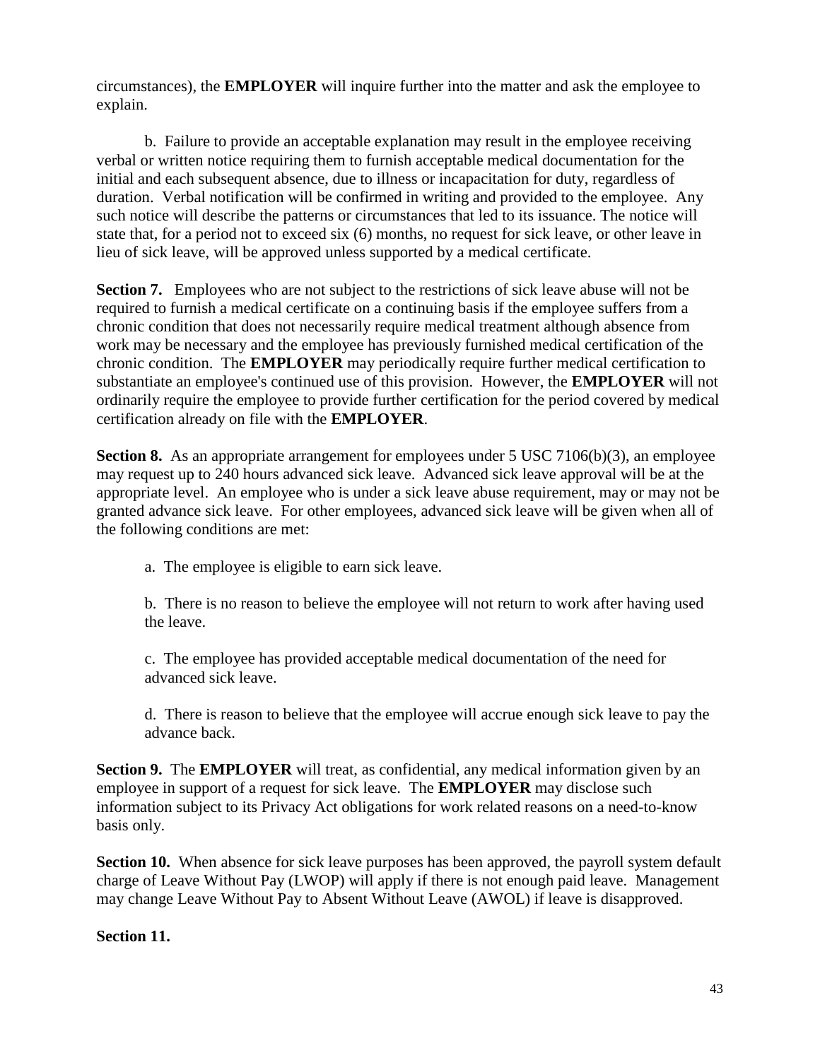circumstances), the **EMPLOYER** will inquire further into the matter and ask the employee to explain.

b. Failure to provide an acceptable explanation may result in the employee receiving verbal or written notice requiring them to furnish acceptable medical documentation for the initial and each subsequent absence, due to illness or incapacitation for duty, regardless of duration. Verbal notification will be confirmed in writing and provided to the employee. Any such notice will describe the patterns or circumstances that led to its issuance. The notice will state that, for a period not to exceed six (6) months, no request for sick leave, or other leave in lieu of sick leave, will be approved unless supported by a medical certificate.

**Section 7.** Employees who are not subject to the restrictions of sick leave abuse will not be required to furnish a medical certificate on a continuing basis if the employee suffers from a chronic condition that does not necessarily require medical treatment although absence from work may be necessary and the employee has previously furnished medical certification of the chronic condition. The **EMPLOYER** may periodically require further medical certification to substantiate an employee's continued use of this provision. However, the **EMPLOYER** will not ordinarily require the employee to provide further certification for the period covered by medical certification already on file with the **EMPLOYER**.

**Section 8.** As an appropriate arrangement for employees under 5 USC 7106(b)(3), an employee may request up to 240 hours advanced sick leave. Advanced sick leave approval will be at the appropriate level. An employee who is under a sick leave abuse requirement, may or may not be granted advance sick leave. For other employees, advanced sick leave will be given when all of the following conditions are met:

a. The employee is eligible to earn sick leave.

b. There is no reason to believe the employee will not return to work after having used the leave.

c. The employee has provided acceptable medical documentation of the need for advanced sick leave.

d. There is reason to believe that the employee will accrue enough sick leave to pay the advance back.

**Section 9.** The **EMPLOYER** will treat, as confidential, any medical information given by an employee in support of a request for sick leave. The **EMPLOYER** may disclose such information subject to its Privacy Act obligations for work related reasons on a need-to-know basis only.

**Section 10.** When absence for sick leave purposes has been approved, the payroll system default charge of Leave Without Pay (LWOP) will apply if there is not enough paid leave. Management may change Leave Without Pay to Absent Without Leave (AWOL) if leave is disapproved.

**Section 11.**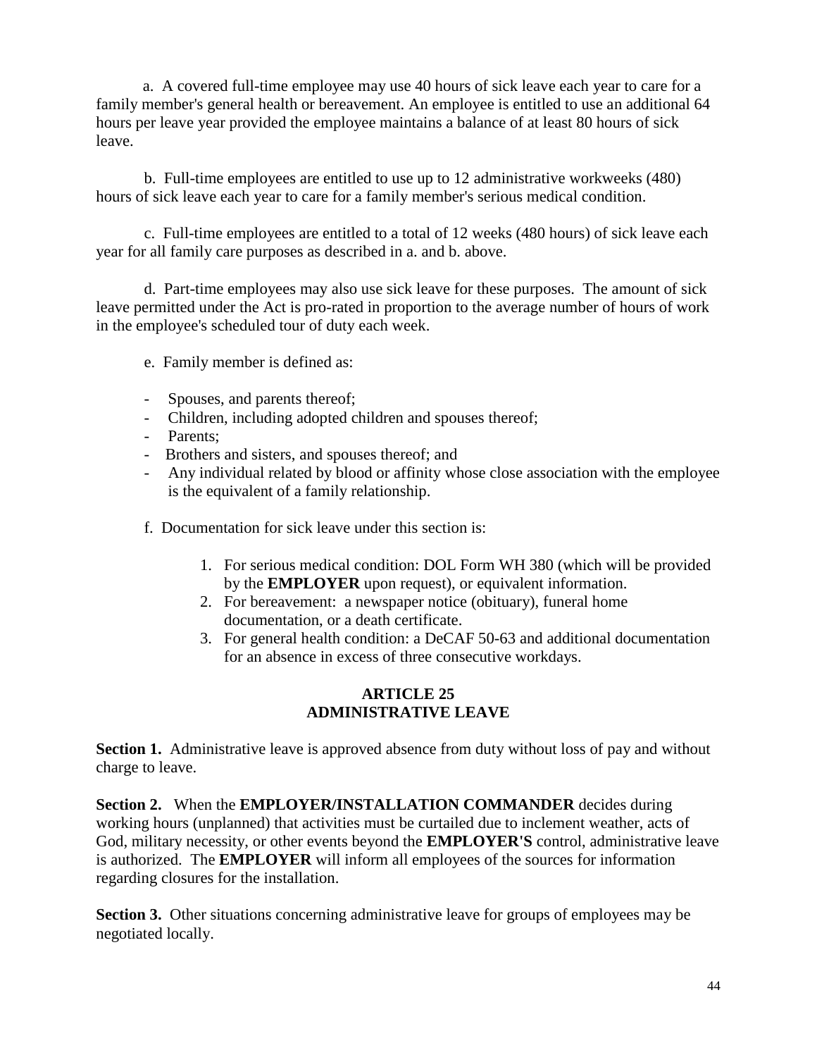a. A covered full-time employee may use 40 hours of sick leave each year to care for a family member's general health or bereavement. An employee is entitled to use an additional 64 hours per leave year provided the employee maintains a balance of at least 80 hours of sick leave.

b. Full-time employees are entitled to use up to 12 administrative workweeks (480) hours of sick leave each year to care for a family member's serious medical condition.

c. Full-time employees are entitled to a total of 12 weeks (480 hours) of sick leave each year for all family care purposes as described in a. and b. above.

d. Part-time employees may also use sick leave for these purposes. The amount of sick leave permitted under the Act is pro-rated in proportion to the average number of hours of work in the employee's scheduled tour of duty each week.

e. Family member is defined as:

- Spouses, and parents thereof;
- Children, including adopted children and spouses thereof;
- Parents;
- Brothers and sisters, and spouses thereof; and
- Any individual related by blood or affinity whose close association with the employee is the equivalent of a family relationship.

f. Documentation for sick leave under this section is:

1. For serious medical condition: DOL Form WH 380 (which will be provided by the **EMPLOYER** upon request), or equivalent information.
2. For bereavement: a newspaper notice (obituary), funeral home documentation, or a death certificate.
3. For general health condition: a DeCAF 50-63 and additional documentation for an absence in excess of three consecutive workdays.

## ARTICLE 25
## ADMINISTRATIVE LEAVE

**Section 1.** Administrative leave is approved absence from duty without loss of pay and without charge to leave.

**Section 2.** When the **EMPLOYER/INSTALLATION COMMANDER** decides during working hours (unplanned) that activities must be curtailed due to inclement weather, acts of God, military necessity, or other events beyond the **EMPLOYER'S** control, administrative leave is authorized. The **EMPLOYER** will inform all employees of the sources for information regarding closures for the installation.

**Section 3.** Other situations concerning administrative leave for groups of employees may be negotiated locally.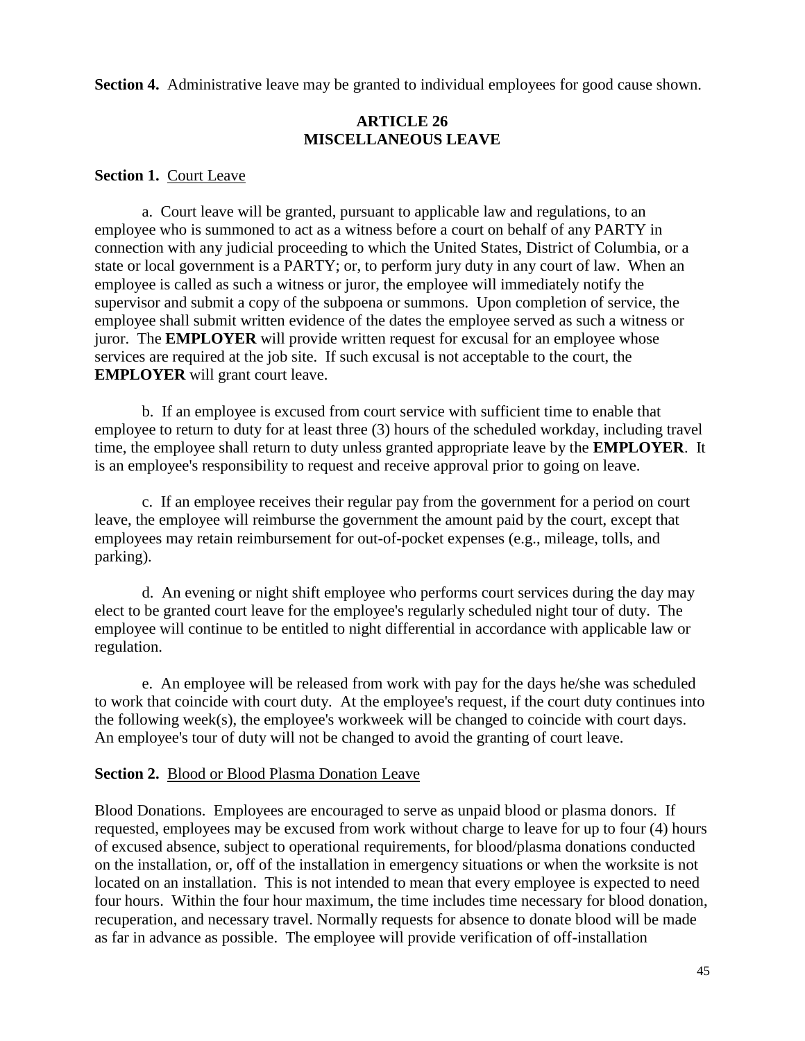**Section 4.** Administrative leave may be granted to individual employees for good cause shown.

## ARTICLE 26
## MISCELLANEOUS LEAVE

**Section 1.** Court Leave

a. Court leave will be granted, pursuant to applicable law and regulations, to an employee who is summoned to act as a witness before a court on behalf of any PARTY in connection with any judicial proceeding to which the United States, District of Columbia, or a state or local government is a PARTY; or, to perform jury duty in any court of law. When an employee is called as such a witness or juror, the employee will immediately notify the supervisor and submit a copy of the subpoena or summons. Upon completion of service, the employee shall submit written evidence of the dates the employee served as such a witness or juror. The **EMPLOYER** will provide written request for excusal for an employee whose services are required at the job site. If such excusal is not acceptable to the court, the **EMPLOYER** will grant court leave.

b. If an employee is excused from court service with sufficient time to enable that employee to return to duty for at least three (3) hours of the scheduled workday, including travel time, the employee shall return to duty unless granted appropriate leave by the **EMPLOYER**. It is an employee's responsibility to request and receive approval prior to going on leave.

c. If an employee receives their regular pay from the government for a period on court leave, the employee will reimburse the government the amount paid by the court, except that employees may retain reimbursement for out-of-pocket expenses (e.g., mileage, tolls, and parking).

d. An evening or night shift employee who performs court services during the day may elect to be granted court leave for the employee's regularly scheduled night tour of duty. The employee will continue to be entitled to night differential in accordance with applicable law or regulation.

e. An employee will be released from work with pay for the days he/she was scheduled to work that coincide with court duty. At the employee's request, if the court duty continues into the following week(s), the employee's workweek will be changed to coincide with court days. An employee's tour of duty will not be changed to avoid the granting of court leave.

**Section 2.** Blood or Blood Plasma Donation Leave

Blood Donations. Employees are encouraged to serve as unpaid blood or plasma donors. If requested, employees may be excused from work without charge to leave for up to four (4) hours of excused absence, subject to operational requirements, for blood/plasma donations conducted on the installation, or, off of the installation in emergency situations or when the worksite is not located on an installation. This is not intended to mean that every employee is expected to need four hours. Within the four hour maximum, the time includes time necessary for blood donation, recuperation, and necessary travel. Normally requests for absence to donate blood will be made as far in advance as possible. The employee will provide verification of off-installation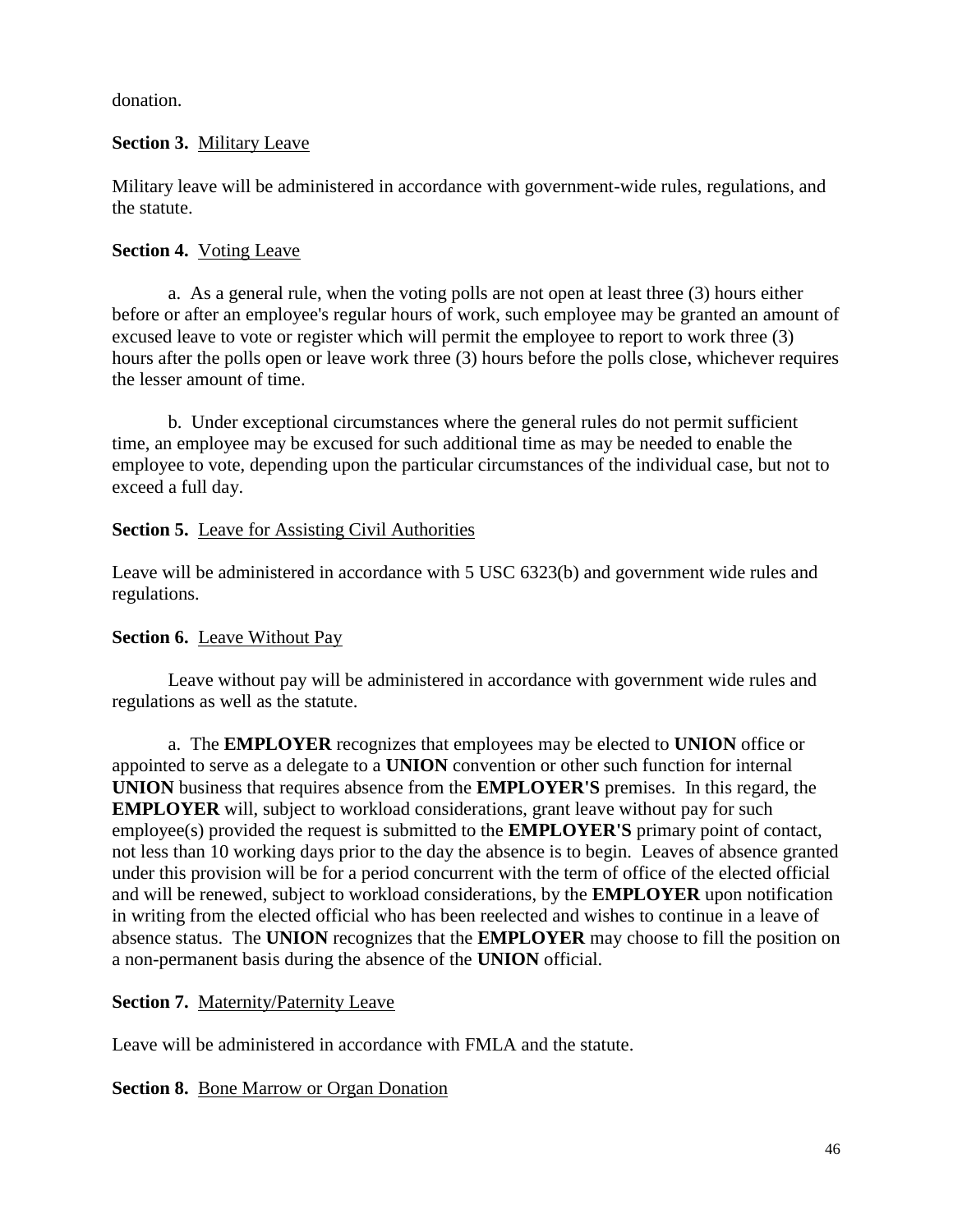donation.

**Section 3.** Military Leave

Military leave will be administered in accordance with government-wide rules, regulations, and the statute.

**Section 4.** Voting Leave

a. As a general rule, when the voting polls are not open at least three (3) hours either before or after an employee's regular hours of work, such employee may be granted an amount of excused leave to vote or register which will permit the employee to report to work three (3) hours after the polls open or leave work three (3) hours before the polls close, whichever requires the lesser amount of time.

b. Under exceptional circumstances where the general rules do not permit sufficient time, an employee may be excused for such additional time as may be needed to enable the employee to vote, depending upon the particular circumstances of the individual case, but not to exceed a full day.

**Section 5.** Leave for Assisting Civil Authorities

Leave will be administered in accordance with 5 USC 6323(b) and government wide rules and regulations.

**Section 6.** Leave Without Pay

Leave without pay will be administered in accordance with government wide rules and regulations as well as the statute.

a. The **EMPLOYER** recognizes that employees may be elected to **UNION** office or appointed to serve as a delegate to a **UNION** convention or other such function for internal **UNION** business that requires absence from the **EMPLOYER'S** premises. In this regard, the **EMPLOYER** will, subject to workload considerations, grant leave without pay for such employee(s) provided the request is submitted to the **EMPLOYER'S** primary point of contact, not less than 10 working days prior to the day the absence is to begin. Leaves of absence granted under this provision will be for a period concurrent with the term of office of the elected official and will be renewed, subject to workload considerations, by the **EMPLOYER** upon notification in writing from the elected official who has been reelected and wishes to continue in a leave of absence status. The **UNION** recognizes that the **EMPLOYER** may choose to fill the position on a non-permanent basis during the absence of the **UNION** official.

**Section 7.** Maternity/Paternity Leave

Leave will be administered in accordance with FMLA and the statute.

**Section 8.** Bone Marrow or Organ Donation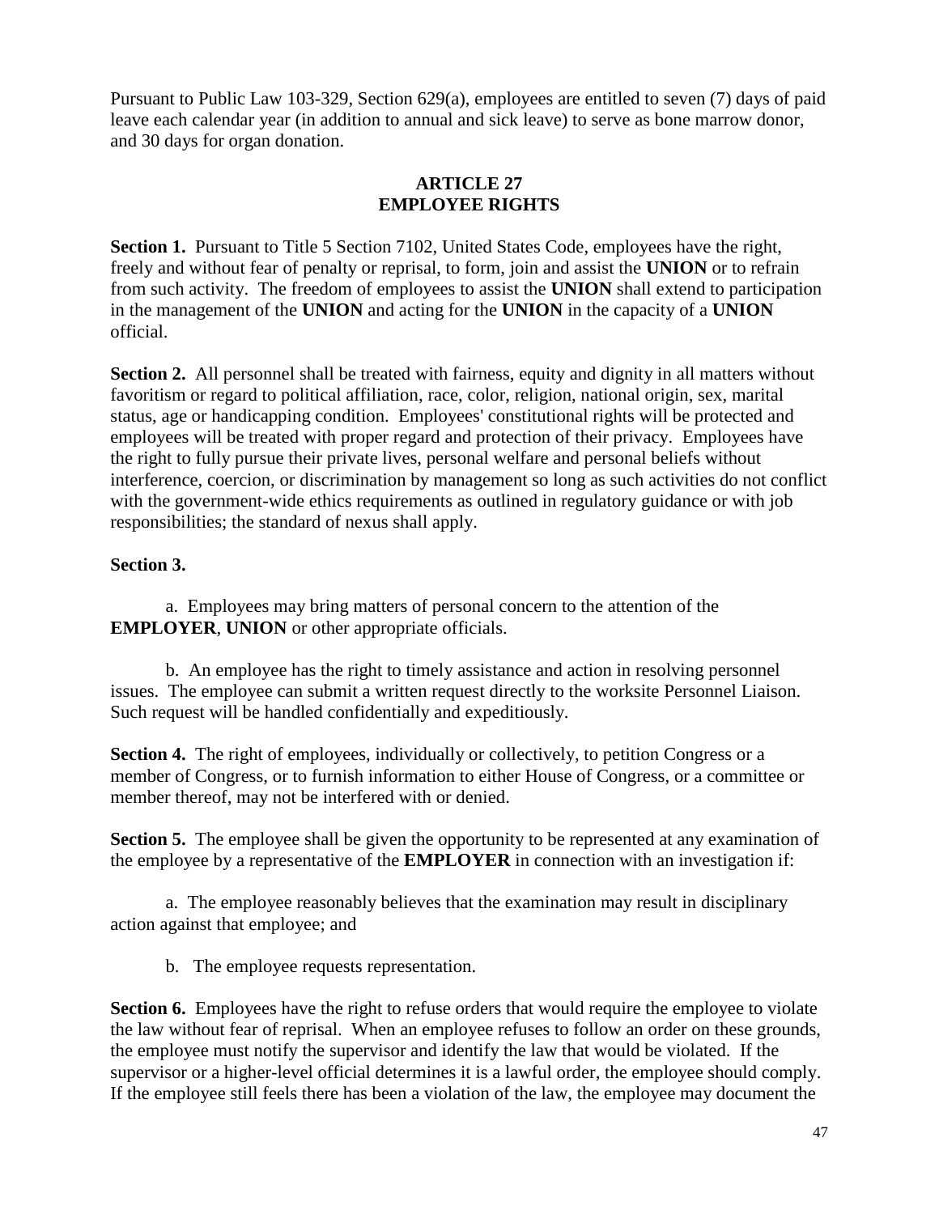Pursuant to Public Law 103-329, Section 629(a), employees are entitled to seven (7) days of paid leave each calendar year (in addition to annual and sick leave) to serve as bone marrow donor, and 30 days for organ donation.

## ARTICLE 27
## EMPLOYEE RIGHTS

**Section 1.** Pursuant to Title 5 Section 7102, United States Code, employees have the right, freely and without fear of penalty or reprisal, to form, join and assist the **UNION** or to refrain from such activity. The freedom of employees to assist the **UNION** shall extend to participation in the management of the **UNION** and acting for the **UNION** in the capacity of a **UNION** official.

**Section 2.** All personnel shall be treated with fairness, equity and dignity in all matters without favoritism or regard to political affiliation, race, color, religion, national origin, sex, marital status, age or handicapping condition. Employees' constitutional rights will be protected and employees will be treated with proper regard and protection of their privacy. Employees have the right to fully pursue their private lives, personal welfare and personal beliefs without interference, coercion, or discrimination by management so long as such activities do not conflict with the government-wide ethics requirements as outlined in regulatory guidance or with job responsibilities; the standard of nexus shall apply.

**Section 3.**

a. Employees may bring matters of personal concern to the attention of the **EMPLOYER**, **UNION** or other appropriate officials.

b. An employee has the right to timely assistance and action in resolving personnel issues. The employee can submit a written request directly to the worksite Personnel Liaison. Such request will be handled confidentially and expeditiously.

**Section 4.** The right of employees, individually or collectively, to petition Congress or a member of Congress, or to furnish information to either House of Congress, or a committee or member thereof, may not be interfered with or denied.

**Section 5.** The employee shall be given the opportunity to be represented at any examination of the employee by a representative of the **EMPLOYER** in connection with an investigation if:

a. The employee reasonably believes that the examination may result in disciplinary action against that employee; and

b. The employee requests representation.

**Section 6.** Employees have the right to refuse orders that would require the employee to violate the law without fear of reprisal. When an employee refuses to follow an order on these grounds, the employee must notify the supervisor and identify the law that would be violated. If the supervisor or a higher-level official determines it is a lawful order, the employee should comply. If the employee still feels there has been a violation of the law, the employee may document the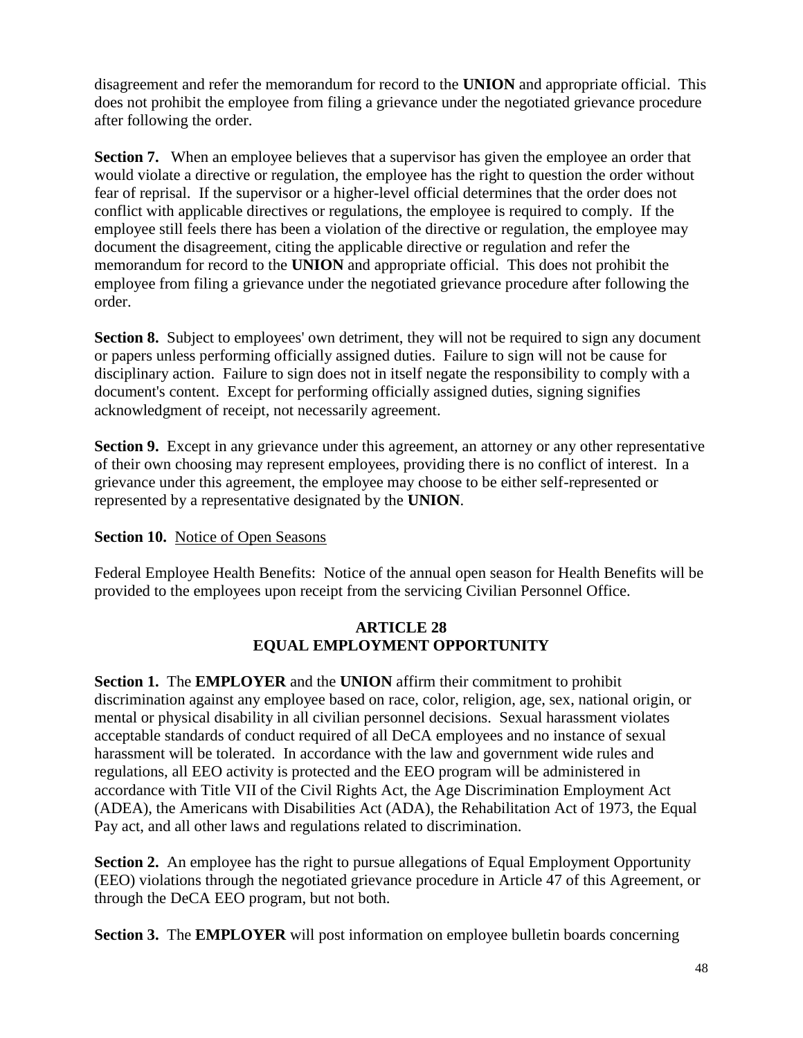disagreement and refer the memorandum for record to the **UNION** and appropriate official. This does not prohibit the employee from filing a grievance under the negotiated grievance procedure after following the order.

**Section 7.** When an employee believes that a supervisor has given the employee an order that would violate a directive or regulation, the employee has the right to question the order without fear of reprisal. If the supervisor or a higher-level official determines that the order does not conflict with applicable directives or regulations, the employee is required to comply. If the employee still feels there has been a violation of the directive or regulation, the employee may document the disagreement, citing the applicable directive or regulation and refer the memorandum for record to the **UNION** and appropriate official. This does not prohibit the employee from filing a grievance under the negotiated grievance procedure after following the order.

**Section 8.** Subject to employees' own detriment, they will not be required to sign any document or papers unless performing officially assigned duties. Failure to sign will not be cause for disciplinary action. Failure to sign does not in itself negate the responsibility to comply with a document's content. Except for performing officially assigned duties, signing signifies acknowledgment of receipt, not necessarily agreement.

**Section 9.** Except in any grievance under this agreement, an attorney or any other representative of their own choosing may represent employees, providing there is no conflict of interest. In a grievance under this agreement, the employee may choose to be either self-represented or represented by a representative designated by the **UNION**.

**Section 10.** Notice of Open Seasons

Federal Employee Health Benefits: Notice of the annual open season for Health Benefits will be provided to the employees upon receipt from the servicing Civilian Personnel Office.

## ARTICLE 28
## EQUAL EMPLOYMENT OPPORTUNITY

**Section 1.** The **EMPLOYER** and the **UNION** affirm their commitment to prohibit discrimination against any employee based on race, color, religion, age, sex, national origin, or mental or physical disability in all civilian personnel decisions. Sexual harassment violates acceptable standards of conduct required of all DeCA employees and no instance of sexual harassment will be tolerated. In accordance with the law and government wide rules and regulations, all EEO activity is protected and the EEO program will be administered in accordance with Title VII of the Civil Rights Act, the Age Discrimination Employment Act (ADEA), the Americans with Disabilities Act (ADA), the Rehabilitation Act of 1973, the Equal Pay act, and all other laws and regulations related to discrimination.

**Section 2.** An employee has the right to pursue allegations of Equal Employment Opportunity (EEO) violations through the negotiated grievance procedure in Article 47 of this Agreement, or through the DeCA EEO program, but not both.

**Section 3.** The **EMPLOYER** will post information on employee bulletin boards concerning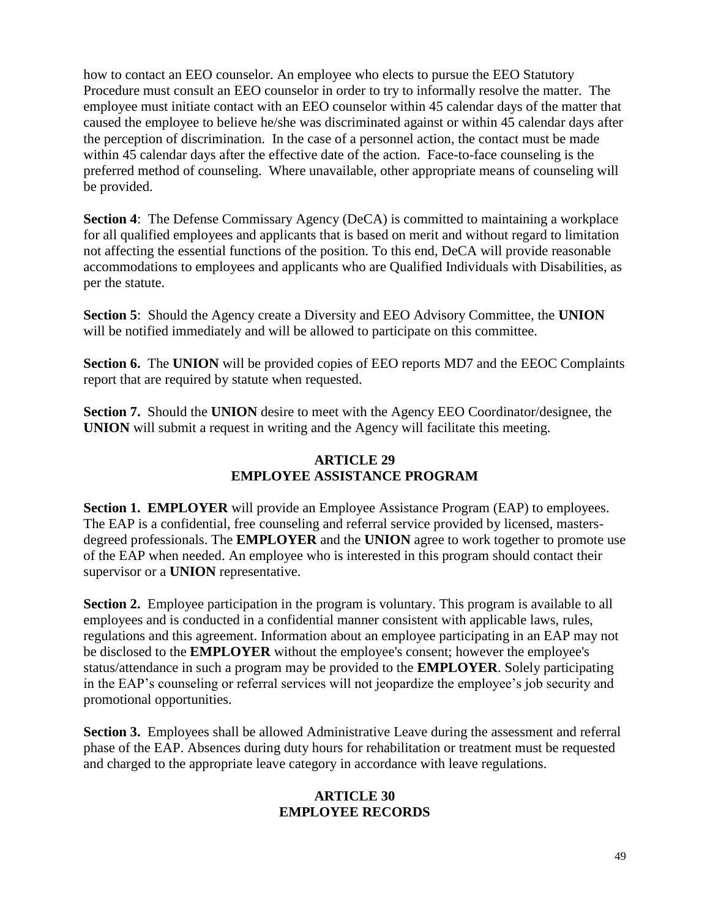how to contact an EEO counselor. An employee who elects to pursue the EEO Statutory Procedure must consult an EEO counselor in order to try to informally resolve the matter. The employee must initiate contact with an EEO counselor within 45 calendar days of the matter that caused the employee to believe he/she was discriminated against or within 45 calendar days after the perception of discrimination. In the case of a personnel action, the contact must be made within 45 calendar days after the effective date of the action. Face-to-face counseling is the preferred method of counseling. Where unavailable, other appropriate means of counseling will be provided.

**Section 4**: The Defense Commissary Agency (DeCA) is committed to maintaining a workplace for all qualified employees and applicants that is based on merit and without regard to limitation not affecting the essential functions of the position. To this end, DeCA will provide reasonable accommodations to employees and applicants who are Qualified Individuals with Disabilities, as per the statute.

**Section 5**: Should the Agency create a Diversity and EEO Advisory Committee, the **UNION** will be notified immediately and will be allowed to participate on this committee.

**Section 6.** The **UNION** will be provided copies of EEO reports MD7 and the EEOC Complaints report that are required by statute when requested.

**Section 7.** Should the **UNION** desire to meet with the Agency EEO Coordinator/designee, the **UNION** will submit a request in writing and the Agency will facilitate this meeting.

## ARTICLE 29
## EMPLOYEE ASSISTANCE PROGRAM

**Section 1. EMPLOYER** will provide an Employee Assistance Program (EAP) to employees. The EAP is a confidential, free counseling and referral service provided by licensed, masters-degreed professionals. The **EMPLOYER** and the **UNION** agree to work together to promote use of the EAP when needed. An employee who is interested in this program should contact their supervisor or a **UNION** representative.

**Section 2.** Employee participation in the program is voluntary. This program is available to all employees and is conducted in a confidential manner consistent with applicable laws, rules, regulations and this agreement. Information about an employee participating in an EAP may not be disclosed to the **EMPLOYER** without the employee's consent; however the employee's status/attendance in such a program may be provided to the **EMPLOYER**. Solely participating in the EAP's counseling or referral services will not jeopardize the employee's job security and promotional opportunities.

**Section 3.** Employees shall be allowed Administrative Leave during the assessment and referral phase of the EAP. Absences during duty hours for rehabilitation or treatment must be requested and charged to the appropriate leave category in accordance with leave regulations.

## ARTICLE 30
## EMPLOYEE RECORDS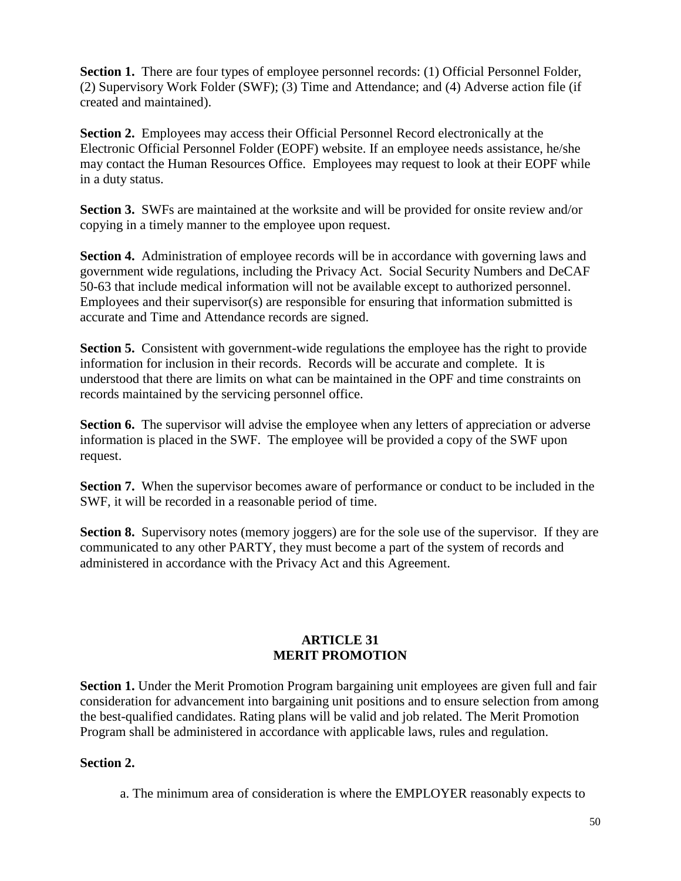**Section 1.** There are four types of employee personnel records: (1) Official Personnel Folder, (2) Supervisory Work Folder (SWF); (3) Time and Attendance; and (4) Adverse action file (if created and maintained).

**Section 2.** Employees may access their Official Personnel Record electronically at the Electronic Official Personnel Folder (EOPF) website. If an employee needs assistance, he/she may contact the Human Resources Office. Employees may request to look at their EOPF while in a duty status.

**Section 3.** SWFs are maintained at the worksite and will be provided for onsite review and/or copying in a timely manner to the employee upon request.

**Section 4.** Administration of employee records will be in accordance with governing laws and government wide regulations, including the Privacy Act. Social Security Numbers and DeCAF 50-63 that include medical information will not be available except to authorized personnel. Employees and their supervisor(s) are responsible for ensuring that information submitted is accurate and Time and Attendance records are signed.

**Section 5.** Consistent with government-wide regulations the employee has the right to provide information for inclusion in their records. Records will be accurate and complete. It is understood that there are limits on what can be maintained in the OPF and time constraints on records maintained by the servicing personnel office.

**Section 6.** The supervisor will advise the employee when any letters of appreciation or adverse information is placed in the SWF. The employee will be provided a copy of the SWF upon request.

**Section 7.** When the supervisor becomes aware of performance or conduct to be included in the SWF, it will be recorded in a reasonable period of time.

**Section 8.** Supervisory notes (memory joggers) are for the sole use of the supervisor. If they are communicated to any other PARTY, they must become a part of the system of records and administered in accordance with the Privacy Act and this Agreement.

## ARTICLE 31
## MERIT PROMOTION

**Section 1.** Under the Merit Promotion Program bargaining unit employees are given full and fair consideration for advancement into bargaining unit positions and to ensure selection from among the best-qualified candidates. Rating plans will be valid and job related. The Merit Promotion Program shall be administered in accordance with applicable laws, rules and regulation.

**Section 2.**

a. The minimum area of consideration is where the EMPLOYER reasonably expects to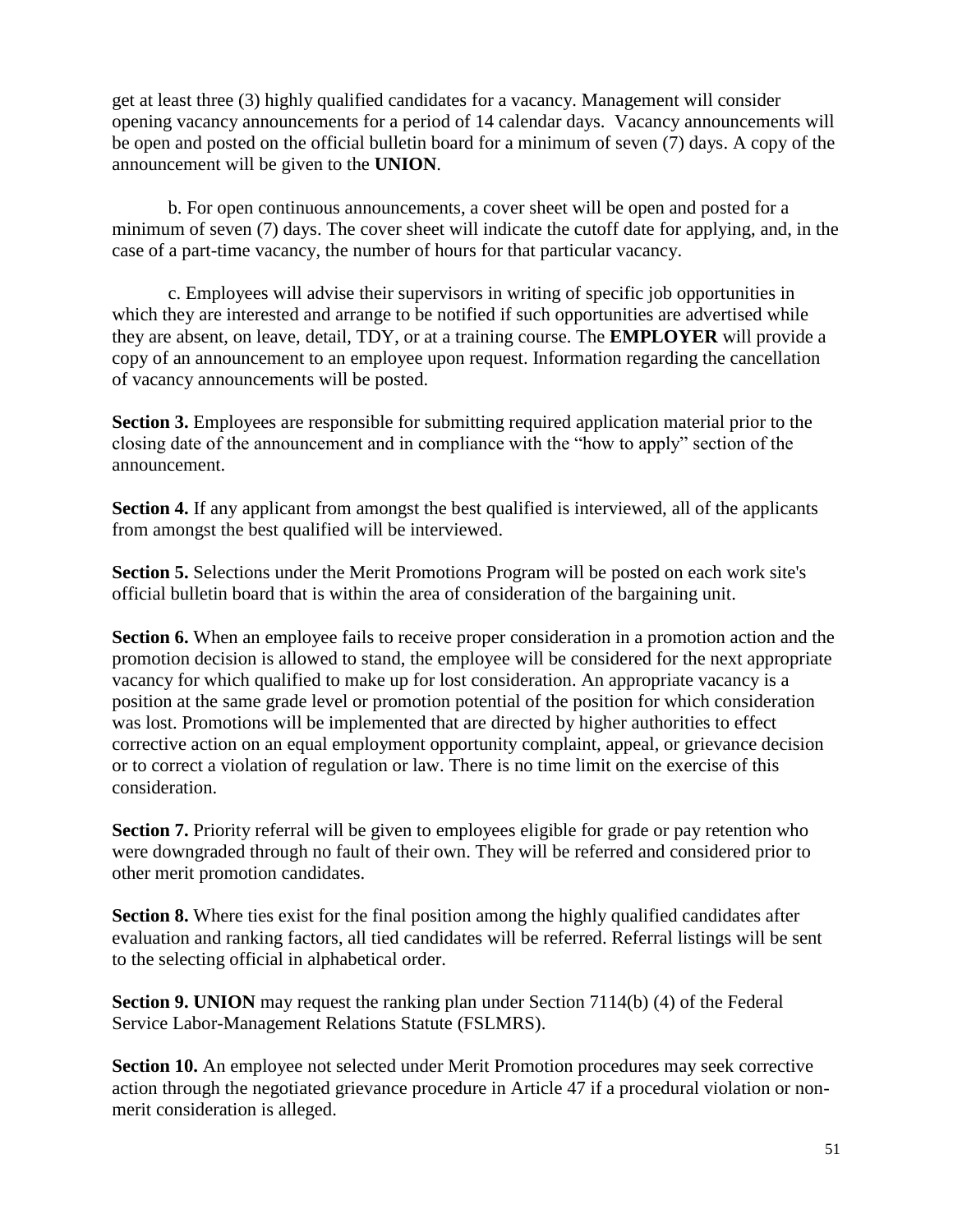get at least three (3) highly qualified candidates for a vacancy. Management will consider opening vacancy announcements for a period of 14 calendar days. Vacancy announcements will be open and posted on the official bulletin board for a minimum of seven (7) days. A copy of the announcement will be given to the **UNION**.

b. For open continuous announcements, a cover sheet will be open and posted for a minimum of seven (7) days. The cover sheet will indicate the cutoff date for applying, and, in the case of a part-time vacancy, the number of hours for that particular vacancy.

c. Employees will advise their supervisors in writing of specific job opportunities in which they are interested and arrange to be notified if such opportunities are advertised while they are absent, on leave, detail, TDY, or at a training course. The **EMPLOYER** will provide a copy of an announcement to an employee upon request. Information regarding the cancellation of vacancy announcements will be posted.

**Section 3.** Employees are responsible for submitting required application material prior to the closing date of the announcement and in compliance with the "how to apply" section of the announcement.

**Section 4.** If any applicant from amongst the best qualified is interviewed, all of the applicants from amongst the best qualified will be interviewed.

**Section 5.** Selections under the Merit Promotions Program will be posted on each work site's official bulletin board that is within the area of consideration of the bargaining unit.

**Section 6.** When an employee fails to receive proper consideration in a promotion action and the promotion decision is allowed to stand, the employee will be considered for the next appropriate vacancy for which qualified to make up for lost consideration. An appropriate vacancy is a position at the same grade level or promotion potential of the position for which consideration was lost. Promotions will be implemented that are directed by higher authorities to effect corrective action on an equal employment opportunity complaint, appeal, or grievance decision or to correct a violation of regulation or law. There is no time limit on the exercise of this consideration.

**Section 7.** Priority referral will be given to employees eligible for grade or pay retention who were downgraded through no fault of their own. They will be referred and considered prior to other merit promotion candidates.

**Section 8.** Where ties exist for the final position among the highly qualified candidates after evaluation and ranking factors, all tied candidates will be referred. Referral listings will be sent to the selecting official in alphabetical order.

**Section 9. UNION** may request the ranking plan under Section 7114(b) (4) of the Federal Service Labor-Management Relations Statute (FSLMRS).

**Section 10.** An employee not selected under Merit Promotion procedures may seek corrective action through the negotiated grievance procedure in Article 47 if a procedural violation or non-merit consideration is alleged.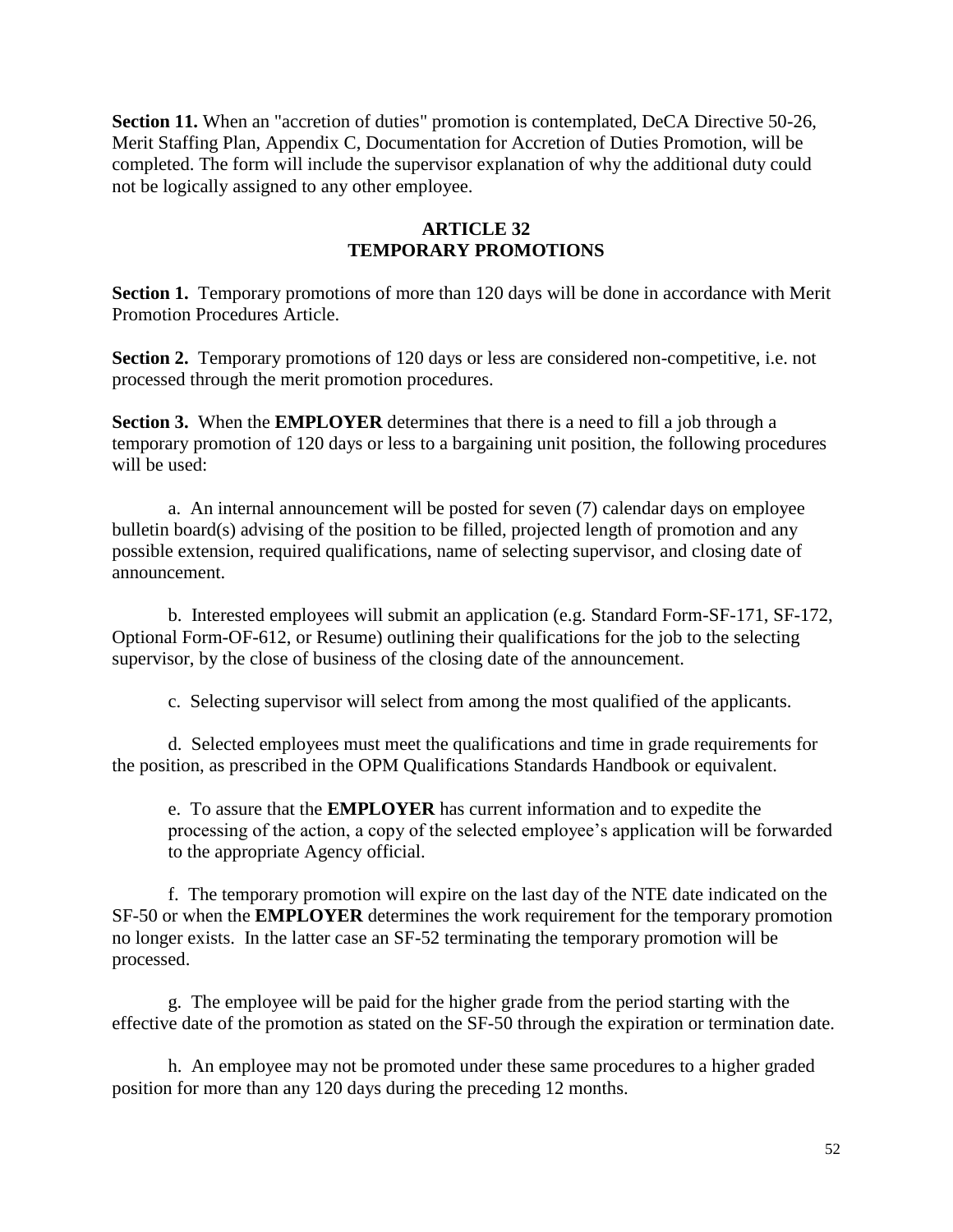**Section 11.** When an "accretion of duties" promotion is contemplated, DeCA Directive 50-26, Merit Staffing Plan, Appendix C, Documentation for Accretion of Duties Promotion, will be completed. The form will include the supervisor explanation of why the additional duty could not be logically assigned to any other employee.

## ARTICLE 32
## TEMPORARY PROMOTIONS

**Section 1.** Temporary promotions of more than 120 days will be done in accordance with Merit Promotion Procedures Article.

**Section 2.** Temporary promotions of 120 days or less are considered non-competitive, i.e. not processed through the merit promotion procedures.

**Section 3.** When the **EMPLOYER** determines that there is a need to fill a job through a temporary promotion of 120 days or less to a bargaining unit position, the following procedures will be used:

a. An internal announcement will be posted for seven (7) calendar days on employee bulletin board(s) advising of the position to be filled, projected length of promotion and any possible extension, required qualifications, name of selecting supervisor, and closing date of announcement.

b. Interested employees will submit an application (e.g. Standard Form-SF-171, SF-172, Optional Form-OF-612, or Resume) outlining their qualifications for the job to the selecting supervisor, by the close of business of the closing date of the announcement.

c. Selecting supervisor will select from among the most qualified of the applicants.

d. Selected employees must meet the qualifications and time in grade requirements for the position, as prescribed in the OPM Qualifications Standards Handbook or equivalent.

e. To assure that the **EMPLOYER** has current information and to expedite the processing of the action, a copy of the selected employee's application will be forwarded to the appropriate Agency official.

f. The temporary promotion will expire on the last day of the NTE date indicated on the SF-50 or when the **EMPLOYER** determines the work requirement for the temporary promotion no longer exists. In the latter case an SF-52 terminating the temporary promotion will be processed.

g. The employee will be paid for the higher grade from the period starting with the effective date of the promotion as stated on the SF-50 through the expiration or termination date.

h. An employee may not be promoted under these same procedures to a higher graded position for more than any 120 days during the preceding 12 months.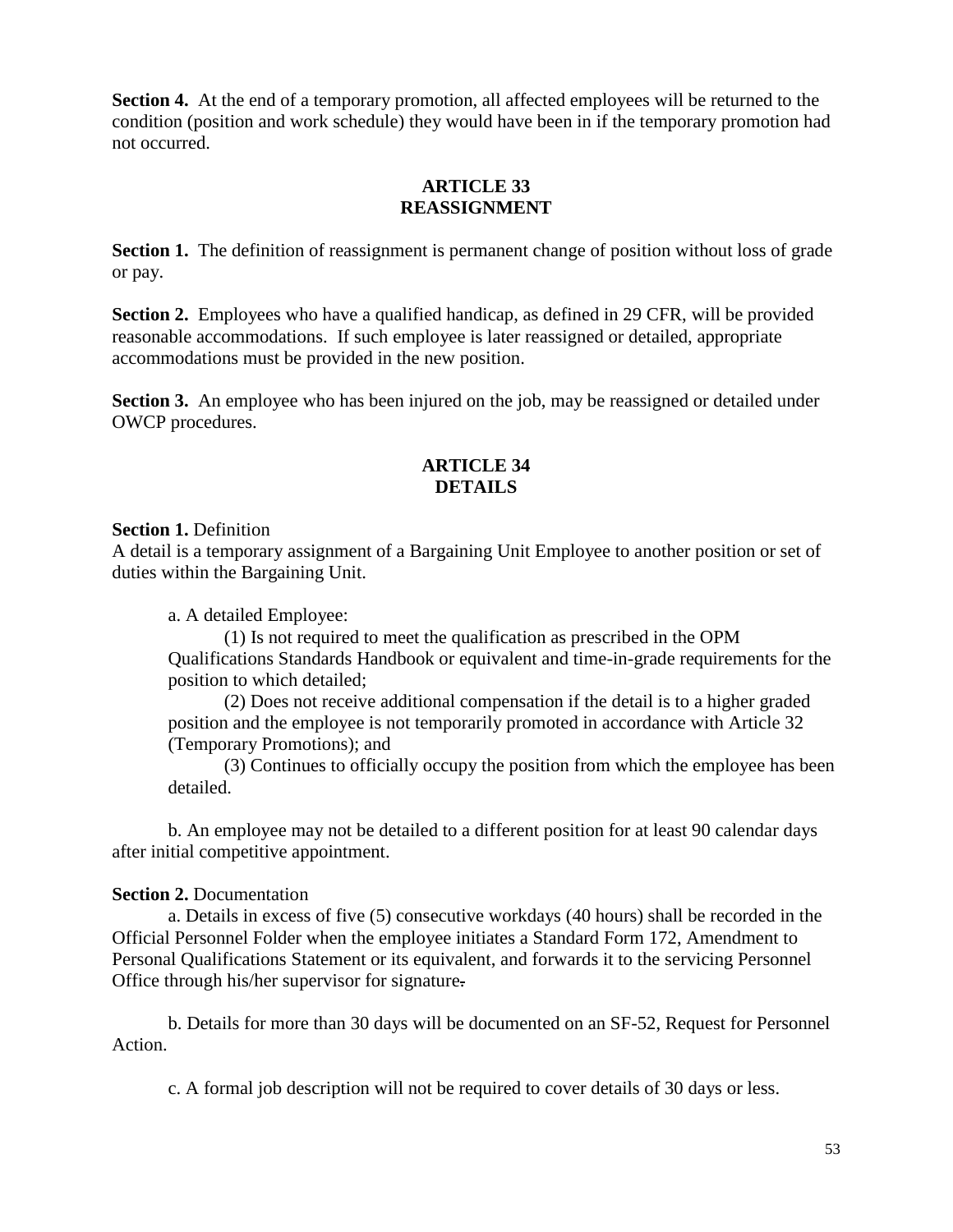**Section 4.** At the end of a temporary promotion, all affected employees will be returned to the condition (position and work schedule) they would have been in if the temporary promotion had not occurred.

## ARTICLE 33
## REASSIGNMENT

**Section 1.** The definition of reassignment is permanent change of position without loss of grade or pay.

**Section 2.** Employees who have a qualified handicap, as defined in 29 CFR, will be provided reasonable accommodations. If such employee is later reassigned or detailed, appropriate accommodations must be provided in the new position.

**Section 3.** An employee who has been injured on the job, may be reassigned or detailed under OWCP procedures.

## ARTICLE 34
## DETAILS

**Section 1.** Definition
A detail is a temporary assignment of a Bargaining Unit Employee to another position or set of duties within the Bargaining Unit.

a. A detailed Employee:

(1) Is not required to meet the qualification as prescribed in the OPM Qualifications Standards Handbook or equivalent and time-in-grade requirements for the position to which detailed;

(2) Does not receive additional compensation if the detail is to a higher graded position and the employee is not temporarily promoted in accordance with Article 32 (Temporary Promotions); and

(3) Continues to officially occupy the position from which the employee has been detailed.

b. An employee may not be detailed to a different position for at least 90 calendar days after initial competitive appointment.

**Section 2.** Documentation

a. Details in excess of five (5) consecutive workdays (40 hours) shall be recorded in the Official Personnel Folder when the employee initiates a Standard Form 172, Amendment to Personal Qualifications Statement or its equivalent, and forwards it to the servicing Personnel Office through his/her supervisor for signature.

b. Details for more than 30 days will be documented on an SF-52, Request for Personnel Action.

c. A formal job description will not be required to cover details of 30 days or less.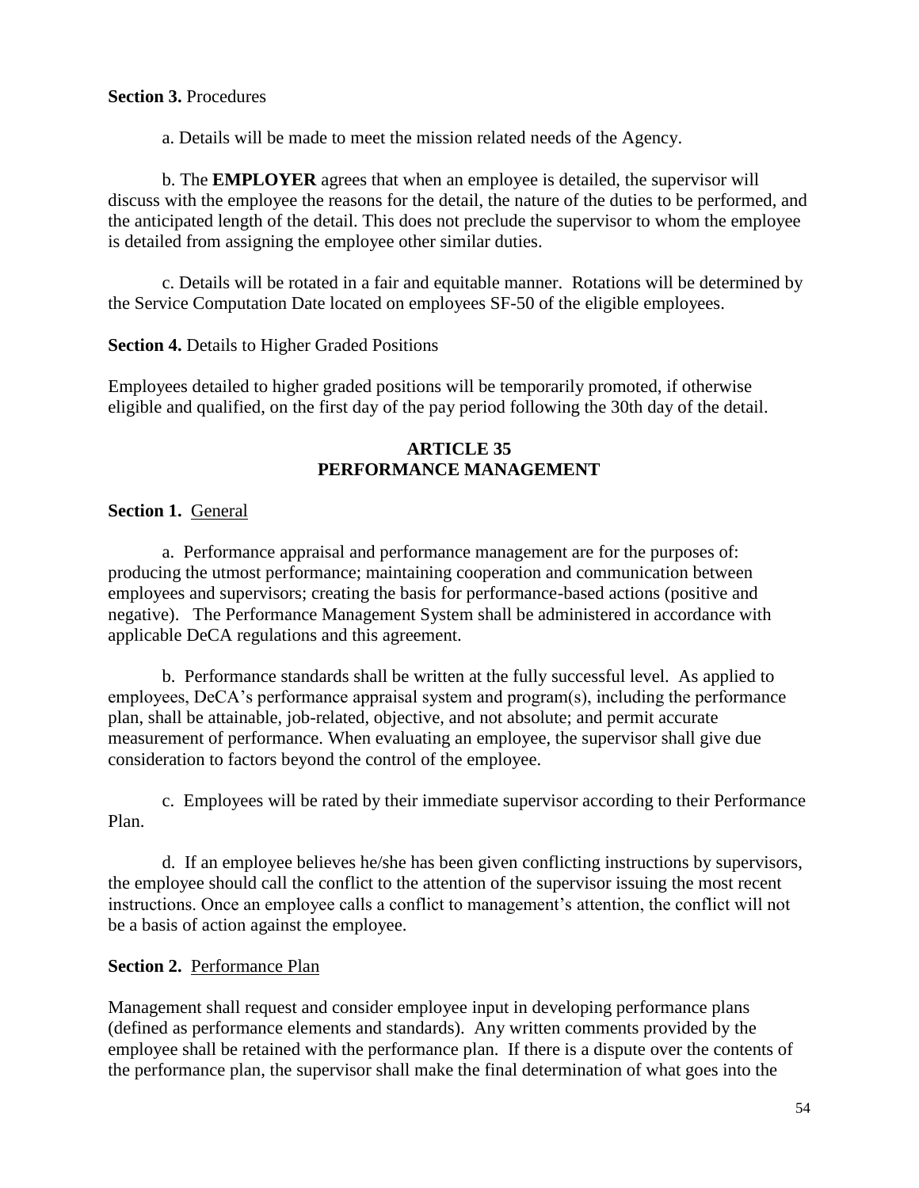**Section 3.** Procedures

a. Details will be made to meet the mission related needs of the Agency.

b. The **EMPLOYER** agrees that when an employee is detailed, the supervisor will discuss with the employee the reasons for the detail, the nature of the duties to be performed, and the anticipated length of the detail. This does not preclude the supervisor to whom the employee is detailed from assigning the employee other similar duties.

c. Details will be rotated in a fair and equitable manner. Rotations will be determined by the Service Computation Date located on employees SF-50 of the eligible employees.

**Section 4.** Details to Higher Graded Positions

Employees detailed to higher graded positions will be temporarily promoted, if otherwise eligible and qualified, on the first day of the pay period following the 30th day of the detail.

## ARTICLE 35
## PERFORMANCE MANAGEMENT

**Section 1.** General

a. Performance appraisal and performance management are for the purposes of: producing the utmost performance; maintaining cooperation and communication between employees and supervisors; creating the basis for performance-based actions (positive and negative). The Performance Management System shall be administered in accordance with applicable DeCA regulations and this agreement.

b. Performance standards shall be written at the fully successful level. As applied to employees, DeCA's performance appraisal system and program(s), including the performance plan, shall be attainable, job-related, objective, and not absolute; and permit accurate measurement of performance. When evaluating an employee, the supervisor shall give due consideration to factors beyond the control of the employee.

c. Employees will be rated by their immediate supervisor according to their Performance Plan.

d. If an employee believes he/she has been given conflicting instructions by supervisors, the employee should call the conflict to the attention of the supervisor issuing the most recent instructions. Once an employee calls a conflict to management's attention, the conflict will not be a basis of action against the employee.

**Section 2.** Performance Plan

Management shall request and consider employee input in developing performance plans (defined as performance elements and standards). Any written comments provided by the employee shall be retained with the performance plan. If there is a dispute over the contents of the performance plan, the supervisor shall make the final determination of what goes into the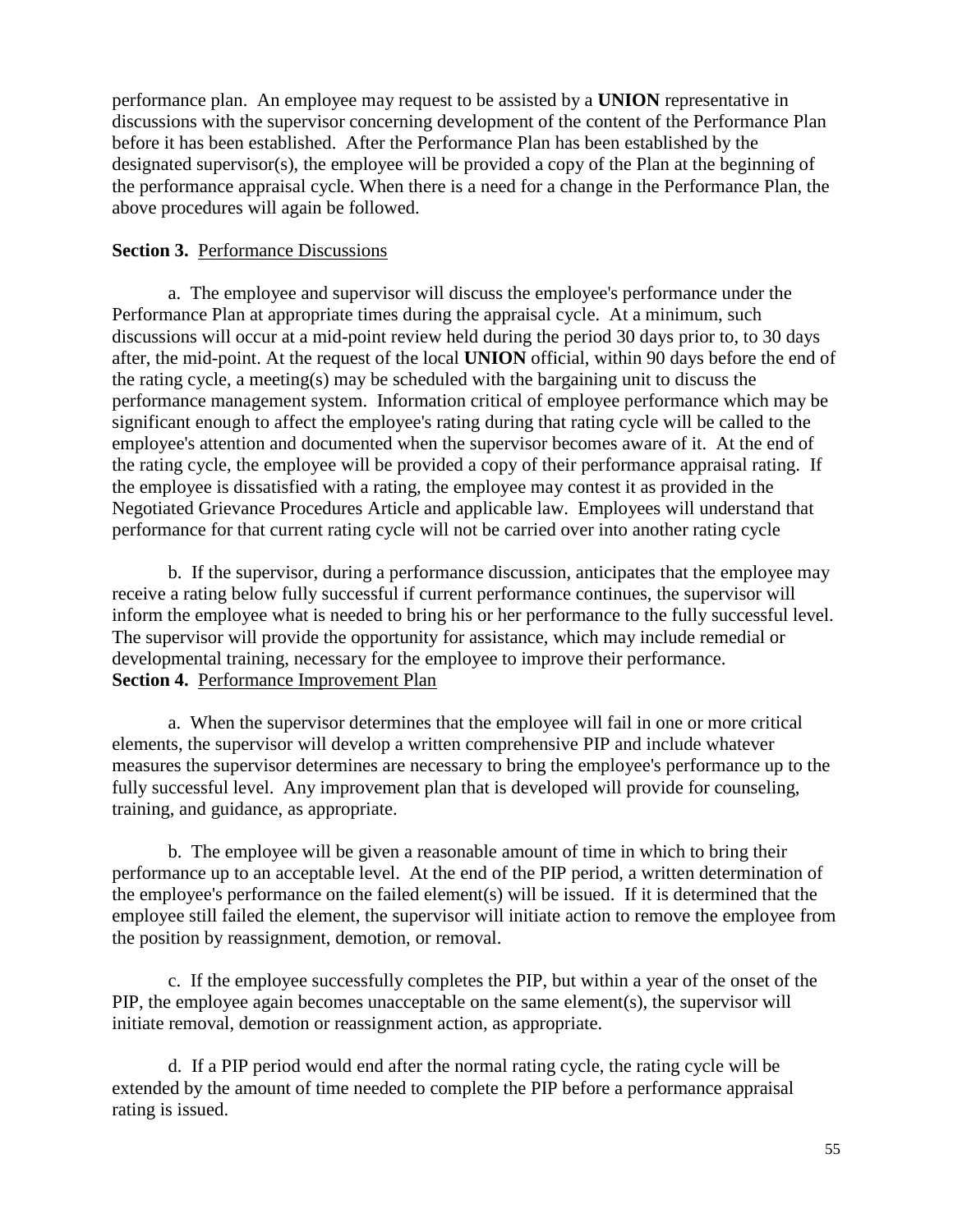performance plan. An employee may request to be assisted by a **UNION** representative in discussions with the supervisor concerning development of the content of the Performance Plan before it has been established. After the Performance Plan has been established by the designated supervisor(s), the employee will be provided a copy of the Plan at the beginning of the performance appraisal cycle. When there is a need for a change in the Performance Plan, the above procedures will again be followed.

**Section 3.** Performance Discussions

a. The employee and supervisor will discuss the employee's performance under the Performance Plan at appropriate times during the appraisal cycle. At a minimum, such discussions will occur at a mid-point review held during the period 30 days prior to, to 30 days after, the mid-point. At the request of the local **UNION** official, within 90 days before the end of the rating cycle, a meeting(s) may be scheduled with the bargaining unit to discuss the performance management system. Information critical of employee performance which may be significant enough to affect the employee's rating during that rating cycle will be called to the employee's attention and documented when the supervisor becomes aware of it. At the end of the rating cycle, the employee will be provided a copy of their performance appraisal rating. If the employee is dissatisfied with a rating, the employee may contest it as provided in the Negotiated Grievance Procedures Article and applicable law. Employees will understand that performance for that current rating cycle will not be carried over into another rating cycle

b. If the supervisor, during a performance discussion, anticipates that the employee may receive a rating below fully successful if current performance continues, the supervisor will inform the employee what is needed to bring his or her performance to the fully successful level. The supervisor will provide the opportunity for assistance, which may include remedial or developmental training, necessary for the employee to improve their performance.

**Section 4.** Performance Improvement Plan

a. When the supervisor determines that the employee will fail in one or more critical elements, the supervisor will develop a written comprehensive PIP and include whatever measures the supervisor determines are necessary to bring the employee's performance up to the fully successful level. Any improvement plan that is developed will provide for counseling, training, and guidance, as appropriate.

b. The employee will be given a reasonable amount of time in which to bring their performance up to an acceptable level. At the end of the PIP period, a written determination of the employee's performance on the failed element(s) will be issued. If it is determined that the employee still failed the element, the supervisor will initiate action to remove the employee from the position by reassignment, demotion, or removal.

c. If the employee successfully completes the PIP, but within a year of the onset of the PIP, the employee again becomes unacceptable on the same element(s), the supervisor will initiate removal, demotion or reassignment action, as appropriate.

d. If a PIP period would end after the normal rating cycle, the rating cycle will be extended by the amount of time needed to complete the PIP before a performance appraisal rating is issued.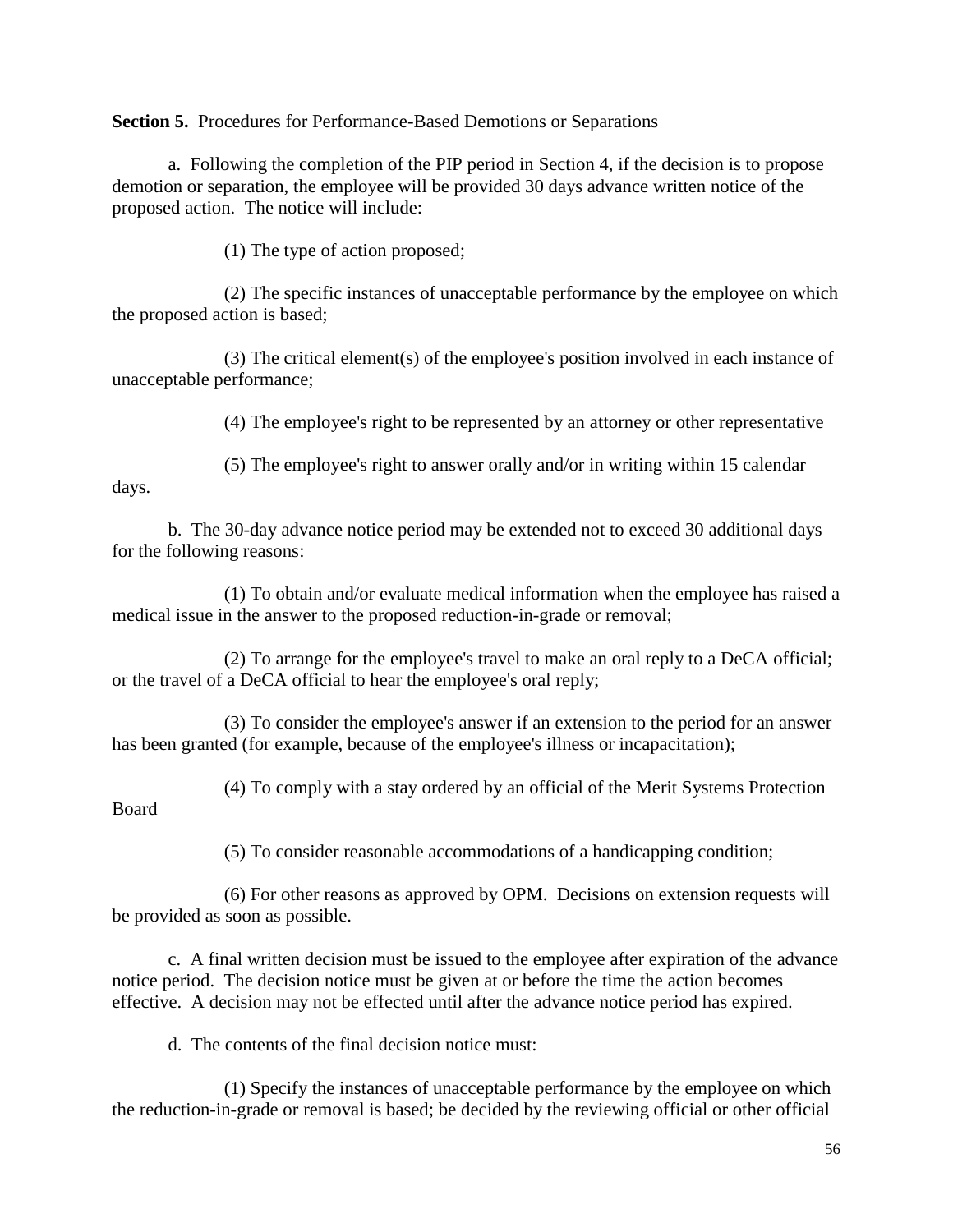**Section 5.** Procedures for Performance-Based Demotions or Separations

a. Following the completion of the PIP period in Section 4, if the decision is to propose demotion or separation, the employee will be provided 30 days advance written notice of the proposed action. The notice will include:

(1) The type of action proposed;

(2) The specific instances of unacceptable performance by the employee on which the proposed action is based;

(3) The critical element(s) of the employee's position involved in each instance of unacceptable performance;

(4) The employee's right to be represented by an attorney or other representative

(5) The employee's right to answer orally and/or in writing within 15 calendar days.

b. The 30-day advance notice period may be extended not to exceed 30 additional days for the following reasons:

(1) To obtain and/or evaluate medical information when the employee has raised a medical issue in the answer to the proposed reduction-in-grade or removal;

(2) To arrange for the employee's travel to make an oral reply to a DeCA official; or the travel of a DeCA official to hear the employee's oral reply;

(3) To consider the employee's answer if an extension to the period for an answer has been granted (for example, because of the employee's illness or incapacitation);

(4) To comply with a stay ordered by an official of the Merit Systems Protection Board

(5) To consider reasonable accommodations of a handicapping condition;

(6) For other reasons as approved by OPM. Decisions on extension requests will be provided as soon as possible.

c. A final written decision must be issued to the employee after expiration of the advance notice period. The decision notice must be given at or before the time the action becomes effective. A decision may not be effected until after the advance notice period has expired.

d. The contents of the final decision notice must:

(1) Specify the instances of unacceptable performance by the employee on which the reduction-in-grade or removal is based; be decided by the reviewing official or other official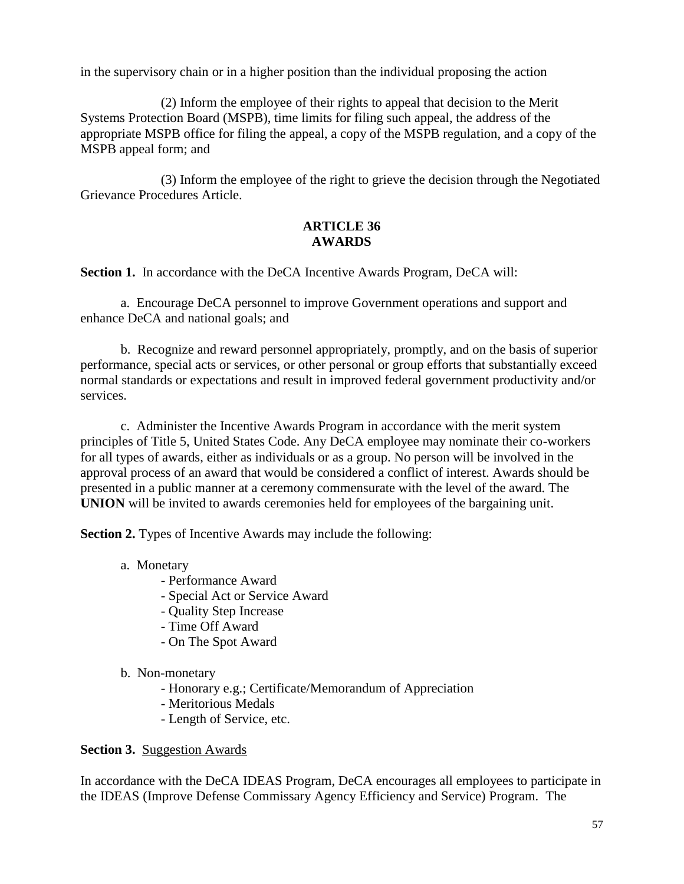in the supervisory chain or in a higher position than the individual proposing the action

(2) Inform the employee of their rights to appeal that decision to the Merit Systems Protection Board (MSPB), time limits for filing such appeal, the address of the appropriate MSPB office for filing the appeal, a copy of the MSPB regulation, and a copy of the MSPB appeal form; and

(3) Inform the employee of the right to grieve the decision through the Negotiated Grievance Procedures Article.

## ARTICLE 36
## AWARDS

**Section 1.** In accordance with the DeCA Incentive Awards Program, DeCA will:

a. Encourage DeCA personnel to improve Government operations and support and enhance DeCA and national goals; and

b. Recognize and reward personnel appropriately, promptly, and on the basis of superior performance, special acts or services, or other personal or group efforts that substantially exceed normal standards or expectations and result in improved federal government productivity and/or services.

c. Administer the Incentive Awards Program in accordance with the merit system principles of Title 5, United States Code. Any DeCA employee may nominate their co-workers for all types of awards, either as individuals or as a group. No person will be involved in the approval process of an award that would be considered a conflict of interest. Awards should be presented in a public manner at a ceremony commensurate with the level of the award. The **UNION** will be invited to awards ceremonies held for employees of the bargaining unit.

**Section 2.** Types of Incentive Awards may include the following:

a. Monetary
- Performance Award
- Special Act or Service Award
- Quality Step Increase
- Time Off Award
- On The Spot Award

b. Non-monetary
- Honorary e.g.; Certificate/Memorandum of Appreciation
- Meritorious Medals
- Length of Service, etc.

**Section 3.** Suggestion Awards

In accordance with the DeCA IDEAS Program, DeCA encourages all employees to participate in the IDEAS (Improve Defense Commissary Agency Efficiency and Service) Program. The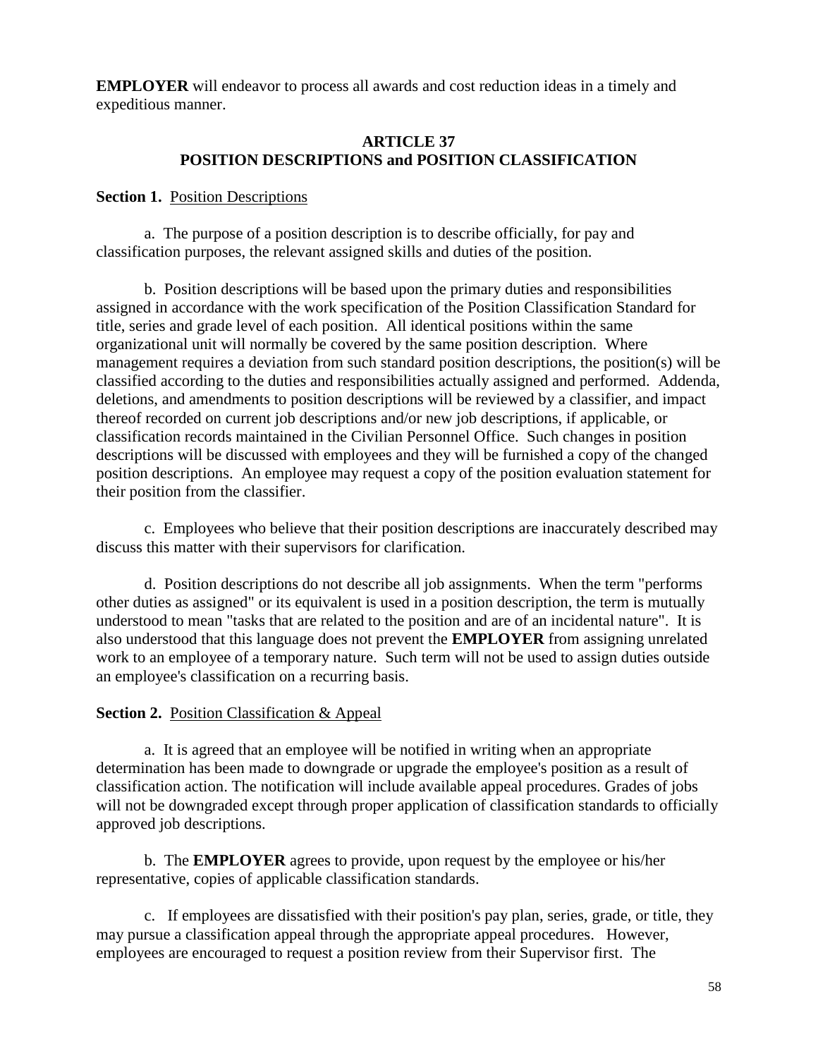**EMPLOYER** will endeavor to process all awards and cost reduction ideas in a timely and expeditious manner.

## ARTICLE 37
## POSITION DESCRIPTIONS and POSITION CLASSIFICATION

**Section 1.** Position Descriptions

a. The purpose of a position description is to describe officially, for pay and classification purposes, the relevant assigned skills and duties of the position.

b. Position descriptions will be based upon the primary duties and responsibilities assigned in accordance with the work specification of the Position Classification Standard for title, series and grade level of each position. All identical positions within the same organizational unit will normally be covered by the same position description. Where management requires a deviation from such standard position descriptions, the position(s) will be classified according to the duties and responsibilities actually assigned and performed. Addenda, deletions, and amendments to position descriptions will be reviewed by a classifier, and impact thereof recorded on current job descriptions and/or new job descriptions, if applicable, or classification records maintained in the Civilian Personnel Office. Such changes in position descriptions will be discussed with employees and they will be furnished a copy of the changed position descriptions. An employee may request a copy of the position evaluation statement for their position from the classifier.

c. Employees who believe that their position descriptions are inaccurately described may discuss this matter with their supervisors for clarification.

d. Position descriptions do not describe all job assignments. When the term "performs other duties as assigned" or its equivalent is used in a position description, the term is mutually understood to mean "tasks that are related to the position and are of an incidental nature". It is also understood that this language does not prevent the **EMPLOYER** from assigning unrelated work to an employee of a temporary nature. Such term will not be used to assign duties outside an employee's classification on a recurring basis.

**Section 2.** Position Classification & Appeal

a. It is agreed that an employee will be notified in writing when an appropriate determination has been made to downgrade or upgrade the employee's position as a result of classification action. The notification will include available appeal procedures. Grades of jobs will not be downgraded except through proper application of classification standards to officially approved job descriptions.

b. The **EMPLOYER** agrees to provide, upon request by the employee or his/her representative, copies of applicable classification standards.

c. If employees are dissatisfied with their position's pay plan, series, grade, or title, they may pursue a classification appeal through the appropriate appeal procedures. However, employees are encouraged to request a position review from their Supervisor first. The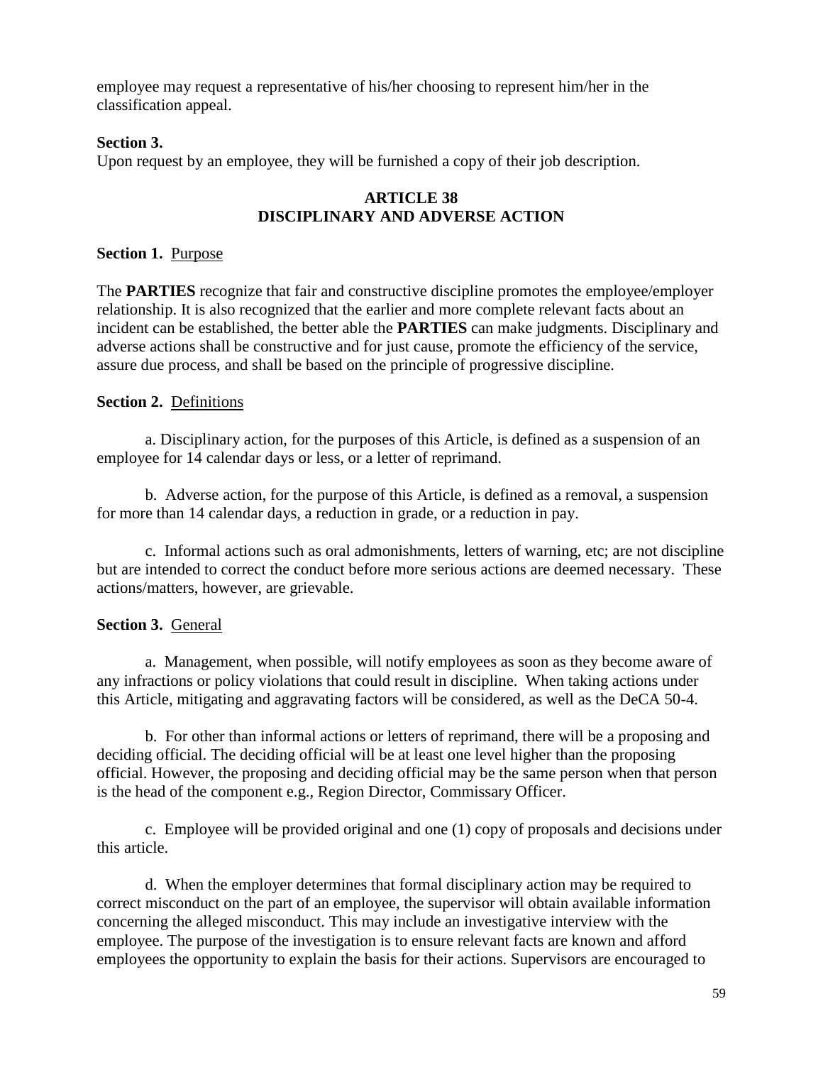employee may request a representative of his/her choosing to represent him/her in the classification appeal.

**Section 3.**
Upon request by an employee, they will be furnished a copy of their job description.

## ARTICLE 38
## DISCIPLINARY AND ADVERSE ACTION

**Section 1.** Purpose

The **PARTIES** recognize that fair and constructive discipline promotes the employee/employer relationship. It is also recognized that the earlier and more complete relevant facts about an incident can be established, the better able the **PARTIES** can make judgments. Disciplinary and adverse actions shall be constructive and for just cause, promote the efficiency of the service, assure due process, and shall be based on the principle of progressive discipline.

**Section 2.** Definitions

a. Disciplinary action, for the purposes of this Article, is defined as a suspension of an employee for 14 calendar days or less, or a letter of reprimand.

b. Adverse action, for the purpose of this Article, is defined as a removal, a suspension for more than 14 calendar days, a reduction in grade, or a reduction in pay.

c. Informal actions such as oral admonishments, letters of warning, etc; are not discipline but are intended to correct the conduct before more serious actions are deemed necessary. These actions/matters, however, are grievable.

**Section 3.** General

a. Management, when possible, will notify employees as soon as they become aware of any infractions or policy violations that could result in discipline. When taking actions under this Article, mitigating and aggravating factors will be considered, as well as the DeCA 50-4.

b. For other than informal actions or letters of reprimand, there will be a proposing and deciding official. The deciding official will be at least one level higher than the proposing official. However, the proposing and deciding official may be the same person when that person is the head of the component e.g., Region Director, Commissary Officer.

c. Employee will be provided original and one (1) copy of proposals and decisions under this article.

d. When the employer determines that formal disciplinary action may be required to correct misconduct on the part of an employee, the supervisor will obtain available information concerning the alleged misconduct. This may include an investigative interview with the employee. The purpose of the investigation is to ensure relevant facts are known and afford employees the opportunity to explain the basis for their actions. Supervisors are encouraged to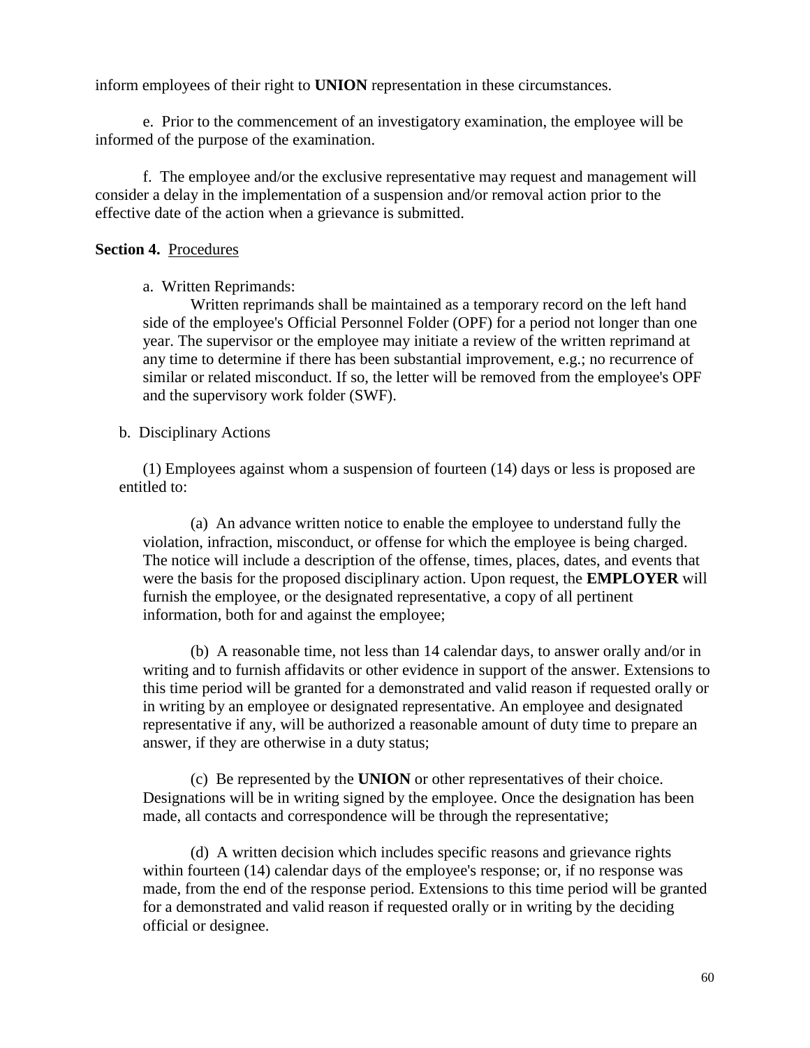inform employees of their right to **UNION** representation in these circumstances.

e. Prior to the commencement of an investigatory examination, the employee will be informed of the purpose of the examination.

f. The employee and/or the exclusive representative may request and management will consider a delay in the implementation of a suspension and/or removal action prior to the effective date of the action when a grievance is submitted.

**Section 4.** Procedures

a. Written Reprimands:

Written reprimands shall be maintained as a temporary record on the left hand side of the employee's Official Personnel Folder (OPF) for a period not longer than one year. The supervisor or the employee may initiate a review of the written reprimand at any time to determine if there has been substantial improvement, e.g.; no recurrence of similar or related misconduct. If so, the letter will be removed from the employee's OPF and the supervisory work folder (SWF).

b. Disciplinary Actions

(1) Employees against whom a suspension of fourteen (14) days or less is proposed are entitled to:

(a) An advance written notice to enable the employee to understand fully the violation, infraction, misconduct, or offense for which the employee is being charged. The notice will include a description of the offense, times, places, dates, and events that were the basis for the proposed disciplinary action. Upon request, the **EMPLOYER** will furnish the employee, or the designated representative, a copy of all pertinent information, both for and against the employee;

(b) A reasonable time, not less than 14 calendar days, to answer orally and/or in writing and to furnish affidavits or other evidence in support of the answer. Extensions to this time period will be granted for a demonstrated and valid reason if requested orally or in writing by an employee or designated representative. An employee and designated representative if any, will be authorized a reasonable amount of duty time to prepare an answer, if they are otherwise in a duty status;

(c) Be represented by the **UNION** or other representatives of their choice. Designations will be in writing signed by the employee. Once the designation has been made, all contacts and correspondence will be through the representative;

(d) A written decision which includes specific reasons and grievance rights within fourteen (14) calendar days of the employee's response; or, if no response was made, from the end of the response period. Extensions to this time period will be granted for a demonstrated and valid reason if requested orally or in writing by the deciding official or designee.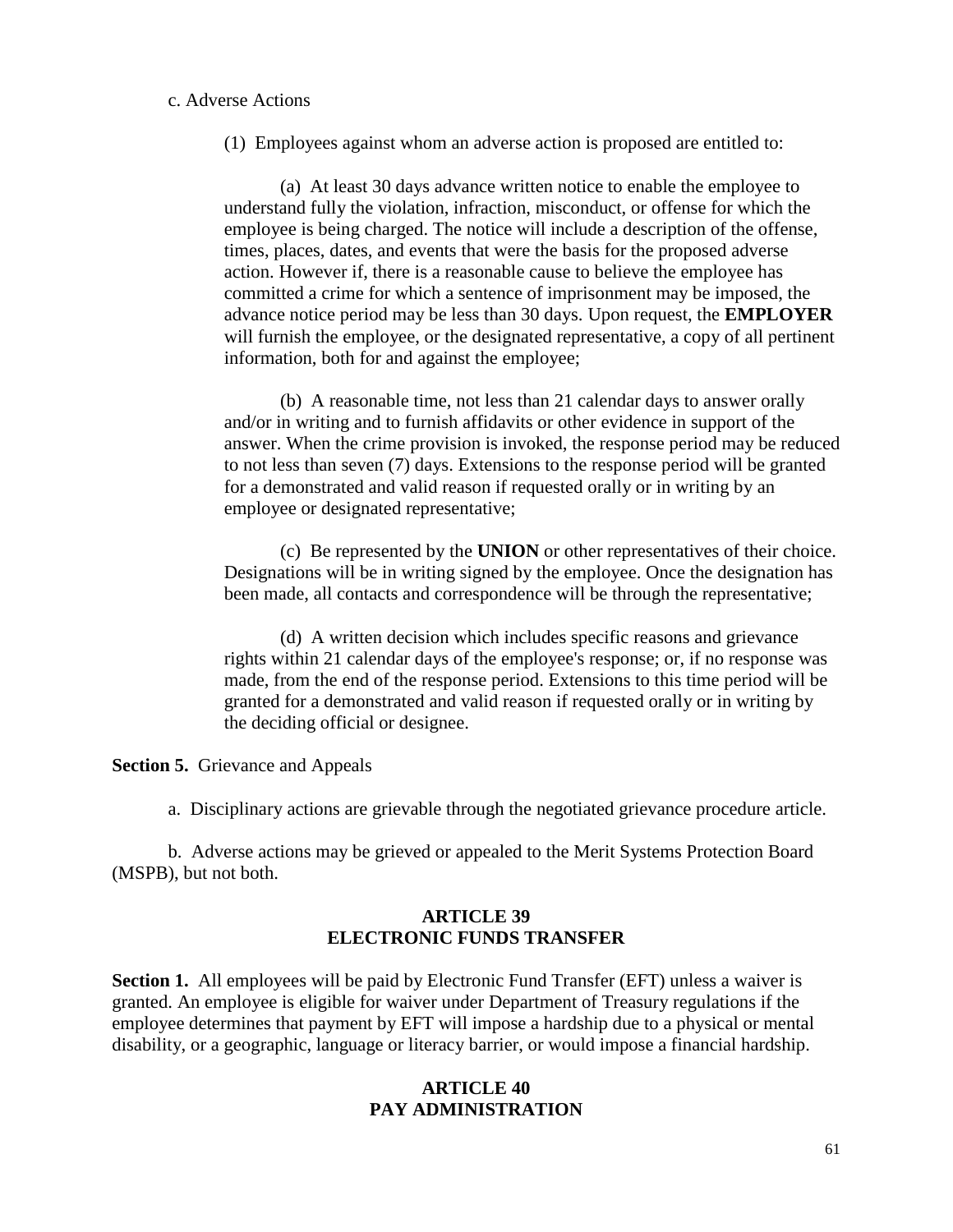c. Adverse Actions

(1) Employees against whom an adverse action is proposed are entitled to:

(a) At least 30 days advance written notice to enable the employee to understand fully the violation, infraction, misconduct, or offense for which the employee is being charged. The notice will include a description of the offense, times, places, dates, and events that were the basis for the proposed adverse action. However if, there is a reasonable cause to believe the employee has committed a crime for which a sentence of imprisonment may be imposed, the advance notice period may be less than 30 days. Upon request, the **EMPLOYER** will furnish the employee, or the designated representative, a copy of all pertinent information, both for and against the employee;

(b) A reasonable time, not less than 21 calendar days to answer orally and/or in writing and to furnish affidavits or other evidence in support of the answer. When the crime provision is invoked, the response period may be reduced to not less than seven (7) days. Extensions to the response period will be granted for a demonstrated and valid reason if requested orally or in writing by an employee or designated representative;

(c) Be represented by the **UNION** or other representatives of their choice. Designations will be in writing signed by the employee. Once the designation has been made, all contacts and correspondence will be through the representative;

(d) A written decision which includes specific reasons and grievance rights within 21 calendar days of the employee's response; or, if no response was made, from the end of the response period. Extensions to this time period will be granted for a demonstrated and valid reason if requested orally or in writing by the deciding official or designee.

**Section 5.** Grievance and Appeals

a. Disciplinary actions are grievable through the negotiated grievance procedure article.

b. Adverse actions may be grieved or appealed to the Merit Systems Protection Board (MSPB), but not both.

## ARTICLE 39
## ELECTRONIC FUNDS TRANSFER

**Section 1.** All employees will be paid by Electronic Fund Transfer (EFT) unless a waiver is granted. An employee is eligible for waiver under Department of Treasury regulations if the employee determines that payment by EFT will impose a hardship due to a physical or mental disability, or a geographic, language or literacy barrier, or would impose a financial hardship.

## ARTICLE 40
## PAY ADMINISTRATION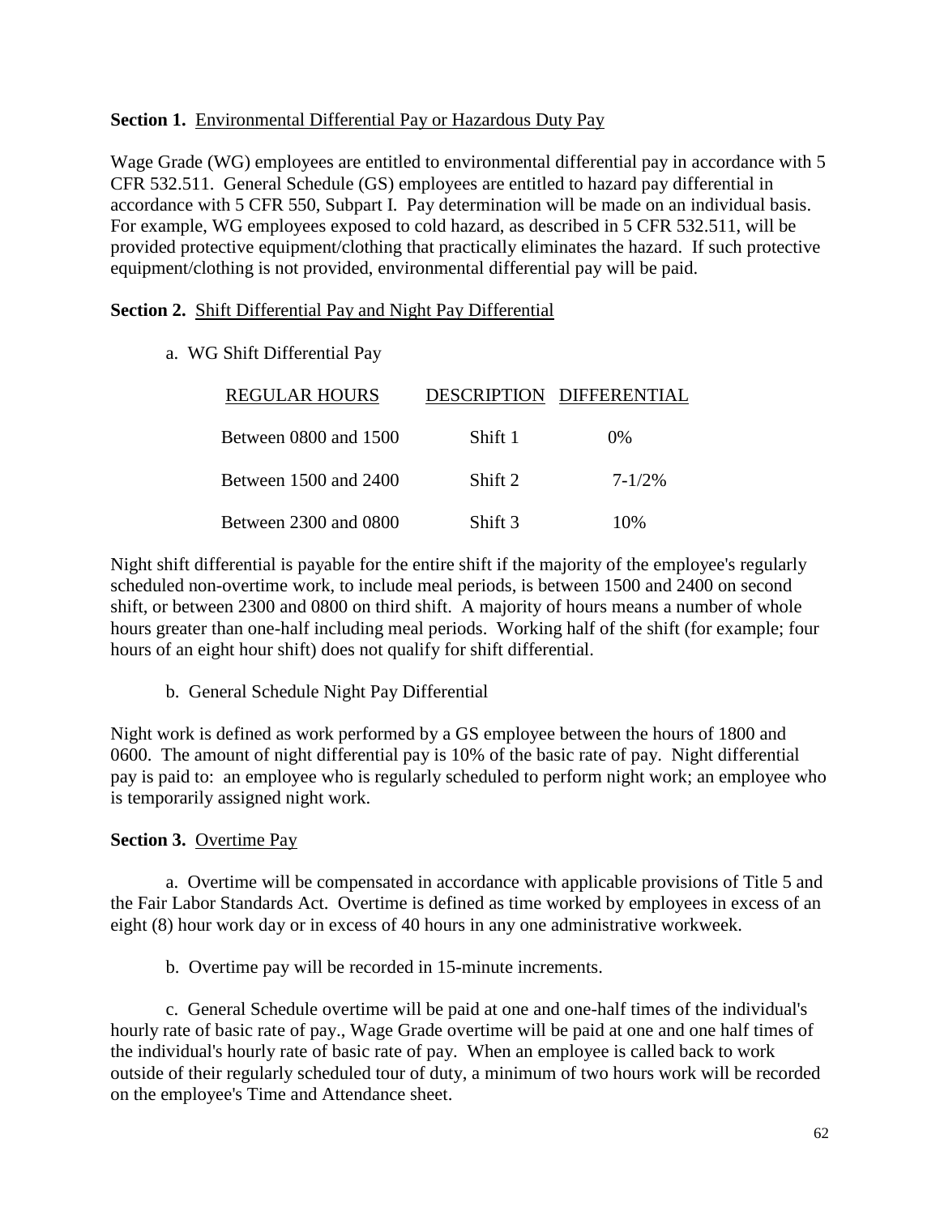**Section 1.** Environmental Differential Pay or Hazardous Duty Pay

Wage Grade (WG) employees are entitled to environmental differential pay in accordance with 5 CFR 532.511. General Schedule (GS) employees are entitled to hazard pay differential in accordance with 5 CFR 550, Subpart I. Pay determination will be made on an individual basis. For example, WG employees exposed to cold hazard, as described in 5 CFR 532.511, will be provided protective equipment/clothing that practically eliminates the hazard. If such protective equipment/clothing is not provided, environmental differential pay will be paid.

**Section 2.** Shift Differential Pay and Night Pay Differential

a. WG Shift Differential Pay

| REGULAR HOURS | DESCRIPTION | DIFFERENTIAL |
|---|---|---|
| Between 0800 and 1500 | Shift 1 | 0% |
| Between 1500 and 2400 | Shift 2 | 7-1/2% |
| Between 2300 and 0800 | Shift 3 | 10% |

Night shift differential is payable for the entire shift if the majority of the employee's regularly scheduled non-overtime work, to include meal periods, is between 1500 and 2400 on second shift, or between 2300 and 0800 on third shift. A majority of hours means a number of whole hours greater than one-half including meal periods. Working half of the shift (for example; four hours of an eight hour shift) does not qualify for shift differential.

b. General Schedule Night Pay Differential

Night work is defined as work performed by a GS employee between the hours of 1800 and 0600. The amount of night differential pay is 10% of the basic rate of pay. Night differential pay is paid to: an employee who is regularly scheduled to perform night work; an employee who is temporarily assigned night work.

**Section 3.** Overtime Pay

a. Overtime will be compensated in accordance with applicable provisions of Title 5 and the Fair Labor Standards Act. Overtime is defined as time worked by employees in excess of an eight (8) hour work day or in excess of 40 hours in any one administrative workweek.

b. Overtime pay will be recorded in 15-minute increments.

c. General Schedule overtime will be paid at one and one-half times of the individual's hourly rate of basic rate of pay., Wage Grade overtime will be paid at one and one half times of the individual's hourly rate of basic rate of pay. When an employee is called back to work outside of their regularly scheduled tour of duty, a minimum of two hours work will be recorded on the employee's Time and Attendance sheet.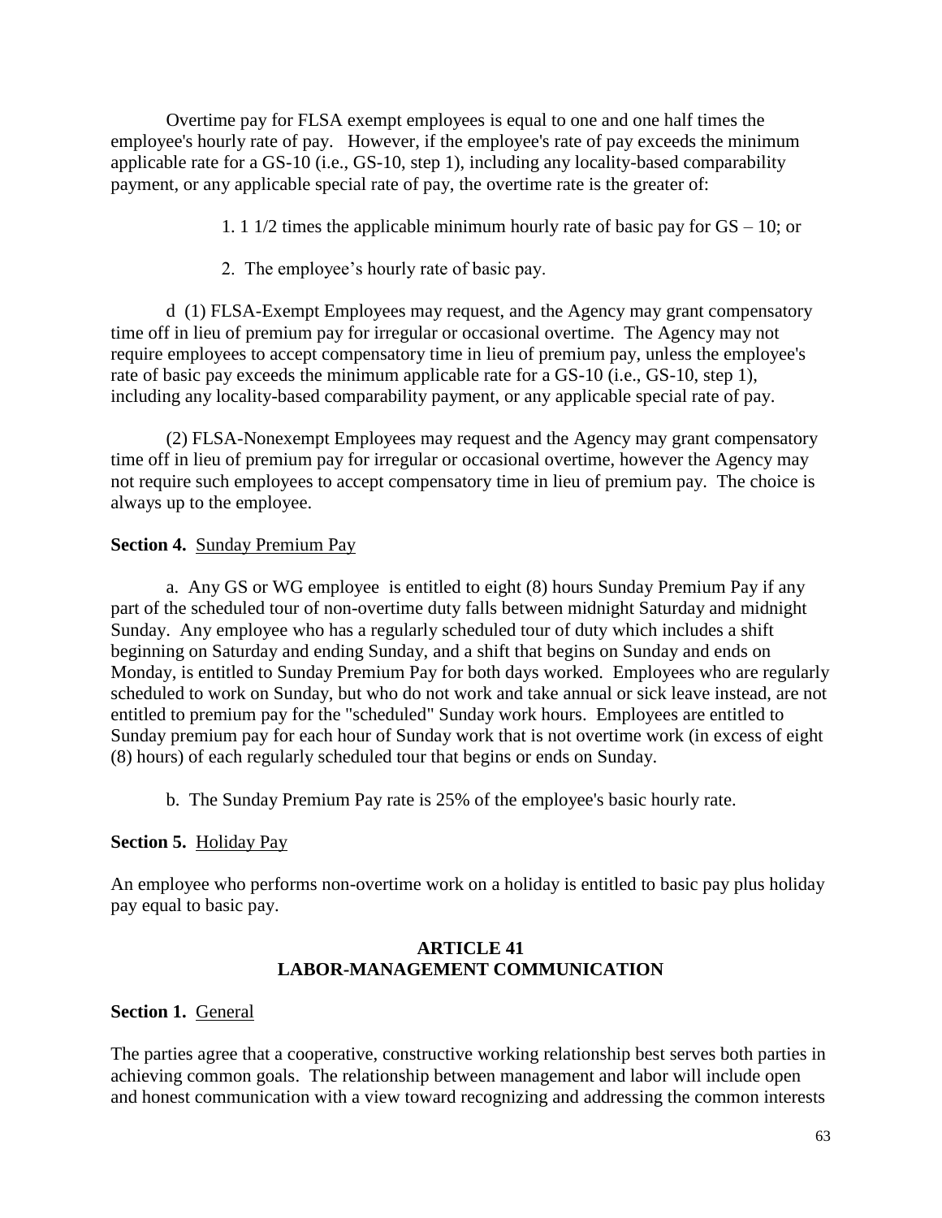Overtime pay for FLSA exempt employees is equal to one and one half times the employee's hourly rate of pay. However, if the employee's rate of pay exceeds the minimum applicable rate for a GS-10 (i.e., GS-10, step 1), including any locality-based comparability payment, or any applicable special rate of pay, the overtime rate is the greater of:

1. 1 1/2 times the applicable minimum hourly rate of basic pay for GS – 10; or

2. The employee's hourly rate of basic pay.

d (1) FLSA-Exempt Employees may request, and the Agency may grant compensatory time off in lieu of premium pay for irregular or occasional overtime. The Agency may not require employees to accept compensatory time in lieu of premium pay, unless the employee's rate of basic pay exceeds the minimum applicable rate for a GS-10 (i.e., GS-10, step 1), including any locality-based comparability payment, or any applicable special rate of pay.

(2) FLSA-Nonexempt Employees may request and the Agency may grant compensatory time off in lieu of premium pay for irregular or occasional overtime, however the Agency may not require such employees to accept compensatory time in lieu of premium pay. The choice is always up to the employee.

**Section 4.** Sunday Premium Pay

a. Any GS or WG employee is entitled to eight (8) hours Sunday Premium Pay if any part of the scheduled tour of non-overtime duty falls between midnight Saturday and midnight Sunday. Any employee who has a regularly scheduled tour of duty which includes a shift beginning on Saturday and ending Sunday, and a shift that begins on Sunday and ends on Monday, is entitled to Sunday Premium Pay for both days worked. Employees who are regularly scheduled to work on Sunday, but who do not work and take annual or sick leave instead, are not entitled to premium pay for the "scheduled" Sunday work hours. Employees are entitled to Sunday premium pay for each hour of Sunday work that is not overtime work (in excess of eight (8) hours) of each regularly scheduled tour that begins or ends on Sunday.

b. The Sunday Premium Pay rate is 25% of the employee's basic hourly rate.

**Section 5.** Holiday Pay

An employee who performs non-overtime work on a holiday is entitled to basic pay plus holiday pay equal to basic pay.

## ARTICLE 41
## LABOR-MANAGEMENT COMMUNICATION

**Section 1.** General

The parties agree that a cooperative, constructive working relationship best serves both parties in achieving common goals. The relationship between management and labor will include open and honest communication with a view toward recognizing and addressing the common interests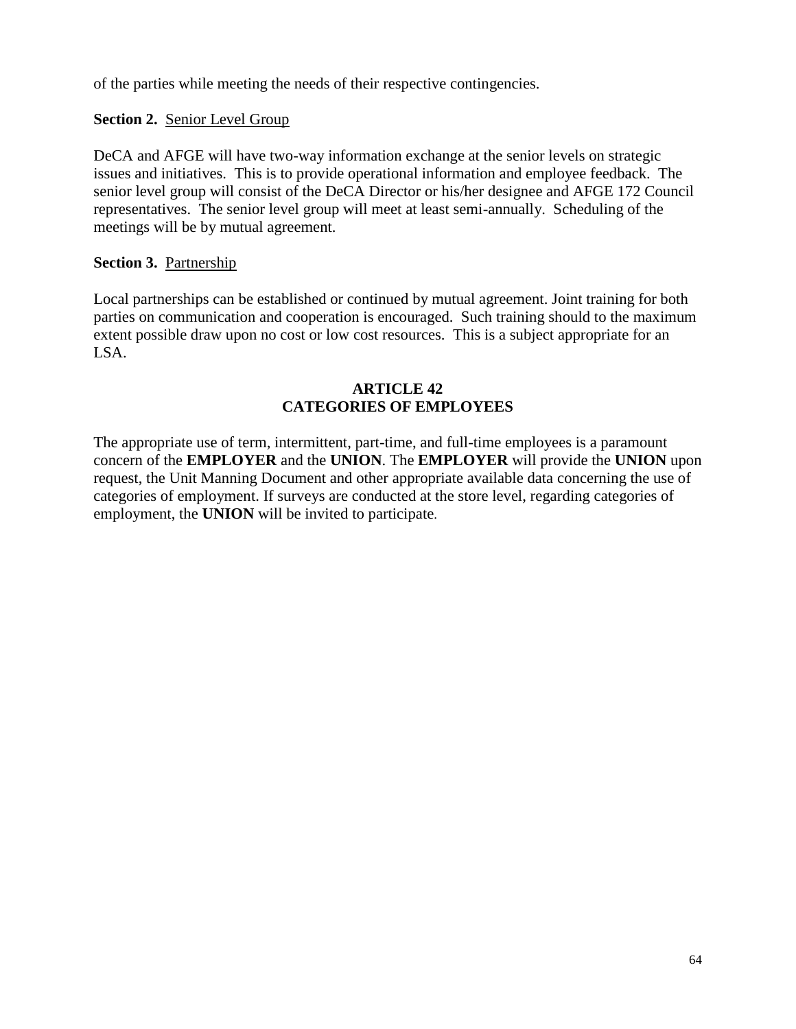of the parties while meeting the needs of their respective contingencies.

**Section 2.** Senior Level Group

DeCA and AFGE will have two-way information exchange at the senior levels on strategic issues and initiatives. This is to provide operational information and employee feedback. The senior level group will consist of the DeCA Director or his/her designee and AFGE 172 Council representatives. The senior level group will meet at least semi-annually. Scheduling of the meetings will be by mutual agreement.

**Section 3.** Partnership

Local partnerships can be established or continued by mutual agreement. Joint training for both parties on communication and cooperation is encouraged. Such training should to the maximum extent possible draw upon no cost or low cost resources. This is a subject appropriate for an LSA.

## ARTICLE 42
## CATEGORIES OF EMPLOYEES

The appropriate use of term, intermittent, part-time, and full-time employees is a paramount concern of the **EMPLOYER** and the **UNION**. The **EMPLOYER** will provide the **UNION** upon request, the Unit Manning Document and other appropriate available data concerning the use of categories of employment. If surveys are conducted at the store level, regarding categories of employment, the **UNION** will be invited to participate.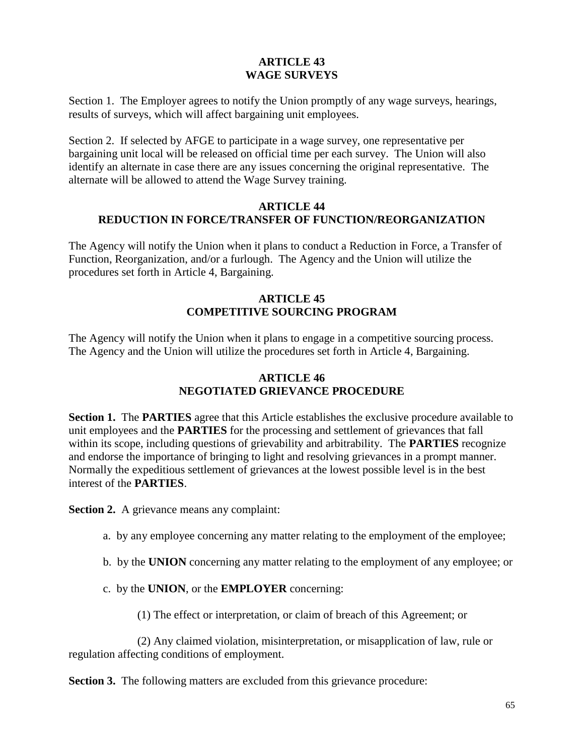## ARTICLE 43
## WAGE SURVEYS

Section 1. The Employer agrees to notify the Union promptly of any wage surveys, hearings, results of surveys, which will affect bargaining unit employees.

Section 2. If selected by AFGE to participate in a wage survey, one representative per bargaining unit local will be released on official time per each survey. The Union will also identify an alternate in case there are any issues concerning the original representative. The alternate will be allowed to attend the Wage Survey training.

## ARTICLE 44
## REDUCTION IN FORCE/TRANSFER OF FUNCTION/REORGANIZATION

The Agency will notify the Union when it plans to conduct a Reduction in Force, a Transfer of Function, Reorganization, and/or a furlough. The Agency and the Union will utilize the procedures set forth in Article 4, Bargaining.

## ARTICLE 45
## COMPETITIVE SOURCING PROGRAM

The Agency will notify the Union when it plans to engage in a competitive sourcing process. The Agency and the Union will utilize the procedures set forth in Article 4, Bargaining.

## ARTICLE 46
## NEGOTIATED GRIEVANCE PROCEDURE

**Section 1.** The **PARTIES** agree that this Article establishes the exclusive procedure available to unit employees and the **PARTIES** for the processing and settlement of grievances that fall within its scope, including questions of grievability and arbitrability. The **PARTIES** recognize and endorse the importance of bringing to light and resolving grievances in a prompt manner. Normally the expeditious settlement of grievances at the lowest possible level is in the best interest of the **PARTIES**.

**Section 2.** A grievance means any complaint:

a. by any employee concerning any matter relating to the employment of the employee;

b. by the **UNION** concerning any matter relating to the employment of any employee; or

c. by the **UNION**, or the **EMPLOYER** concerning:

(1) The effect or interpretation, or claim of breach of this Agreement; or

(2) Any claimed violation, misinterpretation, or misapplication of law, rule or regulation affecting conditions of employment.

**Section 3.** The following matters are excluded from this grievance procedure: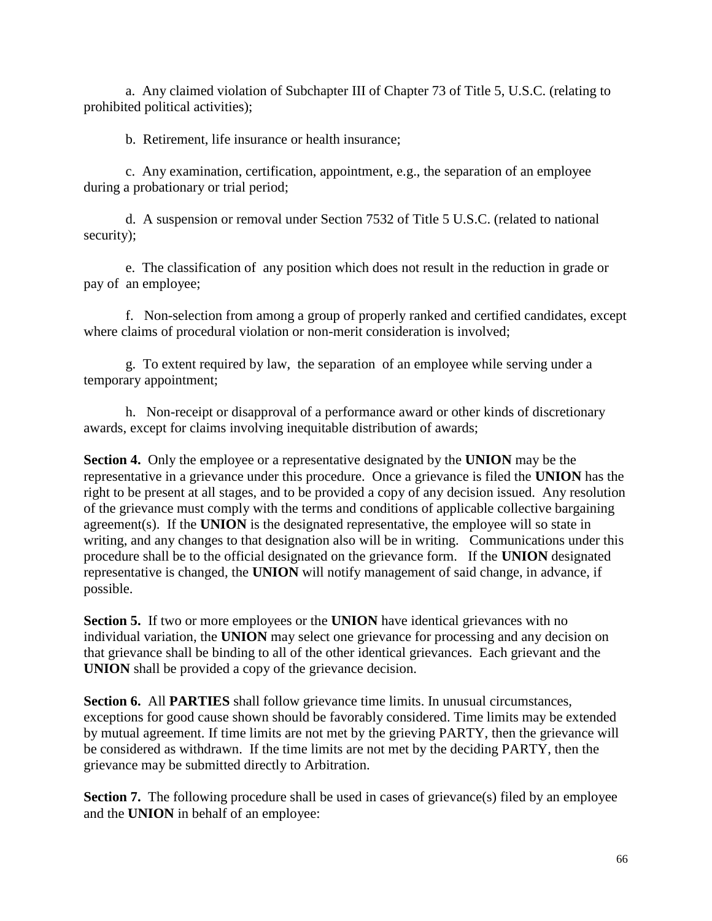a. Any claimed violation of Subchapter III of Chapter 73 of Title 5, U.S.C. (relating to prohibited political activities);

b. Retirement, life insurance or health insurance;

c. Any examination, certification, appointment, e.g., the separation of an employee during a probationary or trial period;

d. A suspension or removal under Section 7532 of Title 5 U.S.C. (related to national security);

e. The classification of any position which does not result in the reduction in grade or pay of an employee;

f. Non-selection from among a group of properly ranked and certified candidates, except where claims of procedural violation or non-merit consideration is involved;

g. To extent required by law, the separation of an employee while serving under a temporary appointment;

h. Non-receipt or disapproval of a performance award or other kinds of discretionary awards, except for claims involving inequitable distribution of awards;

**Section 4.** Only the employee or a representative designated by the **UNION** may be the representative in a grievance under this procedure. Once a grievance is filed the **UNION** has the right to be present at all stages, and to be provided a copy of any decision issued. Any resolution of the grievance must comply with the terms and conditions of applicable collective bargaining agreement(s). If the **UNION** is the designated representative, the employee will so state in writing, and any changes to that designation also will be in writing. Communications under this procedure shall be to the official designated on the grievance form. If the **UNION** designated representative is changed, the **UNION** will notify management of said change, in advance, if possible.

**Section 5.** If two or more employees or the **UNION** have identical grievances with no individual variation, the **UNION** may select one grievance for processing and any decision on that grievance shall be binding to all of the other identical grievances. Each grievant and the **UNION** shall be provided a copy of the grievance decision.

**Section 6.** All **PARTIES** shall follow grievance time limits. In unusual circumstances, exceptions for good cause shown should be favorably considered. Time limits may be extended by mutual agreement. If time limits are not met by the grieving PARTY, then the grievance will be considered as withdrawn. If the time limits are not met by the deciding PARTY, then the grievance may be submitted directly to Arbitration.

**Section 7.** The following procedure shall be used in cases of grievance(s) filed by an employee and the **UNION** in behalf of an employee: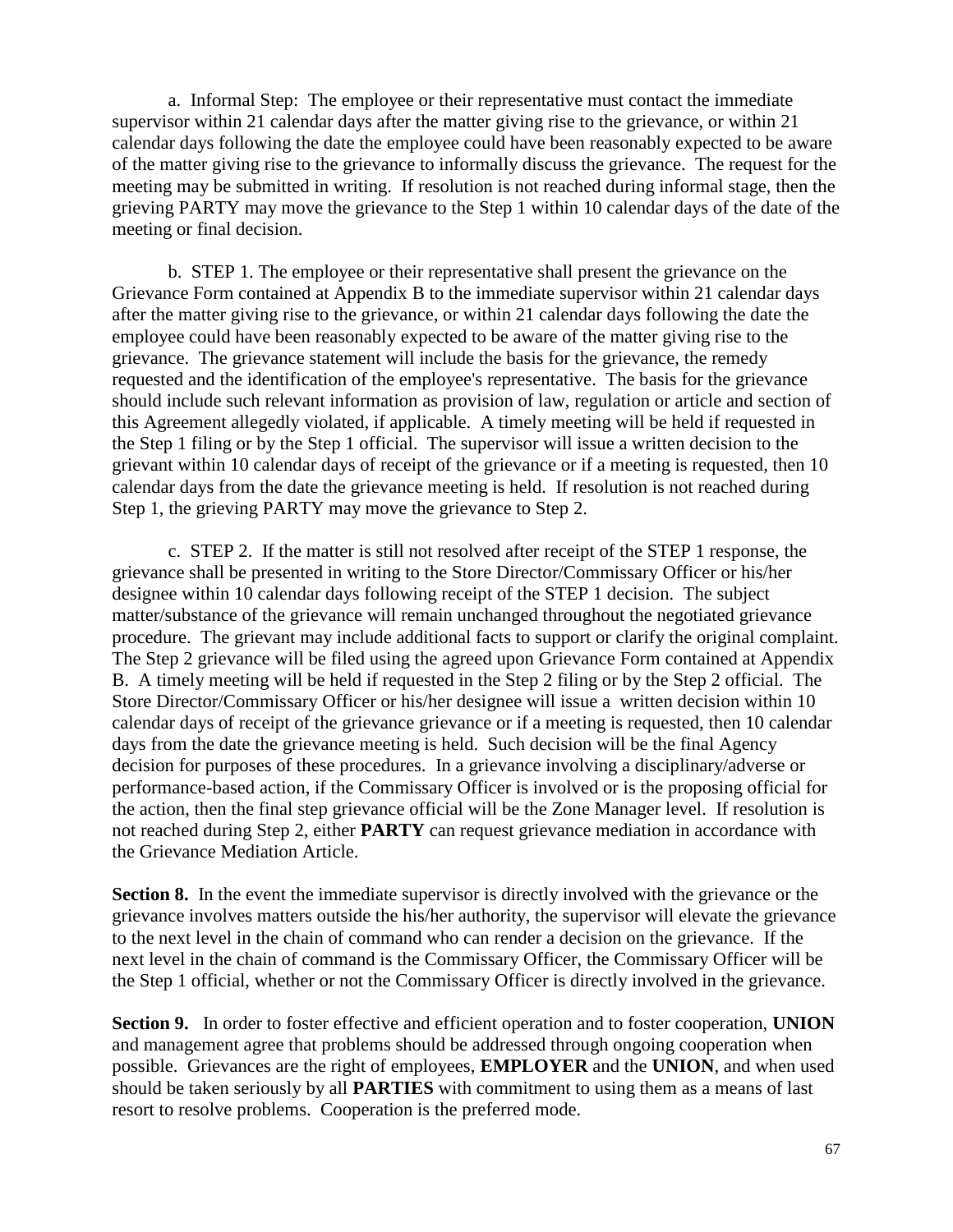a. Informal Step: The employee or their representative must contact the immediate supervisor within 21 calendar days after the matter giving rise to the grievance, or within 21 calendar days following the date the employee could have been reasonably expected to be aware of the matter giving rise to the grievance to informally discuss the grievance. The request for the meeting may be submitted in writing. If resolution is not reached during informal stage, then the grieving PARTY may move the grievance to the Step 1 within 10 calendar days of the date of the meeting or final decision.

b. STEP 1. The employee or their representative shall present the grievance on the Grievance Form contained at Appendix B to the immediate supervisor within 21 calendar days after the matter giving rise to the grievance, or within 21 calendar days following the date the employee could have been reasonably expected to be aware of the matter giving rise to the grievance. The grievance statement will include the basis for the grievance, the remedy requested and the identification of the employee's representative. The basis for the grievance should include such relevant information as provision of law, regulation or article and section of this Agreement allegedly violated, if applicable. A timely meeting will be held if requested in the Step 1 filing or by the Step 1 official. The supervisor will issue a written decision to the grievant within 10 calendar days of receipt of the grievance or if a meeting is requested, then 10 calendar days from the date the grievance meeting is held. If resolution is not reached during Step 1, the grieving PARTY may move the grievance to Step 2.

c. STEP 2. If the matter is still not resolved after receipt of the STEP 1 response, the grievance shall be presented in writing to the Store Director/Commissary Officer or his/her designee within 10 calendar days following receipt of the STEP 1 decision. The subject matter/substance of the grievance will remain unchanged throughout the negotiated grievance procedure. The grievant may include additional facts to support or clarify the original complaint. The Step 2 grievance will be filed using the agreed upon Grievance Form contained at Appendix B. A timely meeting will be held if requested in the Step 2 filing or by the Step 2 official. The Store Director/Commissary Officer or his/her designee will issue a written decision within 10 calendar days of receipt of the grievance grievance or if a meeting is requested, then 10 calendar days from the date the grievance meeting is held. Such decision will be the final Agency decision for purposes of these procedures. In a grievance involving a disciplinary/adverse or performance-based action, if the Commissary Officer is involved or is the proposing official for the action, then the final step grievance official will be the Zone Manager level. If resolution is not reached during Step 2, either **PARTY** can request grievance mediation in accordance with the Grievance Mediation Article.

**Section 8.** In the event the immediate supervisor is directly involved with the grievance or the grievance involves matters outside the his/her authority, the supervisor will elevate the grievance to the next level in the chain of command who can render a decision on the grievance. If the next level in the chain of command is the Commissary Officer, the Commissary Officer will be the Step 1 official, whether or not the Commissary Officer is directly involved in the grievance.

**Section 9.** In order to foster effective and efficient operation and to foster cooperation, **UNION** and management agree that problems should be addressed through ongoing cooperation when possible. Grievances are the right of employees, **EMPLOYER** and the **UNION**, and when used should be taken seriously by all **PARTIES** with commitment to using them as a means of last resort to resolve problems. Cooperation is the preferred mode.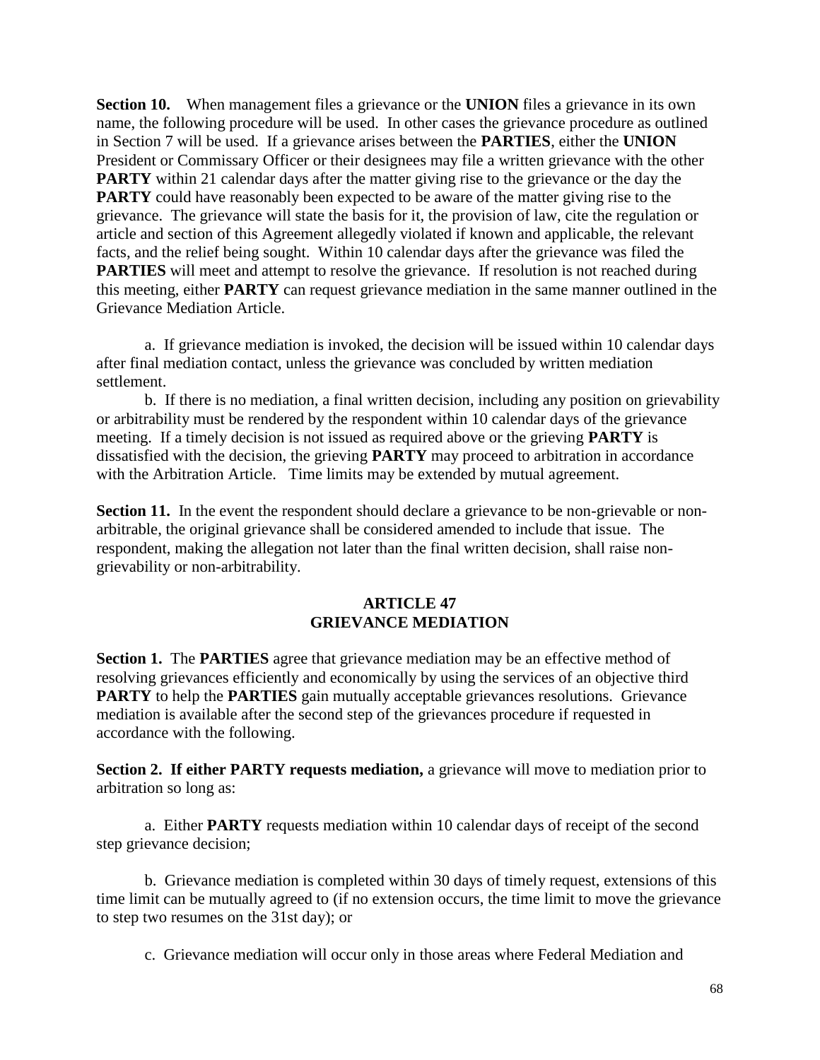**Section 10.** When management files a grievance or the **UNION** files a grievance in its own name, the following procedure will be used. In other cases the grievance procedure as outlined in Section 7 will be used. If a grievance arises between the **PARTIES**, either the **UNION** President or Commissary Officer or their designees may file a written grievance with the other **PARTY** within 21 calendar days after the matter giving rise to the grievance or the day the **PARTY** could have reasonably been expected to be aware of the matter giving rise to the grievance. The grievance will state the basis for it, the provision of law, cite the regulation or article and section of this Agreement allegedly violated if known and applicable, the relevant facts, and the relief being sought. Within 10 calendar days after the grievance was filed the **PARTIES** will meet and attempt to resolve the grievance. If resolution is not reached during this meeting, either **PARTY** can request grievance mediation in the same manner outlined in the Grievance Mediation Article.

a. If grievance mediation is invoked, the decision will be issued within 10 calendar days after final mediation contact, unless the grievance was concluded by written mediation settlement.

b. If there is no mediation, a final written decision, including any position on grievability or arbitrability must be rendered by the respondent within 10 calendar days of the grievance meeting. If a timely decision is not issued as required above or the grieving **PARTY** is dissatisfied with the decision, the grieving **PARTY** may proceed to arbitration in accordance with the Arbitration Article. Time limits may be extended by mutual agreement.

**Section 11.** In the event the respondent should declare a grievance to be non-grievable or non-arbitrable, the original grievance shall be considered amended to include that issue. The respondent, making the allegation not later than the final written decision, shall raise non-grievability or non-arbitrability.

## ARTICLE 47
## GRIEVANCE MEDIATION

**Section 1.** The **PARTIES** agree that grievance mediation may be an effective method of resolving grievances efficiently and economically by using the services of an objective third **PARTY** to help the **PARTIES** gain mutually acceptable grievances resolutions. Grievance mediation is available after the second step of the grievances procedure if requested in accordance with the following.

**Section 2. If either PARTY requests mediation,** a grievance will move to mediation prior to arbitration so long as:

a. Either **PARTY** requests mediation within 10 calendar days of receipt of the second step grievance decision;

b. Grievance mediation is completed within 30 days of timely request, extensions of this time limit can be mutually agreed to (if no extension occurs, the time limit to move the grievance to step two resumes on the 31st day); or

c. Grievance mediation will occur only in those areas where Federal Mediation and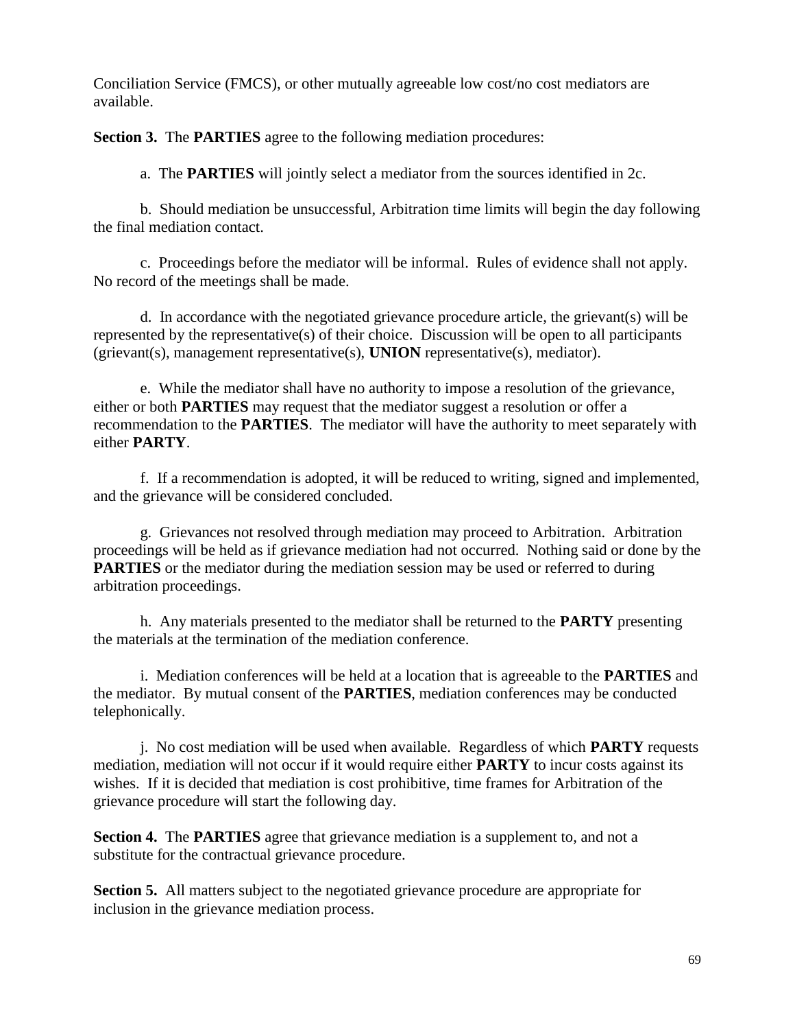Conciliation Service (FMCS), or other mutually agreeable low cost/no cost mediators are available.

**Section 3.** The **PARTIES** agree to the following mediation procedures:

a. The **PARTIES** will jointly select a mediator from the sources identified in 2c.

b. Should mediation be unsuccessful, Arbitration time limits will begin the day following the final mediation contact.

c. Proceedings before the mediator will be informal. Rules of evidence shall not apply. No record of the meetings shall be made.

d. In accordance with the negotiated grievance procedure article, the grievant(s) will be represented by the representative(s) of their choice. Discussion will be open to all participants (grievant(s), management representative(s), **UNION** representative(s), mediator).

e. While the mediator shall have no authority to impose a resolution of the grievance, either or both **PARTIES** may request that the mediator suggest a resolution or offer a recommendation to the **PARTIES**. The mediator will have the authority to meet separately with either **PARTY**.

f. If a recommendation is adopted, it will be reduced to writing, signed and implemented, and the grievance will be considered concluded.

g. Grievances not resolved through mediation may proceed to Arbitration. Arbitration proceedings will be held as if grievance mediation had not occurred. Nothing said or done by the **PARTIES** or the mediator during the mediation session may be used or referred to during arbitration proceedings.

h. Any materials presented to the mediator shall be returned to the **PARTY** presenting the materials at the termination of the mediation conference.

i. Mediation conferences will be held at a location that is agreeable to the **PARTIES** and the mediator. By mutual consent of the **PARTIES**, mediation conferences may be conducted telephonically.

j. No cost mediation will be used when available. Regardless of which **PARTY** requests mediation, mediation will not occur if it would require either **PARTY** to incur costs against its wishes. If it is decided that mediation is cost prohibitive, time frames for Arbitration of the grievance procedure will start the following day.

**Section 4.** The **PARTIES** agree that grievance mediation is a supplement to, and not a substitute for the contractual grievance procedure.

**Section 5.** All matters subject to the negotiated grievance procedure are appropriate for inclusion in the grievance mediation process.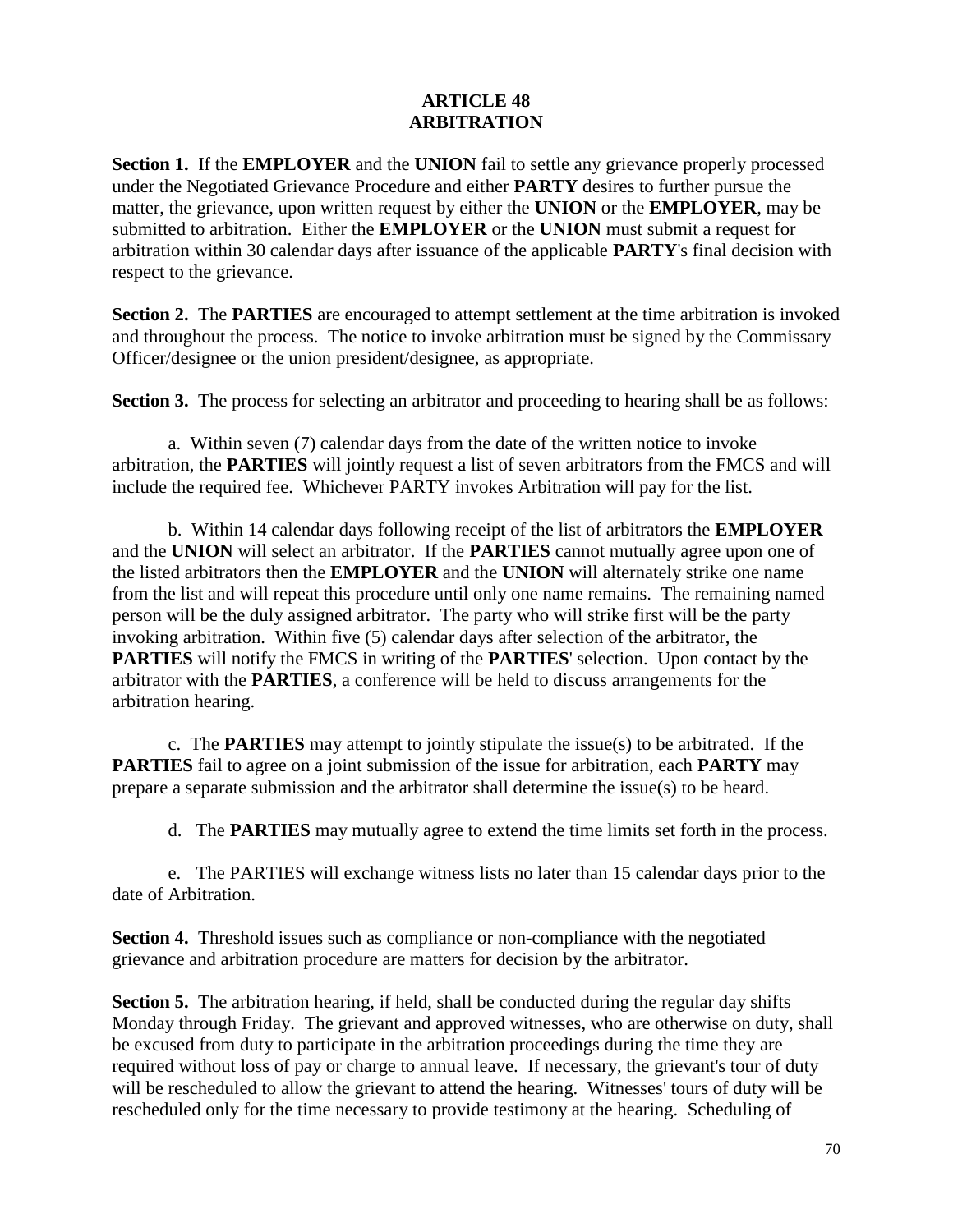# ARTICLE 48
# ARBITRATION

**Section 1.** If the **EMPLOYER** and the **UNION** fail to settle any grievance properly processed under the Negotiated Grievance Procedure and either **PARTY** desires to further pursue the matter, the grievance, upon written request by either the **UNION** or the **EMPLOYER**, may be submitted to arbitration. Either the **EMPLOYER** or the **UNION** must submit a request for arbitration within 30 calendar days after issuance of the applicable **PARTY**'s final decision with respect to the grievance.

**Section 2.** The **PARTIES** are encouraged to attempt settlement at the time arbitration is invoked and throughout the process. The notice to invoke arbitration must be signed by the Commissary Officer/designee or the union president/designee, as appropriate.

**Section 3.** The process for selecting an arbitrator and proceeding to hearing shall be as follows:

a. Within seven (7) calendar days from the date of the written notice to invoke arbitration, the **PARTIES** will jointly request a list of seven arbitrators from the FMCS and will include the required fee. Whichever PARTY invokes Arbitration will pay for the list.

b. Within 14 calendar days following receipt of the list of arbitrators the **EMPLOYER** and the **UNION** will select an arbitrator. If the **PARTIES** cannot mutually agree upon one of the listed arbitrators then the **EMPLOYER** and the **UNION** will alternately strike one name from the list and will repeat this procedure until only one name remains. The remaining named person will be the duly assigned arbitrator. The party who will strike first will be the party invoking arbitration. Within five (5) calendar days after selection of the arbitrator, the **PARTIES** will notify the FMCS in writing of the **PARTIES**' selection. Upon contact by the arbitrator with the **PARTIES**, a conference will be held to discuss arrangements for the arbitration hearing.

c. The **PARTIES** may attempt to jointly stipulate the issue(s) to be arbitrated. If the **PARTIES** fail to agree on a joint submission of the issue for arbitration, each **PARTY** may prepare a separate submission and the arbitrator shall determine the issue(s) to be heard.

d. The **PARTIES** may mutually agree to extend the time limits set forth in the process.

e. The PARTIES will exchange witness lists no later than 15 calendar days prior to the date of Arbitration.

**Section 4.** Threshold issues such as compliance or non-compliance with the negotiated grievance and arbitration procedure are matters for decision by the arbitrator.

**Section 5.** The arbitration hearing, if held, shall be conducted during the regular day shifts Monday through Friday. The grievant and approved witnesses, who are otherwise on duty, shall be excused from duty to participate in the arbitration proceedings during the time they are required without loss of pay or charge to annual leave. If necessary, the grievant's tour of duty will be rescheduled to allow the grievant to attend the hearing. Witnesses' tours of duty will be rescheduled only for the time necessary to provide testimony at the hearing. Scheduling of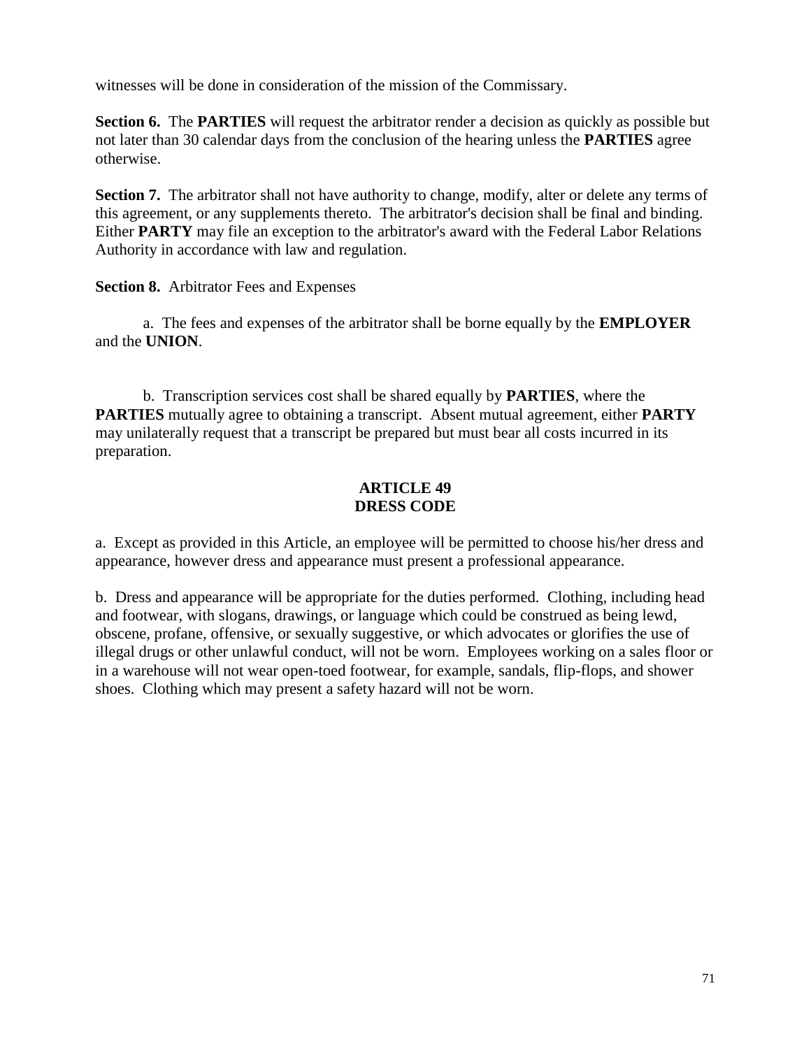witnesses will be done in consideration of the mission of the Commissary.

**Section 6.** The **PARTIES** will request the arbitrator render a decision as quickly as possible but not later than 30 calendar days from the conclusion of the hearing unless the **PARTIES** agree otherwise.

**Section 7.** The arbitrator shall not have authority to change, modify, alter or delete any terms of this agreement, or any supplements thereto. The arbitrator's decision shall be final and binding. Either **PARTY** may file an exception to the arbitrator's award with the Federal Labor Relations Authority in accordance with law and regulation.

**Section 8.** Arbitrator Fees and Expenses

a. The fees and expenses of the arbitrator shall be borne equally by the **EMPLOYER** and the **UNION**.

b. Transcription services cost shall be shared equally by **PARTIES**, where the **PARTIES** mutually agree to obtaining a transcript. Absent mutual agreement, either **PARTY** may unilaterally request that a transcript be prepared but must bear all costs incurred in its preparation.

## ARTICLE 49
## DRESS CODE

a. Except as provided in this Article, an employee will be permitted to choose his/her dress and appearance, however dress and appearance must present a professional appearance.

b. Dress and appearance will be appropriate for the duties performed. Clothing, including head and footwear, with slogans, drawings, or language which could be construed as being lewd, obscene, profane, offensive, or sexually suggestive, or which advocates or glorifies the use of illegal drugs or other unlawful conduct, will not be worn. Employees working on a sales floor or in a warehouse will not wear open-toed footwear, for example, sandals, flip-flops, and shower shoes. Clothing which may present a safety hazard will not be worn.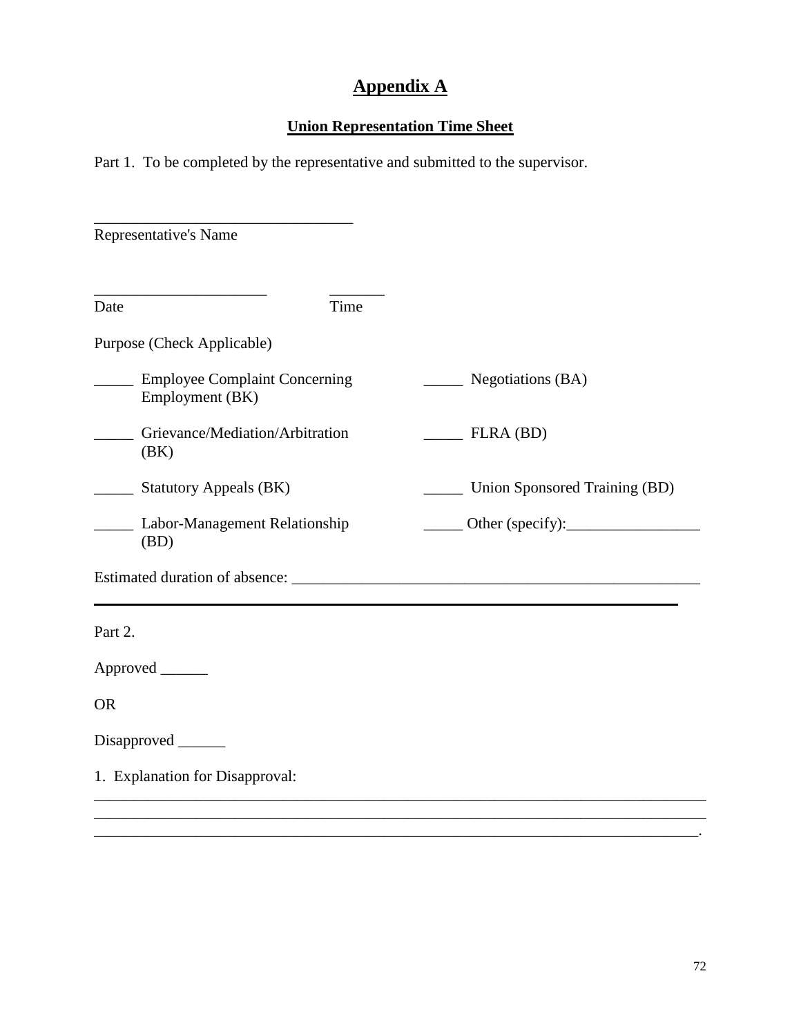# Appendix A

## Union Representation Time Sheet

Part 1. To be completed by the representative and submitted to the supervisor.

_________________________________
Representative's Name

______________________ _______
Date Time

Purpose (Check Applicable)

_____ Employee Complaint Concerning Employment (BK)

_____ Grievance/Mediation/Arbitration (BK)

_____ Statutory Appeals (BK)

_____ Labor-Management Relationship (BD)

_____ Negotiations (BA)

_____ FLRA (BD)

_____ Union Sponsored Training (BD)

_____ Other (specify):_________________

Estimated duration of absence: _____________________________________________________

---

Part 2.

Approved ______

OR

Disapproved ______

1. Explanation for Disapproval:
______________________________________________________________________________
______________________________________________________________________________
_____________________________________________________________________________.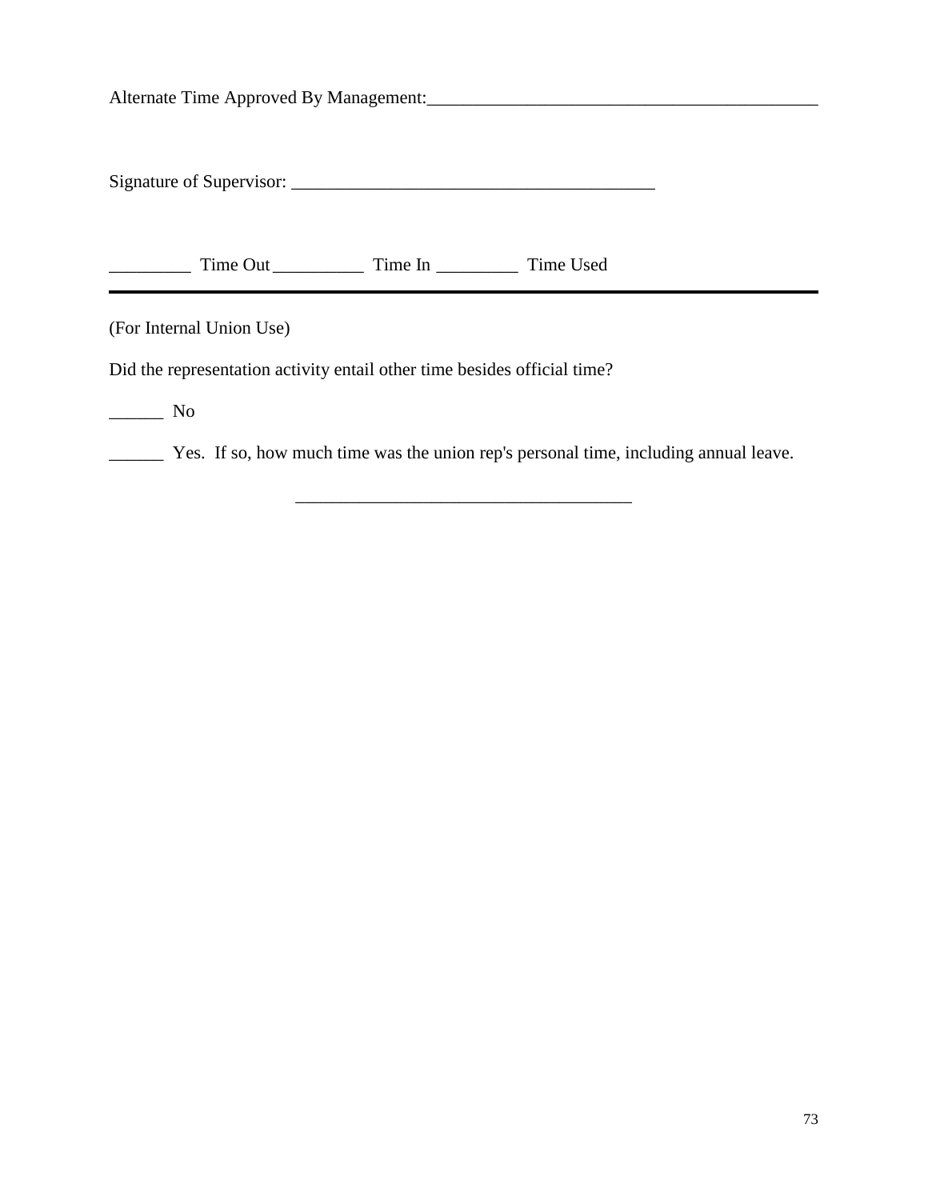Alternate Time Approved By Management:_____________________________________________

Signature of Supervisor: _________________________________________

_________ Time Out __________ Time In _________ Time Used

---

(For Internal Union Use)

Did the representation activity entail other time besides official time?

______ No

______ Yes. If so, how much time was the union rep's personal time, including annual leave.

_____________________________________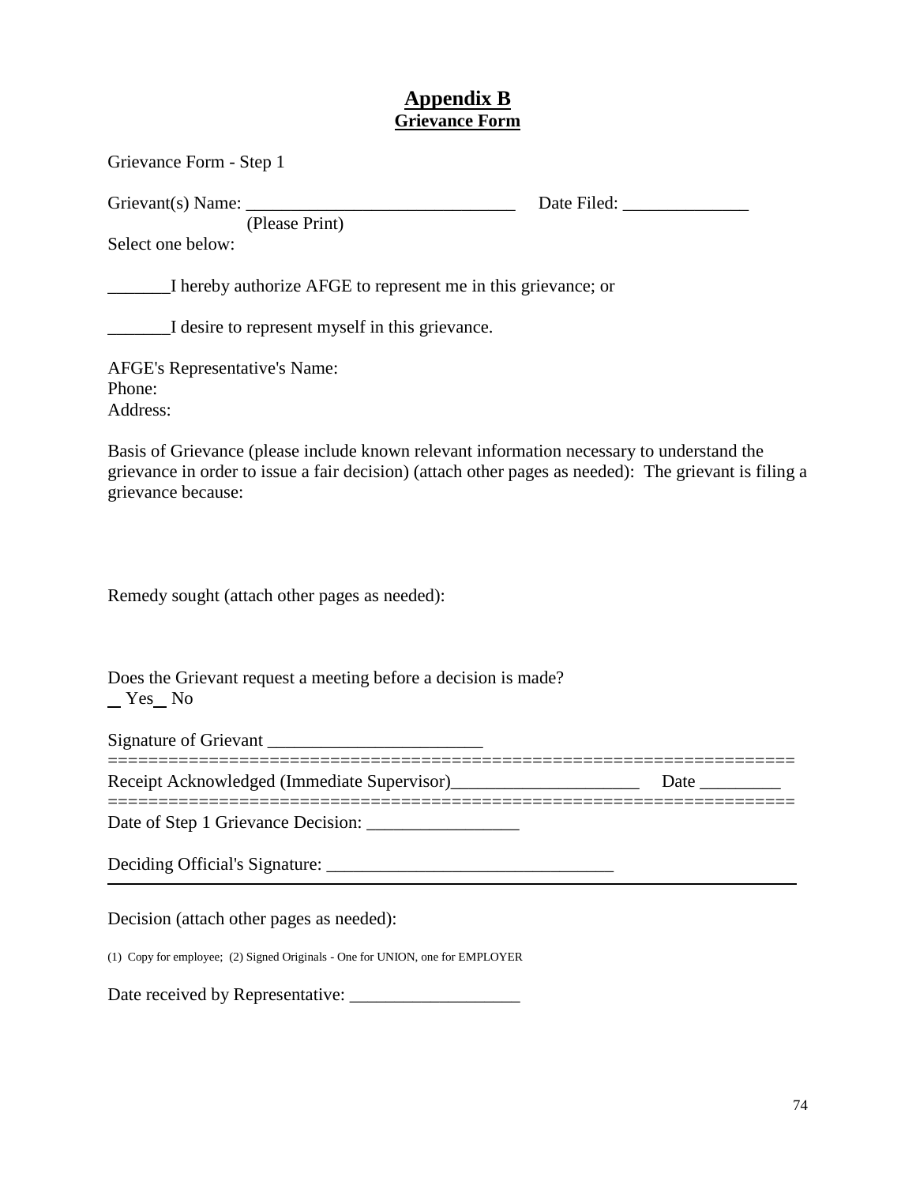# Appendix B

## Grievance Form

Grievance Form - Step 1

Grievant(s) Name: ______________________________ Date Filed: ______________
(Please Print)

Select one below:

_______I hereby authorize AFGE to represent me in this grievance; or

_______I desire to represent myself in this grievance.

AFGE's Representative's Name:
Phone:
Address:

Basis of Grievance (please include known relevant information necessary to understand the grievance in order to issue a fair decision) (attach other pages as needed): The grievant is filing a grievance because:

Remedy sought (attach other pages as needed):

Does the Grievant request a meeting before a decision is made?
_ Yes_ No

Signature of Grievant ________________________

==================================================================

Receipt Acknowledged (Immediate Supervisor)_____________________ Date _________

==================================================================

Date of Step 1 Grievance Decision: _________________

Deciding Official's Signature: ________________________________

---

Decision (attach other pages as needed):

(1) Copy for employee; (2) Signed Originals - One for UNION, one for EMPLOYER

Date received by Representative: ___________________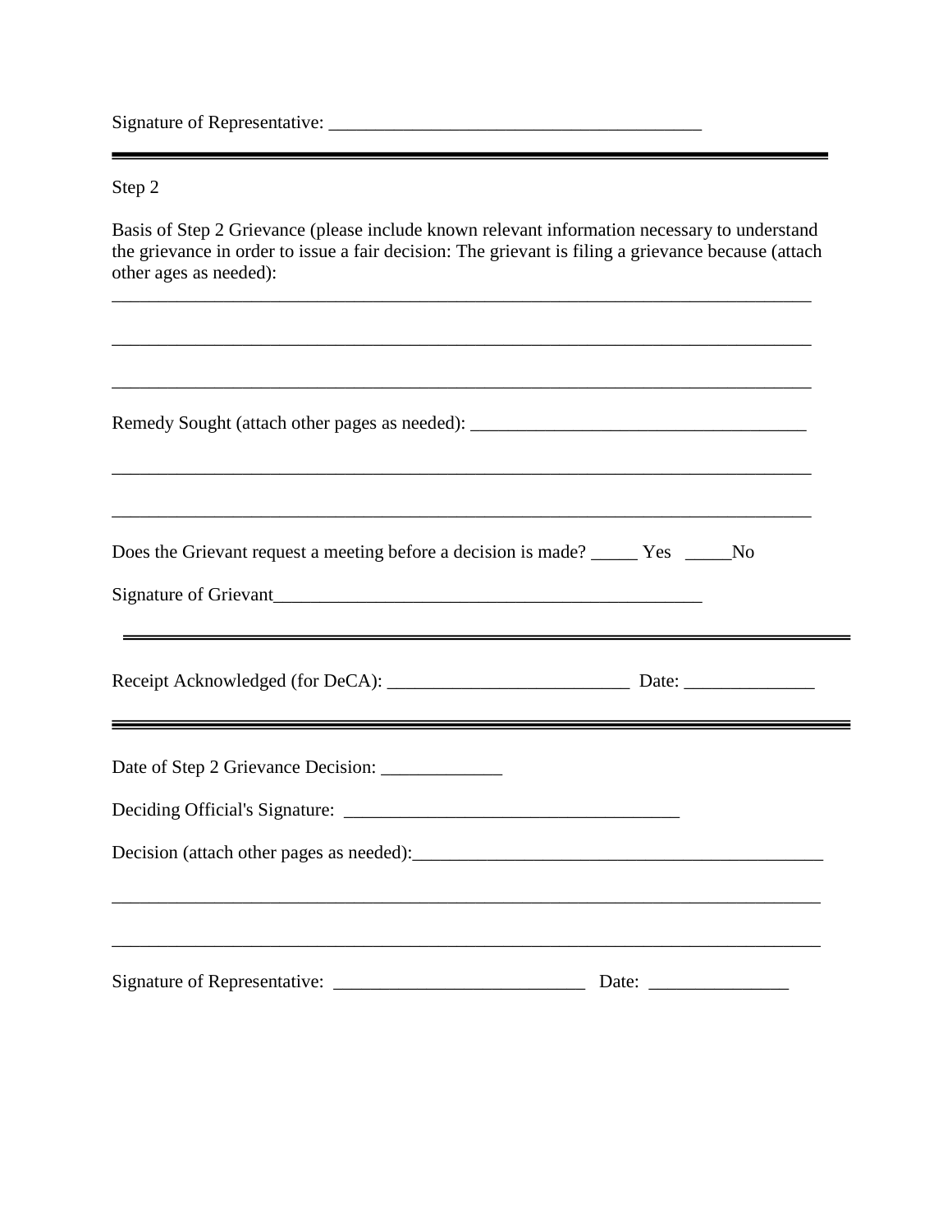Signature of Representative: ________________________________________

---

Step 2

Basis of Step 2 Grievance (please include known relevant information necessary to understand the grievance in order to issue a fair decision: The grievant is filing a grievance because (attach other ages as needed):

_____________________________________________________________________________

_____________________________________________________________________________

_____________________________________________________________________________

Remedy Sought (attach other pages as needed): ____________________________________

_____________________________________________________________________________

_____________________________________________________________________________

Does the Grievant request a meeting before a decision is made? _____ Yes _____No

Signature of Grievant________________________________________________

---

Receipt Acknowledged (for DeCA): __________________________ Date: ______________

---

Date of Step 2 Grievance Decision: _____________

Deciding Official's Signature: ____________________________________

Decision (attach other pages as needed):____________________________________________

_____________________________________________________________________________

_____________________________________________________________________________

Signature of Representative: ___________________________ Date: _______________